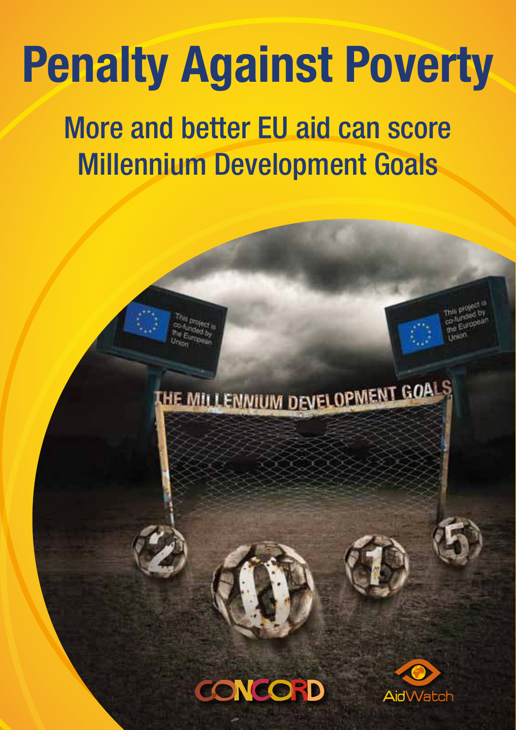# Penalty Against Poverty

## More and better EU aid can score Millennium Development Goals

CONCORD

AidWatch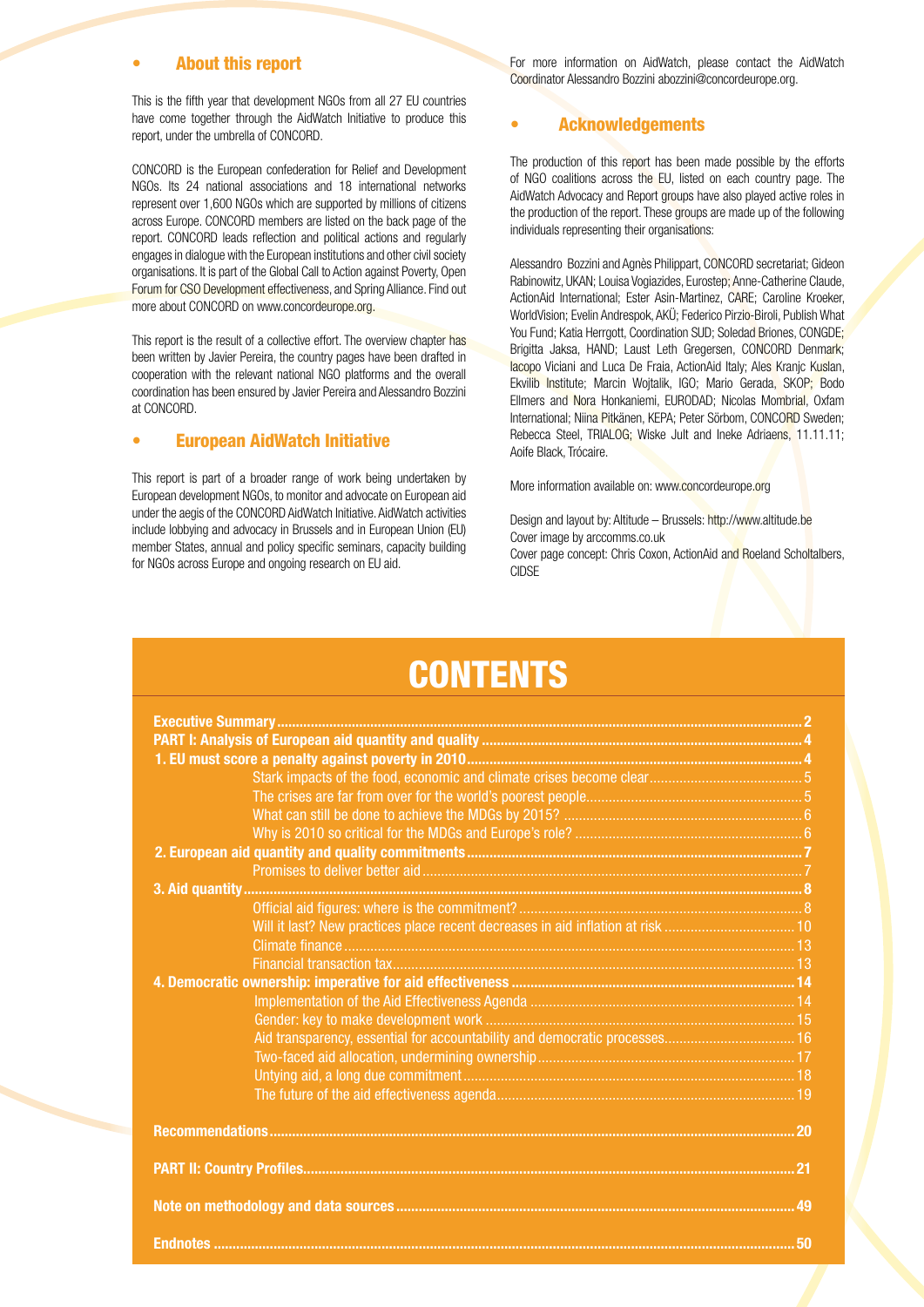## About this report

This is the fifth year that development NGOs from all 27 EU countries have come together through the AidWatch Initiative to produce this report, under the umbrella of CONCORD.

CONCORD is the European confederation for Relief and Development NGOs. Its 24 national associations and 18 international networks represent over 1,600 NGOs which are supported by millions of citizens across Europe. CONCORD members are listed on the back page of the report. CONCORD leads reflection and political actions and regularly engages in dialogue with the European institutions and other civil society organisations. It is part of the Global Call to Action against Poverty, Open Forum for CSO Development effectiveness, and Spring Alliance. Find out more about CONCORD on www.concordeurope.org.

This report is the result of a collective effort. The overview chapter has been written by Javier Pereira, the country pages have been drafted in cooperation with the relevant national NGO platforms and the overall coordination has been ensured by Javier Pereira and Alessandro Bozzini at CONCORD.

## European AidWatch Initiative

This report is part of a broader range of work being undertaken by European development NGOs, to monitor and advocate on European aid under the aegis of the CONCORD AidWatch Initiative. AidWatch activities include lobbying and advocacy in Brussels and in European Union (EU) member States, annual and policy specific seminars, capacity building for NGOs across Europe and ongoing research on EU aid.

For more information on AidWatch, please contact the AidWatch Coordinator Alessandro Bozzini abozzini@concordeurope.org.

## Acknowledgements

The production of this report has been made possible by the efforts of NGO coalitions across the EU, listed on each country page. The AidWatch Advocacy and Report groups have also played active roles in the production of the report. These groups are made up of the following individuals representing their organisations:

Alessandro Bozzini and Agnès Philippart, CONCORD secretariat; Gideon Rabinowitz, UKAN; Louisa Vogiazides, Eurostep; Anne-Catherine Claude, ActionAid International; Ester Asin-Martinez, CARE; Caroline Kroeker, WorldVision; Evelin Andrespok, AKÜ; Federico Pirzio-Biroli, Publish What You Fund; Katia Herrgott, Coordination SUD; Soledad Briones, CONGDE; Brigitta Jaksa, HAND; Laust Leth Gregersen, CONCORD Denmark; Iacopo Viciani and Luca De Fraia, ActionAid Italy; Ales Kranjc Kuslan, Ekvilib Institute; Marcin Wojtalik, IGO; Mario Gerada, SKOP; Bodo Ellmers and Nora Honkaniemi, EURODAD; Nicolas Mombrial, Oxfam International; Niina Pitkänen, KEPA; Peter Sörbom, CONCORD Sweden; Rebecca Steel, TRIALOG; Wiske Jult and Ineke Adriaens, 11.11.11; Aoife Black, Trócaire.

More information available on: www.concordeurope.org

Design and layout by: Altitude – Brussels: http://www.altitude.be
Cover image by arccomms.co.uk
Cover page concept: Chris Coxon, ActionAid and Roeland Scholtalbers, CIDSE

# CONTENTS

- **Executive Summary** ..... 2
- **PART I: Analysis of European aid quantity and quality** ..... 4
- **1. EU must score a penalty against poverty in 2010** ..... 4
  - Stark impacts of the food, economic and climate crises become clear ..... 5
  - The crises are far from over for the world's poorest people ..... 5
  - What can still be done to achieve the MDGs by 2015? ..... 6
  - Why is 2010 so critical for the MDGs and Europe's role? ..... 6
- **2. European aid quantity and quality commitments** ..... 7
  - Promises to deliver better aid ..... 7
- **3. Aid quantity** ..... 8
  - Official aid figures: where is the commitment? ..... 8
  - Will it last? New practices place recent decreases in aid inflation at risk ..... 10
  - Climate finance ..... 13
  - Financial transaction tax ..... 13
- **4. Democratic ownership: imperative for aid effectiveness** ..... 14
  - Implementation of the Aid Effectiveness Agenda ..... 14
  - Gender: key to make development work ..... 15
  - Aid transparency, essential for accountability and democratic processes ..... 16
  - Two-faced aid allocation, undermining ownership ..... 17
  - Untying aid, a long due commitment ..... 18
  - The future of the aid effectiveness agenda ..... 19
- **Recommendations** ..... 20
- **PART II: Country Profiles** ..... 21
- **Note on methodology and data sources** ..... 49
- **Endnotes** ..... 50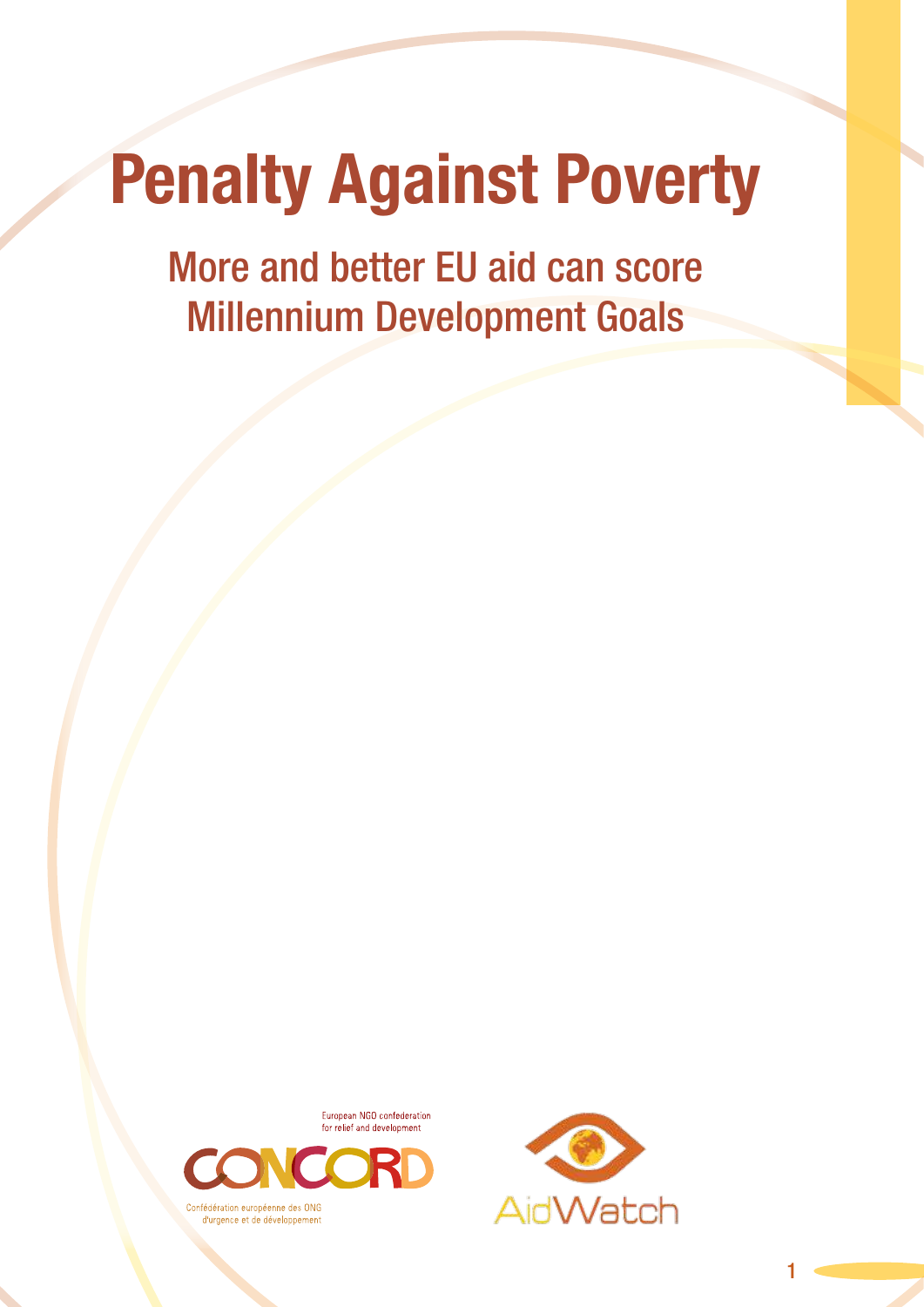# Penalty Against Poverty

## More and better EU aid can score Millennium Development Goals

European NGO confederation for relief and development

CONCORD

Confédération européenne des ONG d'urgence et de développement

AidWatch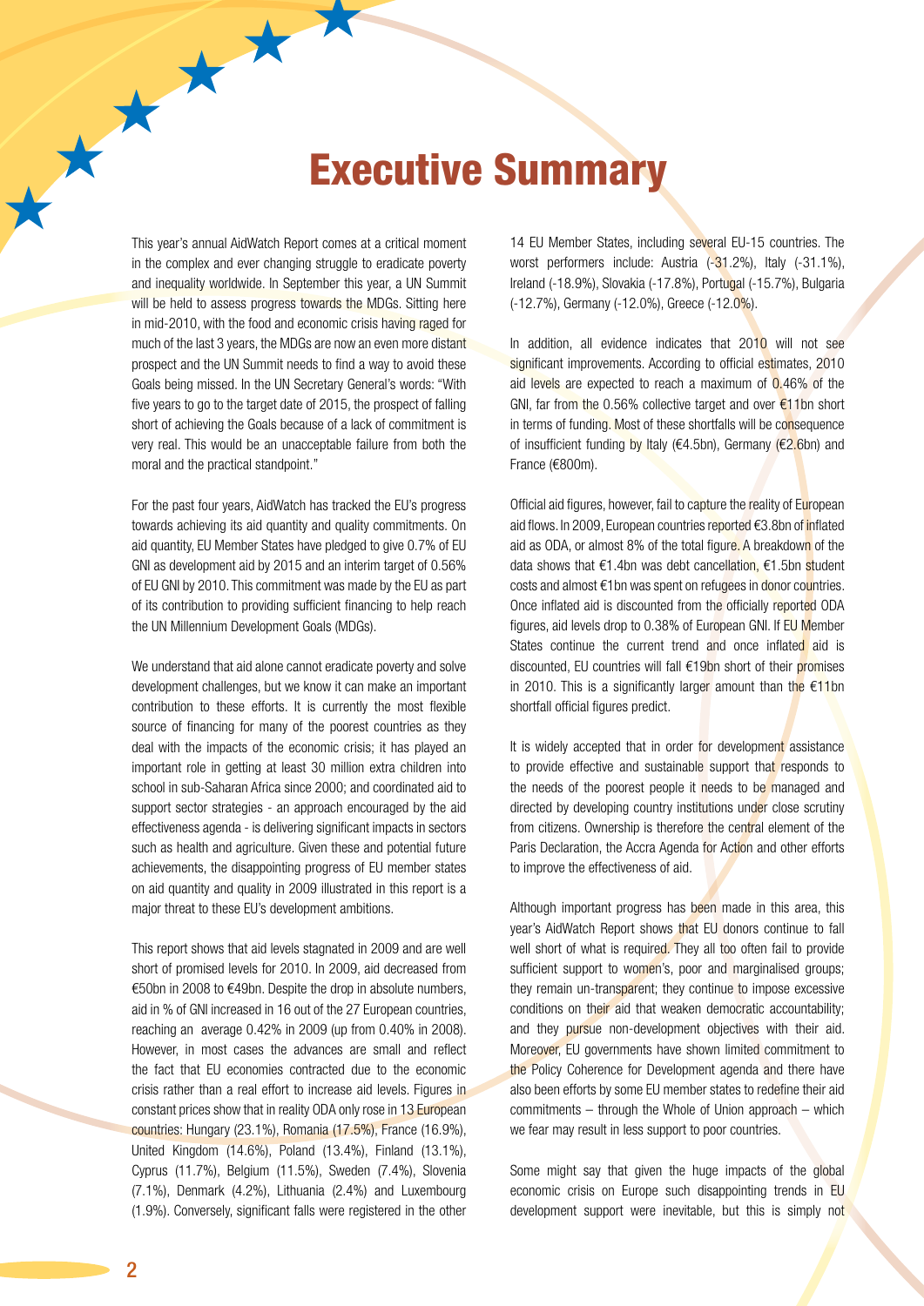# Executive Summary

This year's annual AidWatch Report comes at a critical moment in the complex and ever changing struggle to eradicate poverty and inequality worldwide. In September this year, a UN Summit will be held to assess progress towards the MDGs. Sitting here in mid-2010, with the food and economic crisis having raged for much of the last 3 years, the MDGs are now an even more distant prospect and the UN Summit needs to find a way to avoid these Goals being missed. In the UN Secretary General's words: "With five years to go to the target date of 2015, the prospect of falling short of achieving the Goals because of a lack of commitment is very real. This would be an unacceptable failure from both the moral and the practical standpoint."

For the past four years, AidWatch has tracked the EU's progress towards achieving its aid quantity and quality commitments. On aid quantity, EU Member States have pledged to give 0.7% of EU GNI as development aid by 2015 and an interim target of 0.56% of EU GNI by 2010. This commitment was made by the EU as part of its contribution to providing sufficient financing to help reach the UN Millennium Development Goals (MDGs).

We understand that aid alone cannot eradicate poverty and solve development challenges, but we know it can make an important contribution to these efforts. It is currently the most flexible source of financing for many of the poorest countries as they deal with the impacts of the economic crisis; it has played an important role in getting at least 30 million extra children into school in sub-Saharan Africa since 2000; and coordinated aid to support sector strategies - an approach encouraged by the aid effectiveness agenda - is delivering significant impacts in sectors such as health and agriculture. Given these and potential future achievements, the disappointing progress of EU member states on aid quantity and quality in 2009 illustrated in this report is a major threat to these EU's development ambitions.

This report shows that aid levels stagnated in 2009 and are well short of promised levels for 2010. In 2009, aid decreased from €50bn in 2008 to €49bn. Despite the drop in absolute numbers, aid in % of GNI increased in 16 out of the 27 European countries, reaching an average 0.42% in 2009 (up from 0.40% in 2008). However, in most cases the advances are small and reflect the fact that EU economies contracted due to the economic crisis rather than a real effort to increase aid levels. Figures in constant prices show that in reality ODA only rose in 13 European countries: Hungary (23.1%), Romania (17.5%), France (16.9%), United Kingdom (14.6%), Poland (13.4%), Finland (13.1%), Cyprus (11.7%), Belgium (11.5%), Sweden (7.4%), Slovenia (7.1%), Denmark (4.2%), Lithuania (2.4%) and Luxembourg (1.9%). Conversely, significant falls were registered in the other 14 EU Member States, including several EU-15 countries. The worst performers include: Austria (-31.2%), Italy (-31.1%), Ireland (-18.9%), Slovakia (-17.8%), Portugal (-15.7%), Bulgaria (-12.7%), Germany (-12.0%), Greece (-12.0%).

In addition, all evidence indicates that 2010 will not see significant improvements. According to official estimates, 2010 aid levels are expected to reach a maximum of 0.46% of the GNI, far from the 0.56% collective target and over €11bn short in terms of funding. Most of these shortfalls will be consequence of insufficient funding by Italy (€4.5bn), Germany (€2.6bn) and France (€800m).

Official aid figures, however, fail to capture the reality of European aid flows. In 2009, European countries reported €3.8bn of inflated aid as ODA, or almost 8% of the total figure. A breakdown of the data shows that €1.4bn was debt cancellation, €1.5bn student costs and almost €1bn was spent on refugees in donor countries. Once inflated aid is discounted from the officially reported ODA figures, aid levels drop to 0.38% of European GNI. If EU Member States continue the current trend and once inflated aid is discounted, EU countries will fall €19bn short of their promises in 2010. This is a significantly larger amount than the €11bn shortfall official figures predict.

It is widely accepted that in order for development assistance to provide effective and sustainable support that responds to the needs of the poorest people it needs to be managed and directed by developing country institutions under close scrutiny from citizens. Ownership is therefore the central element of the Paris Declaration, the Accra Agenda for Action and other efforts to improve the effectiveness of aid.

Although important progress has been made in this area, this year's AidWatch Report shows that EU donors continue to fall well short of what is required. They all too often fail to provide sufficient support to women's, poor and marginalised groups; they remain un-transparent; they continue to impose excessive conditions on their aid that weaken democratic accountability; and they pursue non-development objectives with their aid. Moreover, EU governments have shown limited commitment to the Policy Coherence for Development agenda and there have also been efforts by some EU member states to redefine their aid commitments – through the Whole of Union approach – which we fear may result in less support to poor countries.

Some might say that given the huge impacts of the global economic crisis on Europe such disappointing trends in EU development support were inevitable, but this is simply not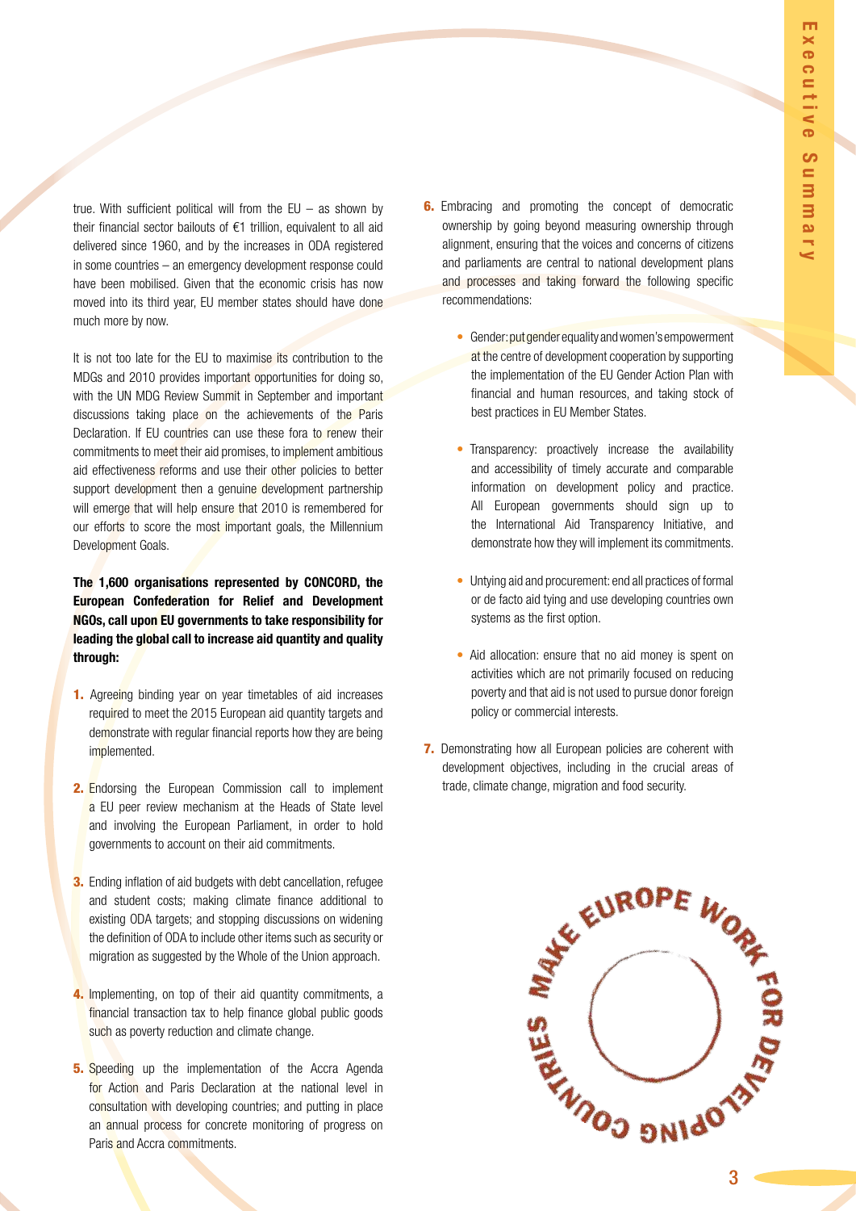true. With sufficient political will from the EU – as shown by their financial sector bailouts of €1 trillion, equivalent to all aid delivered since 1960, and by the increases in ODA registered in some countries – an emergency development response could have been mobilised. Given that the economic crisis has now moved into its third year, EU member states should have done much more by now.

It is not too late for the EU to maximise its contribution to the MDGs and 2010 provides important opportunities for doing so, with the UN MDG Review Summit in September and important discussions taking place on the achievements of the Paris Declaration. If EU countries can use these fora to renew their commitments to meet their aid promises, to implement ambitious aid effectiveness reforms and use their other policies to better support development then a genuine development partnership will emerge that will help ensure that 2010 is remembered for our efforts to score the most important goals, the Millennium Development Goals.

**The 1,600 organisations represented by CONCORD, the European Confederation for Relief and Development NGOs, call upon EU governments to take responsibility for leading the global call to increase aid quantity and quality through:**

1. Agreeing binding year on year timetables of aid increases required to meet the 2015 European aid quantity targets and demonstrate with regular financial reports how they are being implemented.

2. Endorsing the European Commission call to implement a EU peer review mechanism at the Heads of State level and involving the European Parliament, in order to hold governments to account on their aid commitments.

3. Ending inflation of aid budgets with debt cancellation, refugee and student costs; making climate finance additional to existing ODA targets; and stopping discussions on widening the definition of ODA to include other items such as security or migration as suggested by the Whole of the Union approach.

4. Implementing, on top of their aid quantity commitments, a financial transaction tax to help finance global public goods such as poverty reduction and climate change.

5. Speeding up the implementation of the Accra Agenda for Action and Paris Declaration at the national level in consultation with developing countries; and putting in place an annual process for concrete monitoring of progress on Paris and Accra commitments.

6. Embracing and promoting the concept of democratic ownership by going beyond measuring ownership through alignment, ensuring that the voices and concerns of citizens and parliaments are central to national development plans and processes and taking forward the following specific recommendations:

   - Gender: put gender equality and women's empowerment at the centre of development cooperation by supporting the implementation of the EU Gender Action Plan with financial and human resources, and taking stock of best practices in EU Member States.

   - Transparency: proactively increase the availability and accessibility of timely accurate and comparable information on development policy and practice. All European governments should sign up to the International Aid Transparency Initiative, and demonstrate how they will implement its commitments.

   - Untying aid and procurement: end all practices of formal or de facto aid tying and use developing countries own systems as the first option.

   - Aid allocation: ensure that no aid money is spent on activities which are not primarily focused on reducing poverty and that aid is not used to pursue donor foreign policy or commercial interests.

7. Demonstrating how all European policies are coherent with development objectives, including in the crucial areas of trade, climate change, migration and food security.

MAKE EUROPE WORK FOR DEVELOPING COUNTRIES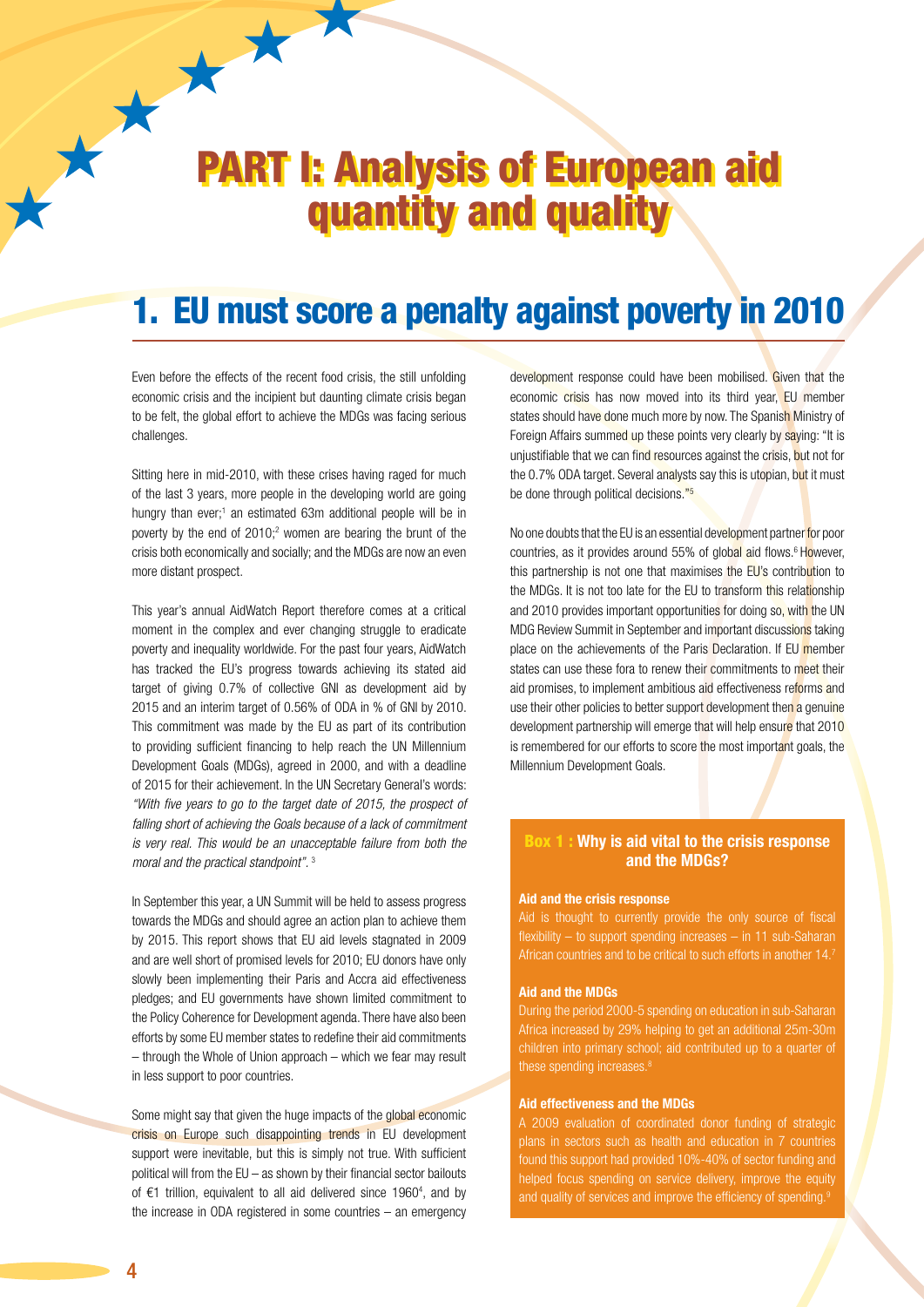# PART I: Analysis of European aid quantity and quality

## 1. EU must score a penalty against poverty in 2010

Even before the effects of the recent food crisis, the still unfolding economic crisis and the incipient but daunting climate crisis began to be felt, the global effort to achieve the MDGs was facing serious challenges.

Sitting here in mid-2010, with these crises having raged for much of the last 3 years, more people in the developing world are going hungry than ever;[1] an estimated 63m additional people will be in poverty by the end of 2010;[2] women are bearing the brunt of the crisis both economically and socially; and the MDGs are now an even more distant prospect.

This year's annual AidWatch Report therefore comes at a critical moment in the complex and ever changing struggle to eradicate poverty and inequality worldwide. For the past four years, AidWatch has tracked the EU's progress towards achieving its stated aid target of giving 0.7% of collective GNI as development aid by 2015 and an interim target of 0.56% of ODA in % of GNI by 2010. This commitment was made by the EU as part of its contribution to providing sufficient financing to help reach the UN Millennium Development Goals (MDGs), agreed in 2000, and with a deadline of 2015 for their achievement. In the UN Secretary General's words: *"With five years to go to the target date of 2015, the prospect of falling short of achieving the Goals because of a lack of commitment is very real. This would be an unacceptable failure from both the moral and the practical standpoint".* [3]

In September this year, a UN Summit will be held to assess progress towards the MDGs and should agree an action plan to achieve them by 2015. This report shows that EU aid levels stagnated in 2009 and are well short of promised levels for 2010; EU donors have only slowly been implementing their Paris and Accra aid effectiveness pledges; and EU governments have shown limited commitment to the Policy Coherence for Development agenda. There have also been efforts by some EU member states to redefine their aid commitments – through the Whole of Union approach – which we fear may result in less support to poor countries.

Some might say that given the huge impacts of the global economic crisis on Europe such disappointing trends in EU development support were inevitable, but this is simply not true. With sufficient political will from the EU – as shown by their financial sector bailouts of €1 trillion, equivalent to all aid delivered since 1960[4], and by the increase in ODA registered in some countries – an emergency development response could have been mobilised. Given that the economic crisis has now moved into its third year, EU member states should have done much more by now. The Spanish Ministry of Foreign Affairs summed up these points very clearly by saying: "It is unjustifiable that we can find resources against the crisis, but not for the 0.7% ODA target. Several analysts say this is utopian, but it must be done through political decisions."[5]

No one doubts that the EU is an essential development partner for poor countries, as it provides around 55% of global aid flows.[6] However, this partnership is not one that maximises the EU's contribution to the MDGs. It is not too late for the EU to transform this relationship and 2010 provides important opportunities for doing so, with the UN MDG Review Summit in September and important discussions taking place on the achievements of the Paris Declaration. If EU member states can use these fora to renew their commitments to meet their aid promises, to implement ambitious aid effectiveness reforms and use their other policies to better support development then a genuine development partnership will emerge that will help ensure that 2010 is remembered for our efforts to score the most important goals, the Millennium Development Goals.

### Box 1 : Why is aid vital to the crisis response and the MDGs?

**Aid and the crisis response**

Aid is thought to currently provide the only source of fiscal flexibility – to support spending increases – in 11 sub-Saharan African countries and to be critical to such efforts in another 14.[7]

**Aid and the MDGs**

During the period 2000-5 spending on education in sub-Saharan Africa increased by 29% helping to get an additional 25m-30m children into primary school; aid contributed up to a quarter of these spending increases.[8]

**Aid effectiveness and the MDGs**

A 2009 evaluation of coordinated donor funding of strategic plans in sectors such as health and education in 7 countries found this support had provided 10%-40% of sector funding and helped focus spending on service delivery, improve the equity and quality of services and improve the efficiency of spending.[9]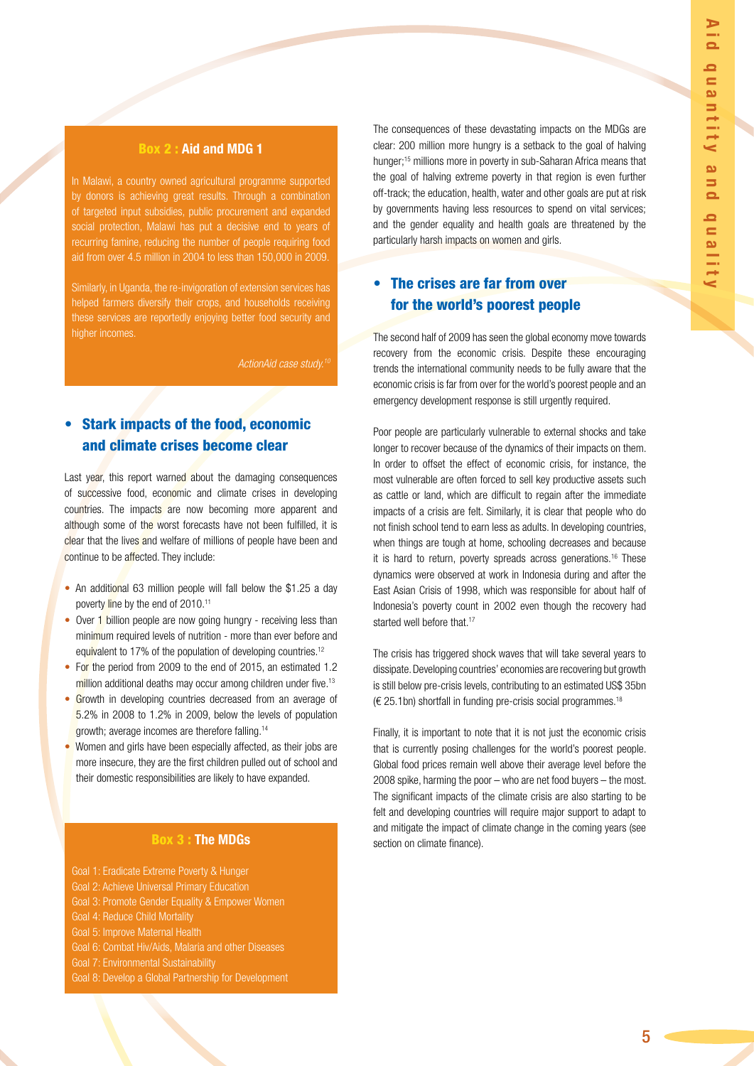### Box 2 : Aid and MDG 1

In Malawi, a country owned agricultural programme supported by donors is achieving great results. Through a combination of targeted input subsidies, public procurement and expanded social protection, Malawi has put a decisive end to years of recurring famine, reducing the number of people requiring food aid from over 4.5 million in 2004 to less than 150,000 in 2009.

Similarly, in Uganda, the re-invigoration of extension services has helped farmers diversify their crops, and households receiving these services are reportedly enjoying better food security and higher incomes.

*ActionAid case study.*[10]

## • Stark impacts of the food, economic and climate crises become clear

Last year, this report warned about the damaging consequences of successive food, economic and climate crises in developing countries. The impacts are now becoming more apparent and although some of the worst forecasts have not been fulfilled, it is clear that the lives and welfare of millions of people have been and continue to be affected. They include:

- An additional 63 million people will fall below the $1.25 a day poverty line by the end of 2010.[11]
- Over 1 billion people are now going hungry - receiving less than minimum required levels of nutrition - more than ever before and equivalent to 17% of the population of developing countries.[12]
- For the period from 2009 to the end of 2015, an estimated 1.2 million additional deaths may occur among children under five.[13]
- Growth in developing countries decreased from an average of 5.2% in 2008 to 1.2% in 2009, below the levels of population growth; average incomes are therefore falling.[14]
- Women and girls have been especially affected, as their jobs are more insecure, they are the first children pulled out of school and their domestic responsibilities are likely to have expanded.

### Box 3 : The MDGs

Goal 1: Eradicate Extreme Poverty & Hunger
Goal 2: Achieve Universal Primary Education
Goal 3: Promote Gender Equality & Empower Women
Goal 4: Reduce Child Mortality
Goal 5: Improve Maternal Health
Goal 6: Combat Hiv/Aids, Malaria and other Diseases
Goal 7: Environmental Sustainability
Goal 8: Develop a Global Partnership for Development

The consequences of these devastating impacts on the MDGs are clear: 200 million more hungry is a setback to the goal of halving hunger;[15] millions more in poverty in sub-Saharan Africa means that the goal of halving extreme poverty in that region is even further off-track; the education, health, water and other goals are put at risk by governments having less resources to spend on vital services; and the gender equality and health goals are threatened by the particularly harsh impacts on women and girls.

## • The crises are far from over for the world's poorest people

The second half of 2009 has seen the global economy move towards recovery from the economic crisis. Despite these encouraging trends the international community needs to be fully aware that the economic crisis is far from over for the world's poorest people and an emergency development response is still urgently required.

Poor people are particularly vulnerable to external shocks and take longer to recover because of the dynamics of their impacts on them. In order to offset the effect of economic crisis, for instance, the most vulnerable are often forced to sell key productive assets such as cattle or land, which are difficult to regain after the immediate impacts of a crisis are felt. Similarly, it is clear that people who do not finish school tend to earn less as adults. In developing countries, when things are tough at home, schooling decreases and because it is hard to return, poverty spreads across generations.[16] These dynamics were observed at work in Indonesia during and after the East Asian Crisis of 1998, which was responsible for about half of Indonesia's poverty count in 2002 even though the recovery had started well before that.[17]

The crisis has triggered shock waves that will take several years to dissipate. Developing countries' economies are recovering but growth is still below pre-crisis levels, contributing to an estimated US$ 35bn (€ 25.1bn) shortfall in funding pre-crisis social programmes.[18]

Finally, it is important to note that it is not just the economic crisis that is currently posing challenges for the world's poorest people. Global food prices remain well above their average level before the 2008 spike, harming the poor – who are net food buyers – the most. The significant impacts of the climate crisis are also starting to be felt and developing countries will require major support to adapt to and mitigate the impact of climate change in the coming years (see section on climate finance).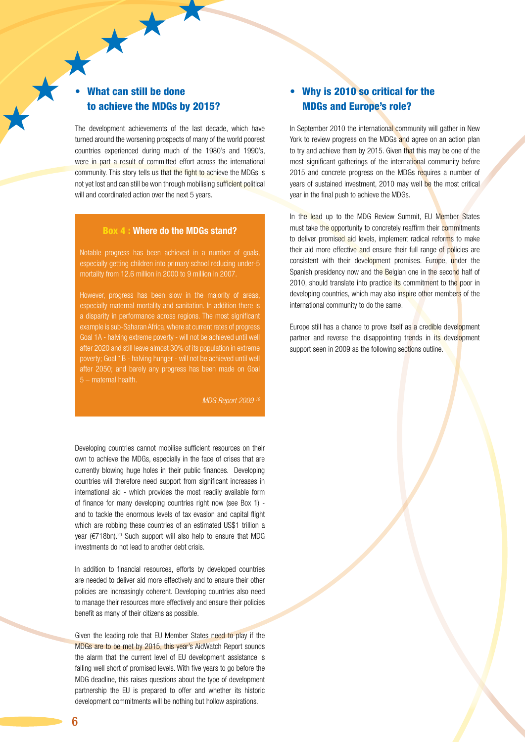## • What can still be done to achieve the MDGs by 2015?

The development achievements of the last decade, which have turned around the worsening prospects of many of the world poorest countries experienced during much of the 1980's and 1990's, were in part a result of committed effort across the international community. This story tells us that the fight to achieve the MDGs is not yet lost and can still be won through mobilising sufficient political will and coordinated action over the next 5 years.

> **Box 4 : Where do the MDGs stand?**
>
> Notable progress has been achieved in a number of goals, especially getting children into primary school reducing under-5 mortality from 12.6 million in 2000 to 9 million in 2007.
>
> However, progress has been slow in the majority of areas, especially maternal mortality and sanitation. In addition there is a disparity in performance across regions. The most significant example is sub-Saharan Africa, where at current rates of progress Goal 1A - halving extreme poverty - will not be achieved until well after 2020 and still leave almost 30% of its population in extreme poverty; Goal 1B - halving hunger - will not be achieved until well after 2050; and barely any progress has been made on Goal 5 – maternal health.
>
> *MDG Report 2009* [19]

Developing countries cannot mobilise sufficient resources on their own to achieve the MDGs, especially in the face of crises that are currently blowing huge holes in their public finances. Developing countries will therefore need support from significant increases in international aid - which provides the most readily available form of finance for many developing countries right now (see Box 1) - and to tackle the enormous levels of tax evasion and capital flight which are robbing these countries of an estimated US$1 trillion a year (€718bn).[20] Such support will also help to ensure that MDG investments do not lead to another debt crisis.

In addition to financial resources, efforts by developed countries are needed to deliver aid more effectively and to ensure their other policies are increasingly coherent. Developing countries also need to manage their resources more effectively and ensure their policies benefit as many of their citizens as possible.

Given the leading role that EU Member States need to play if the MDGs are to be met by 2015, this year's AidWatch Report sounds the alarm that the current level of EU development assistance is falling well short of promised levels. With five years to go before the MDG deadline, this raises questions about the type of development partnership the EU is prepared to offer and whether its historic development commitments will be nothing but hollow aspirations.

## • Why is 2010 so critical for the MDGs and Europe's role?

In September 2010 the international community will gather in New York to review progress on the MDGs and agree on an action plan to try and achieve them by 2015. Given that this may be one of the most significant gatherings of the international community before 2015 and concrete progress on the MDGs requires a number of years of sustained investment, 2010 may well be the most critical year in the final push to achieve the MDGs.

In the lead up to the MDG Review Summit, EU Member States must take the opportunity to concretely reaffirm their commitments to deliver promised aid levels, implement radical reforms to make their aid more effective and ensure their full range of policies are consistent with their development promises. Europe, under the Spanish presidency now and the Belgian one in the second half of 2010, should translate into practice its commitment to the poor in developing countries, which may also inspire other members of the international community to do the same.

Europe still has a chance to prove itself as a credible development partner and reverse the disappointing trends in its development support seen in 2009 as the following sections outline.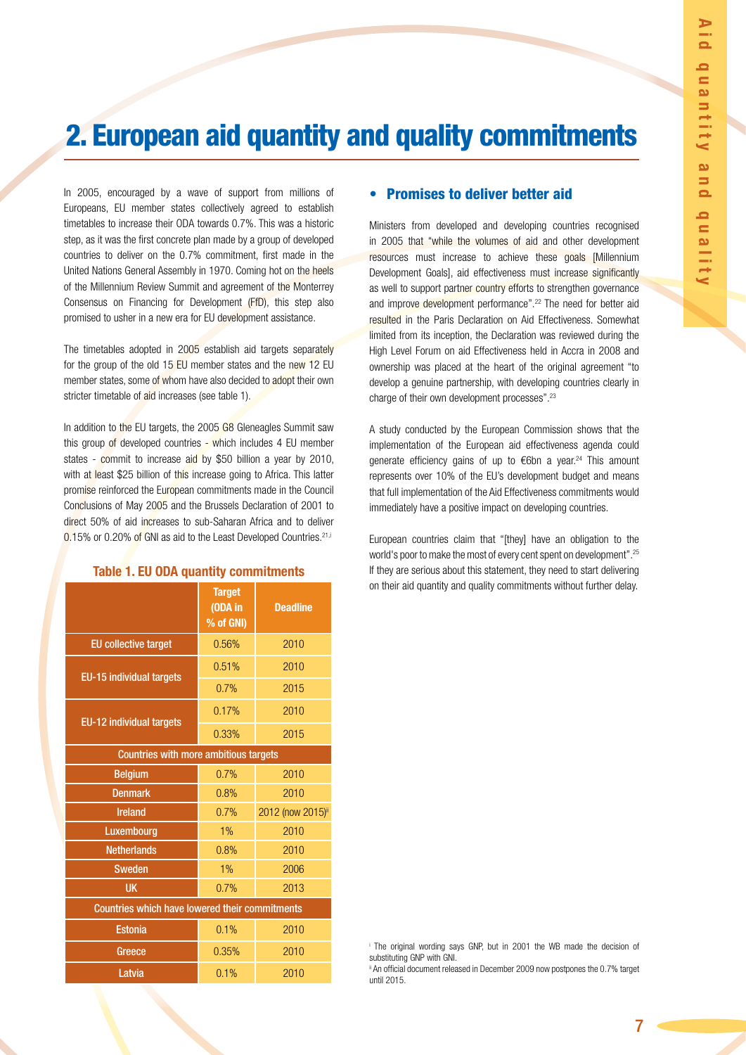# 2. European aid quantity and quality commitments

In 2005, encouraged by a wave of support from millions of Europeans, EU member states collectively agreed to establish timetables to increase their ODA towards 0.7%. This was a historic step, as it was the first concrete plan made by a group of developed countries to deliver on the 0.7% commitment, first made in the United Nations General Assembly in 1970. Coming hot on the heels of the Millennium Review Summit and agreement of the Monterrey Consensus on Financing for Development (FfD), this step also promised to usher in a new era for EU development assistance.

The timetables adopted in 2005 establish aid targets separately for the group of the old 15 EU member states and the new 12 EU member states, some of whom have also decided to adopt their own stricter timetable of aid increases (see table 1).

In addition to the EU targets, the 2005 G8 Gleneagles Summit saw this group of developed countries - which includes 4 EU member states - commit to increase aid by $50 billion a year by 2010, with at least $25 billion of this increase going to Africa. This latter promise reinforced the European commitments made in the Council Conclusions of May 2005 and the Brussels Declaration of 2001 to direct 50% of aid increases to sub-Saharan Africa and to deliver 0.15% or 0.20% of GNI as aid to the Least Developed Countries.[21,i]

**Table 1. EU ODA quantity commitments**

| | Target (ODA in % of GNI) | Deadline |
|---|---|---|
| EU collective target | 0.56% | 2010 |
| EU-15 individual targets | 0.51% | 2010 |
| | 0.7% | 2015 |
| EU-12 individual targets | 0.17% | 2010 |
| | 0.33% | 2015 |
| **Countries with more ambitious targets** | | |
| Belgium | 0.7% | 2010 |
| Denmark | 0.8% | 2010 |
| Ireland | 0.7% | 2012 (now 2015)[ii] |
| Luxembourg | 1% | 2010 |
| Netherlands | 0.8% | 2010 |
| Sweden | 1% | 2006 |
| UK | 0.7% | 2013 |
| **Countries which have lowered their commitments** | | |
| Estonia | 0.1% | 2010 |
| Greece | 0.35% | 2010 |
| Latvia | 0.1% | 2010 |

## • Promises to deliver better aid

Ministers from developed and developing countries recognised in 2005 that "while the volumes of aid and other development resources must increase to achieve these goals [Millennium Development Goals], aid effectiveness must increase significantly as well to support partner country efforts to strengthen governance and improve development performance".[22] The need for better aid resulted in the Paris Declaration on Aid Effectiveness. Somewhat limited from its inception, the Declaration was reviewed during the High Level Forum on aid Effectiveness held in Accra in 2008 and ownership was placed at the heart of the original agreement "to develop a genuine partnership, with developing countries clearly in charge of their own development processes".[23]

A study conducted by the European Commission shows that the implementation of the European aid effectiveness agenda could generate efficiency gains of up to €6bn a year.[24] This amount represents over 10% of the EU's development budget and means that full implementation of the Aid Effectiveness commitments would immediately have a positive impact on developing countries.

European countries claim that "[they] have an obligation to the world's poor to make the most of every cent spent on development".[25] If they are serious about this statement, they need to start delivering on their aid quantity and quality commitments without further delay.

[i] The original wording says GNP, but in 2001 the WB made the decision of substituting GNP with GNI.

[ii] An official document released in December 2009 now postpones the 0.7% target until 2015.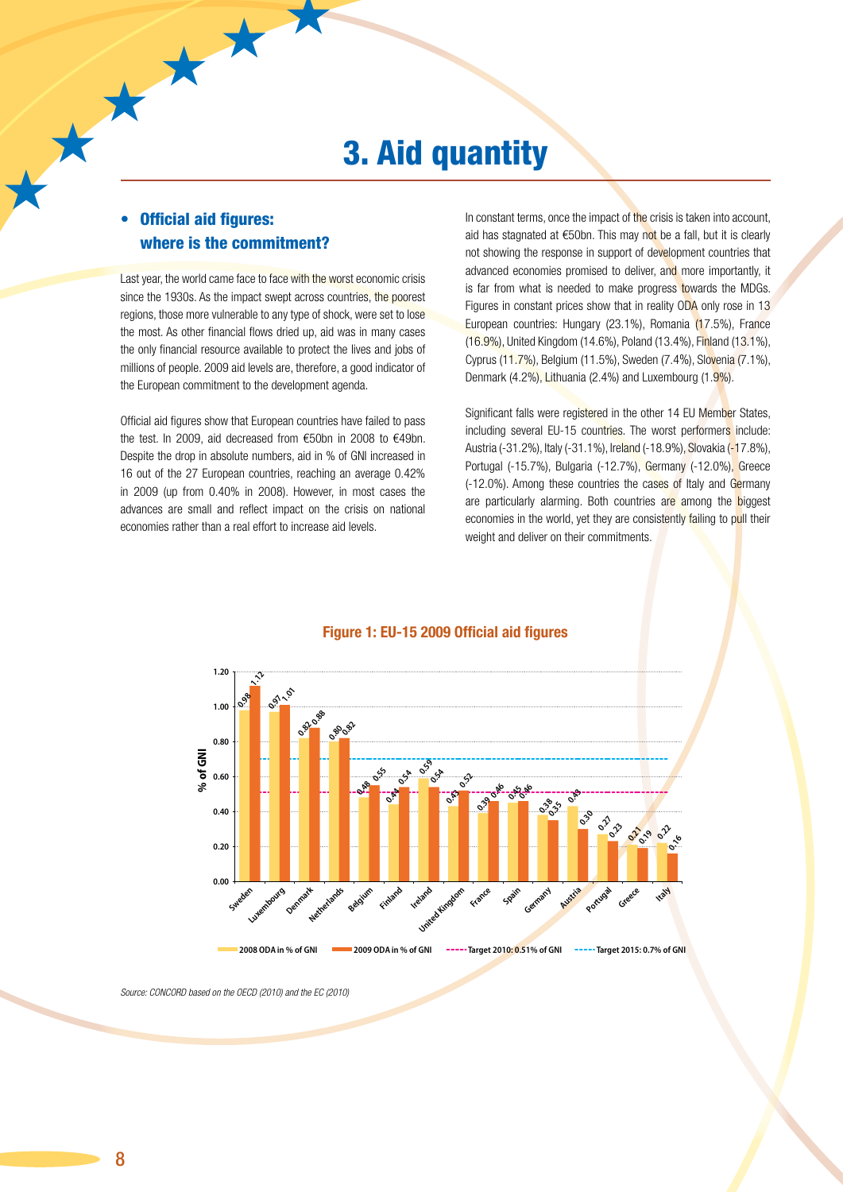# 3. Aid quantity

## • Official aid figures: where is the commitment?

Last year, the world came face to face with the worst economic crisis since the 1930s. As the impact swept across countries, the poorest regions, those more vulnerable to any type of shock, were set to lose the most. As other financial flows dried up, aid was in many cases the only financial resource available to protect the lives and jobs of millions of people. 2009 aid levels are, therefore, a good indicator of the European commitment to the development agenda.

Official aid figures show that European countries have failed to pass the test. In 2009, aid decreased from €50bn in 2008 to €49bn. Despite the drop in absolute numbers, aid in % of GNI increased in 16 out of the 27 European countries, reaching an average 0.42% in 2009 (up from 0.40% in 2008). However, in most cases the advances are small and reflect impact on the crisis on national economies rather than a real effort to increase aid levels.

In constant terms, once the impact of the crisis is taken into account, aid has stagnated at €50bn. This may not be a fall, but it is clearly not showing the response in support of development countries that advanced economies promised to deliver, and more importantly, it is far from what is needed to make progress towards the MDGs. Figures in constant prices show that in reality ODA only rose in 13 European countries: Hungary (23.1%), Romania (17.5%), France (16.9%), United Kingdom (14.6%), Poland (13.4%), Finland (13.1%), Cyprus (11.7%), Belgium (11.5%), Sweden (7.4%), Slovenia (7.1%), Denmark (4.2%), Lithuania (2.4%) and Luxembourg (1.9%).

Significant falls were registered in the other 14 EU Member States, including several EU-15 countries. The worst performers include: Austria (-31.2%), Italy (-31.1%), Ireland (-18.9%), Slovakia (-17.8%), Portugal (-15.7%), Bulgaria (-12.7%), Germany (-12.0%), Greece (-12.0%). Among these countries the cases of Italy and Germany are particularly alarming. Both countries are among the biggest economies in the world, yet they are consistently failing to pull their weight and deliver on their commitments.

**Figure 1: EU-15 2009 Official aid figures**

| Country | 2008 ODA in % of GNI | 2009 ODA in % of GNI |
|---|---|---|
| Sweden | 0.98 | 1.12 |
| Luxembourg | 0.97 | 1.01 |
| Denmark | 0.82 | 0.88 |
| Netherlands | 0.80 | 0.82 |
| Belgium | 0.48 | 0.55 |
| Finland | 0.44 | 0.54 |
| Ireland | 0.59 | 0.54 |
| United Kingdom | 0.43 | 0.52 |
| France | 0.39 | 0.46 |
| Spain | 0.45 | 0.46 |
| Germany | 0.38 | 0.35 |
| Austria | 0.43 | 0.30 |
| Portugal | 0.27 | 0.23 |
| Greece | 0.21 | 0.19 |
| Italy | 0.22 | 0.16 |

Target 2010: 0.51% of GNI; Target 2015: 0.7% of GNI

*Source: CONCORD based on the OECD (2010) and the EC (2010)*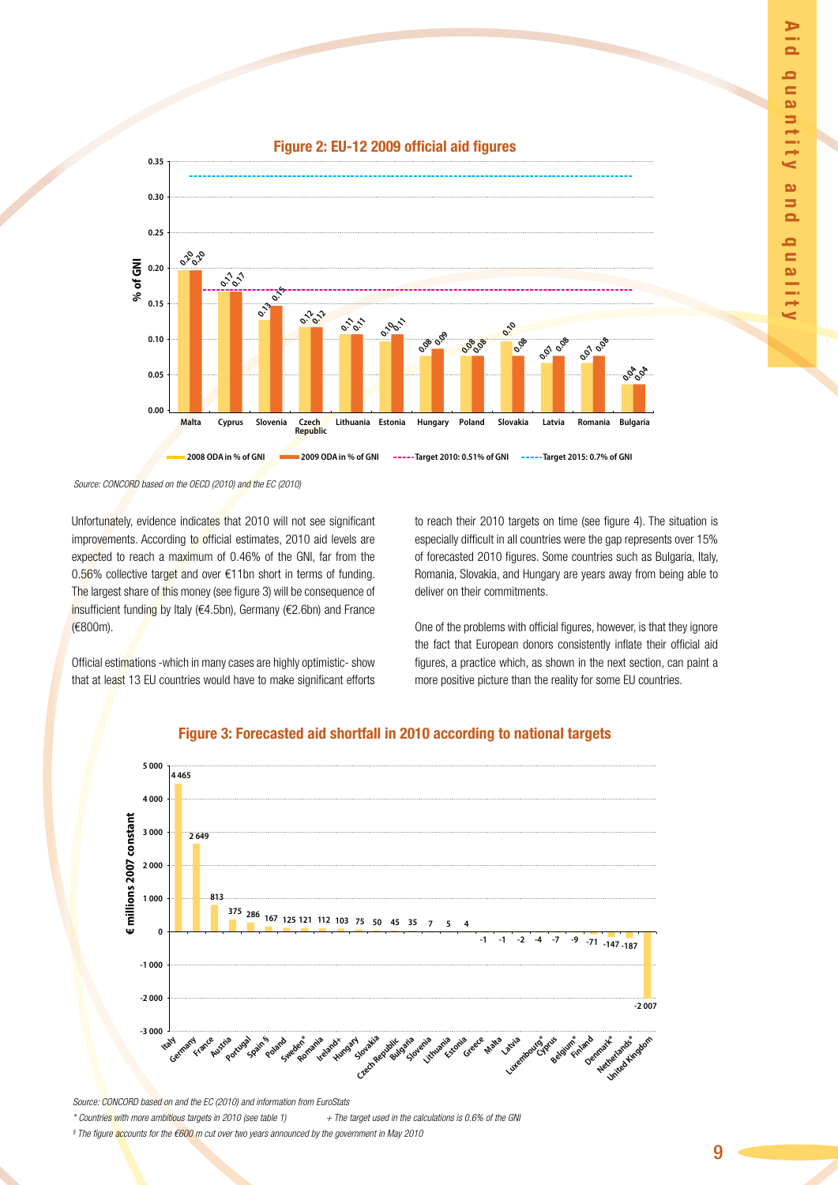## Figure 2: EU-12 2009 official aid figures

| Country | 2008 ODA in % of GNI | 2009 ODA in % of GNI |
|---|---|---|
| Malta | 0.20 | 0.20 |
| Cyprus | 0.17 | 0.17 |
| Slovenia | 0.13 | 0.15 |
| Czech Republic | 0.12 | 0.12 |
| Lithuania | 0.11 | 0.11 |
| Estonia | 0.10 | 0.11 |
| Hungary | 0.08 | 0.09 |
| Poland | 0.08 | 0.08 |
| Slovakia | 0.10 | 0.08 |
| Latvia | 0.07 | 0.08 |
| Romania | 0.07 | 0.08 |
| Bulgaria | 0.04 | 0.04 |

Target 2010: 0.51% of GNI; Target 2015: 0.7% of GNI

*Source: CONCORD based on the OECD (2010) and the EC (2010)*

Unfortunately, evidence indicates that 2010 will not see significant improvements. According to official estimates, 2010 aid levels are expected to reach a maximum of 0.46% of the GNI, far from the 0.56% collective target and over €11bn short in terms of funding. The largest share of this money (see figure 3) will be consequence of insufficient funding by Italy (€4.5bn), Germany (€2.6bn) and France (€800m).

Official estimations -which in many cases are highly optimistic- show that at least 13 EU countries would have to make significant efforts to reach their 2010 targets on time (see figure 4). The situation is especially difficult in all countries were the gap represents over 15% of forecasted 2010 figures. Some countries such as Bulgaria, Italy, Romania, Slovakia, and Hungary are years away from being able to deliver on their commitments.

One of the problems with official figures, however, is that they ignore the fact that European donors consistently inflate their official aid figures, a practice which, as shown in the next section, can paint a more positive picture than the reality for some EU countries.

## Figure 3: Forecasted aid shortfall in 2010 according to national targets

| Country | € millions 2007 constant |
|---|---|
| Italy | 4 465 |
| Germany | 2 649 |
| France | 813 |
| Austria | 375 |
| Portugal | 286 |
| Spain § | 167 |
| Poland | 125 |
| Sweden* | 121 |
| Romania | 112 |
| Ireland+ | 103 |
| Hungary | 75 |
| Slovakia | 50 |
| Czech Republic | 45 |
| Bulgaria | 35 |
| Slovenia | 7 |
| Lithuania | 5 |
| Estonia | 4 |
| Greece | -1 |
| Malta | -1 |
| Latvia | -2 |
| Luxembourg* | -4 |
| Cyprus | -7 |
| Belgium* | -9 |
| Finland | -71 |
| Denmark* | -147 |
| Netherlands* | -187 |
| United Kingdom | -2 007 |

*Source: CONCORD based on and the EC (2010) and information from EuroStats*

*\* Countries with more ambitious targets in 2010 (see table 1)* *+ The target used in the calculations is 0.6% of the GNI*

*§ The figure accounts for the €600 m cut over two years announced by the government in May 2010*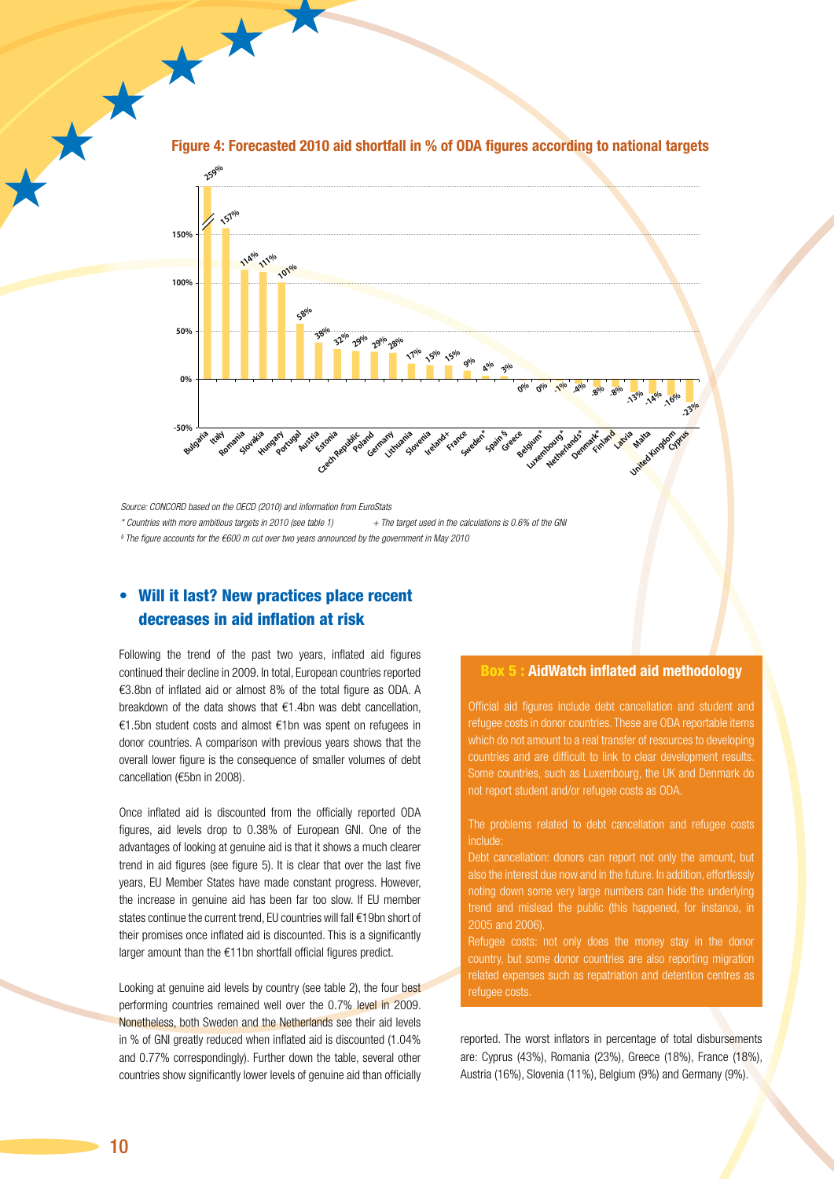**Figure 4: Forecasted 2010 aid shortfall in % of ODA figures according to national targets**

| Country | Shortfall |
|---|---|
| Bulgaria | 259% |
| Italy | 157% |
| Romania | 114% |
| Slovakia | 111% |
| Hungary | 101% |
| Portugal | 58% |
| Austria | 38% |
| Estonia | 32% |
| Czech Republic | 29% |
| Poland | 29% |
| Germany | 28% |
| Lithuania | 17% |
| Slovenia | 15% |
| Ireland+ | 15% |
| France | 9% |
| Sweden* | 4% |
| Spain § | 3% |
| Greece | 0% |
| Belgium* | 0% |
| Luxembourg* | -1% |
| Netherlands* | -4% |
| Denmark* | -8% |
| Finland | -8% |
| Latvia | -13% |
| Malta | -14% |
| United Kingdom | -16% |
| Cyprus | -23% |

*Source: CONCORD based on the OECD (2010) and information from EuroStats*

*\* Countries with more ambitious targets in 2010 (see table 1)* *+ The target used in the calculations is 0.6% of the GNI*

*§ The figure accounts for the €600 m cut over two years announced by the government in May 2010*

## • Will it last? New practices place recent decreases in aid inflation at risk

Following the trend of the past two years, inflated aid figures continued their decline in 2009. In total, European countries reported €3.8bn of inflated aid or almost 8% of the total figure as ODA. A breakdown of the data shows that €1.4bn was debt cancellation, €1.5bn student costs and almost €1bn was spent on refugees in donor countries. A comparison with previous years shows that the overall lower figure is the consequence of smaller volumes of debt cancellation (€5bn in 2008).

Once inflated aid is discounted from the officially reported ODA figures, aid levels drop to 0.38% of European GNI. One of the advantages of looking at genuine aid is that it shows a much clearer trend in aid figures (see figure 5). It is clear that over the last five years, EU Member States have made constant progress. However, the increase in genuine aid has been far too slow. If EU member states continue the current trend, EU countries will fall €19bn short of their promises once inflated aid is discounted. This is a significantly larger amount than the €11bn shortfall official figures predict.

Looking at genuine aid levels by country (see table 2), the four best performing countries remained well over the 0.7% level in 2009. Nonetheless, both Sweden and the Netherlands see their aid levels in % of GNI greatly reduced when inflated aid is discounted (1.04% and 0.77% correspondingly). Further down the table, several other countries show significantly lower levels of genuine aid than officially reported. The worst inflators in percentage of total disbursements are: Cyprus (43%), Romania (23%), Greece (18%), France (18%), Austria (16%), Slovenia (11%), Belgium (9%) and Germany (9%).

### Box 5 : AidWatch inflated aid methodology

Official aid figures include debt cancellation and student and refugee costs in donor countries. These are ODA reportable items which do not amount to a real transfer of resources to developing countries and are difficult to link to clear development results. Some countries, such as Luxembourg, the UK and Denmark do not report student and/or refugee costs as ODA.

The problems related to debt cancellation and refugee costs include:

Debt cancellation: donors can report not only the amount, but also the interest due now and in the future. In addition, effortlessly noting down some very large numbers can hide the underlying trend and mislead the public (this happened, for instance, in 2005 and 2006).

Refugee costs: not only does the money stay in the donor country, but some donor countries are also reporting migration related expenses such as repatriation and detention centres as refugee costs.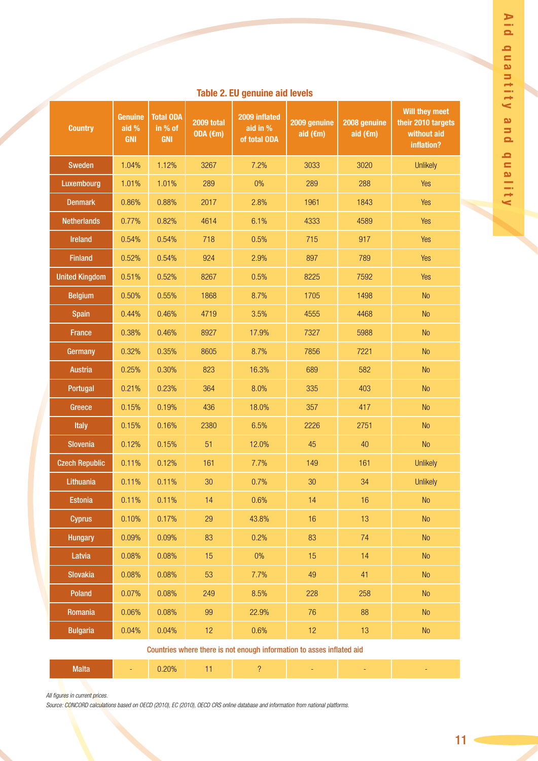**Table 2. EU genuine aid levels**

| Country | Genuine aid % GNI | Total ODA in % of GNI | 2009 total ODA (€m) | 2009 inflated aid in % of total ODA | 2009 genuine aid (€m) | 2008 genuine aid (€m) | Will they meet their 2010 targets without aid inflation? |
|---|---|---|---|---|---|---|---|
| Sweden | 1.04% | 1.12% | 3267 | 7.2% | 3033 | 3020 | Unlikely |
| Luxembourg | 1.01% | 1.01% | 289 | 0% | 289 | 288 | Yes |
| Denmark | 0.86% | 0.88% | 2017 | 2.8% | 1961 | 1843 | Yes |
| Netherlands | 0.77% | 0.82% | 4614 | 6.1% | 4333 | 4589 | Yes |
| Ireland | 0.54% | 0.54% | 718 | 0.5% | 715 | 917 | Yes |
| Finland | 0.52% | 0.54% | 924 | 2.9% | 897 | 789 | Yes |
| United Kingdom | 0.51% | 0.52% | 8267 | 0.5% | 8225 | 7592 | Yes |
| Belgium | 0.50% | 0.55% | 1868 | 8.7% | 1705 | 1498 | No |
| Spain | 0.44% | 0.46% | 4719 | 3.5% | 4555 | 4468 | No |
| France | 0.38% | 0.46% | 8927 | 17.9% | 7327 | 5988 | No |
| Germany | 0.32% | 0.35% | 8605 | 8.7% | 7856 | 7221 | No |
| Austria | 0.25% | 0.30% | 823 | 16.3% | 689 | 582 | No |
| Portugal | 0.21% | 0.23% | 364 | 8.0% | 335 | 403 | No |
| Greece | 0.15% | 0.19% | 436 | 18.0% | 357 | 417 | No |
| Italy | 0.15% | 0.16% | 2380 | 6.5% | 2226 | 2751 | No |
| Slovenia | 0.12% | 0.15% | 51 | 12.0% | 45 | 40 | No |
| Czech Republic | 0.11% | 0.12% | 161 | 7.7% | 149 | 161 | Unlikely |
| Lithuania | 0.11% | 0.11% | 30 | 0.7% | 30 | 34 | Unlikely |
| Estonia | 0.11% | 0.11% | 14 | 0.6% | 14 | 16 | No |
| Cyprus | 0.10% | 0.17% | 29 | 43.8% | 16 | 13 | No |
| Hungary | 0.09% | 0.09% | 83 | 0.2% | 83 | 74 | No |
| Latvia | 0.08% | 0.08% | 15 | 0% | 15 | 14 | No |
| Slovakia | 0.08% | 0.08% | 53 | 7.7% | 49 | 41 | No |
| Poland | 0.07% | 0.08% | 249 | 8.5% | 228 | 258 | No |
| Romania | 0.06% | 0.08% | 99 | 22.9% | 76 | 88 | No |
| Bulgaria | 0.04% | 0.04% | 12 | 0.6% | 12 | 13 | No |
| **Countries where there is not enough information to asses inflated aid** | | | | | | | |
| Malta | - | 0.20% | 11 | ? | - | - | - |

*All figures in current prices.*

*Source: CONCORD calculations based on OECD (2010), EC (2010), OECD CRS online database and information from national platforms.*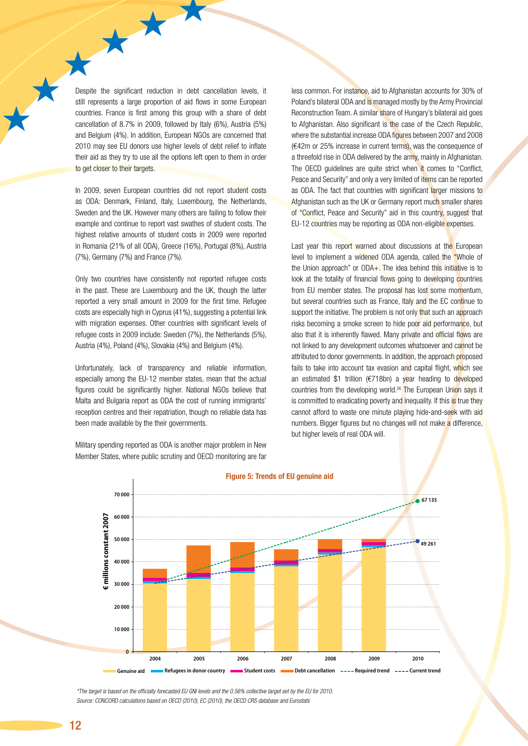Despite the significant reduction in debt cancellation levels, it still represents a large proportion of aid flows in some European countries. France is first among this group with a share of debt cancellation of 8.7% in 2009, followed by Italy (6%), Austria (5%) and Belgium (4%). In addition, European NGOs are concerned that 2010 may see EU donors use higher levels of debt relief to inflate their aid as they try to use all the options left open to them in order to get closer to their targets.

In 2009, seven European countries did not report student costs as ODA: Denmark, Finland, Italy, Luxembourg, the Netherlands, Sweden and the UK. However many others are failing to follow their example and continue to report vast swathes of student costs. The highest relative amounts of student costs in 2009 were reported in Romania (21% of all ODA), Greece (16%), Portugal (8%), Austria (7%), Germany (7%) and France (7%).

Only two countries have consistently not reported refugee costs in the past. These are Luxembourg and the UK, though the latter reported a very small amount in 2009 for the first time. Refugee costs are especially high in Cyprus (41%), suggesting a potential link with migration expenses. Other countries with significant levels of refugee costs in 2009 include: Sweden (7%), the Netherlands (5%), Austria (4%), Poland (4%), Slovakia (4%) and Belgium (4%).

Unfortunately, lack of transparency and reliable information, especially among the EU-12 member states, mean that the actual figures could be significantly higher. National NGOs believe that Malta and Bulgaria report as ODA the cost of running immigrants' reception centres and their repatriation, though no reliable data has been made available by the their governments.

Military spending reported as ODA is another major problem in New Member States, where public scrutiny and OECD monitoring are far less common. For instance, aid to Afghanistan accounts for 30% of Poland's bilateral ODA and is managed mostly by the Army Provincial Reconstruction Team. A similar share of Hungary's bilateral aid goes to Afghanistan. Also significant is the case of the Czech Republic, where the substantial increase ODA figures between 2007 and 2008 (€42m or 25% increase in current terms), was the consequence of a threefold rise in ODA delivered by the army, mainly in Afghanistan. The OECD guidelines are quite strict when it comes to "Conflict, Peace and Security" and only a very limited of items can be reported as ODA. The fact that countries with significant larger missions to Afghanistan such as the UK or Germany report much smaller shares of "Conflict, Peace and Security" aid in this country, suggest that EU-12 countries may be reporting as ODA non-eligible expenses.

Last year this report warned about discussions at the European level to implement a widened ODA agenda, called the "Whole of the Union approach" or ODA+. The idea behind this initiative is to look at the totality of financial flows going to developing countries from EU member states. The proposal has lost some momentum, but several countries such as France, Italy and the EC continue to support the initiative. The problem is not only that such an approach risks becoming a smoke screen to hide poor aid performance, but also that it is inherently flawed. Many private and official flows are not linked to any development outcomes whatsoever and cannot be attributed to donor governments. In addition, the approach proposed fails to take into account tax evasion and capital flight, which see an estimated $1 trillion (€718bn) a year heading to developed countries from the developing world.[26] The European Union says it is committed to eradicating poverty and inequality. If this is true they cannot afford to waste one minute playing hide-and-seek with aid numbers. Bigger figures but no changes will not make a difference, but higher levels of real ODA will.

**Figure 5: Trends of EU genuine aid**

€ millions constant 2007 — Genuine aid, Refugees in donor country, Student costs, Debt cancellation (2004–2009); Required trend reaching 67 135 and Current trend reaching 49 261 in 2010.

*\*The target is based on the officially forecasted EU GNI levels and the 0.56% collective target set by the EU for 2010.*
*Source: CONCORD calculations based on OECD (2010), EC (2010), the OECD CRS database and Eurostats*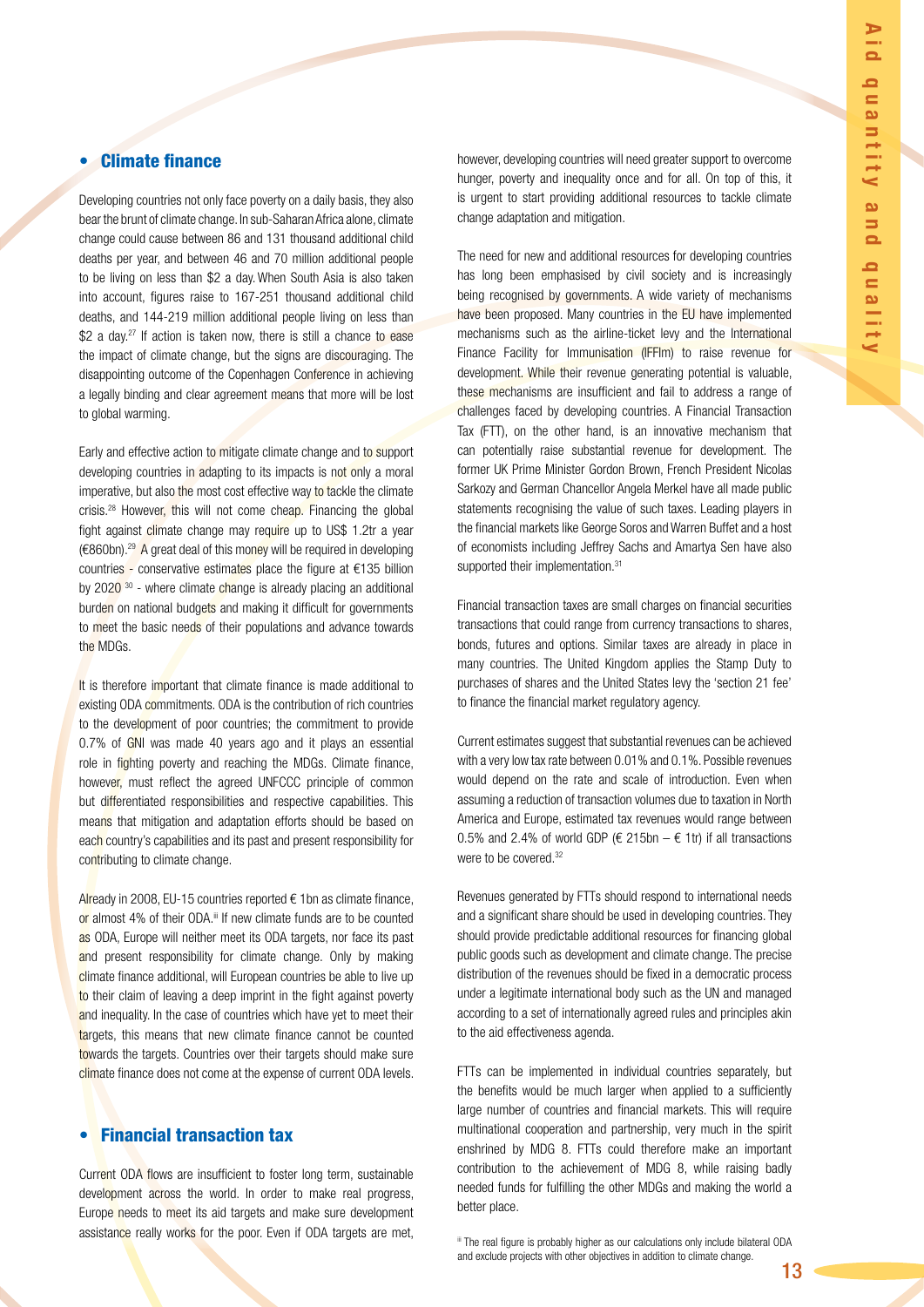## Climate finance

Developing countries not only face poverty on a daily basis, they also bear the brunt of climate change. In sub-Saharan Africa alone, climate change could cause between 86 and 131 thousand additional child deaths per year, and between 46 and 70 million additional people to be living on less than $2 a day. When South Asia is also taken into account, figures raise to 167-251 thousand additional child deaths, and 144-219 million additional people living on less than $2 a day.[27] If action is taken now, there is still a chance to ease the impact of climate change, but the signs are discouraging. The disappointing outcome of the Copenhagen Conference in achieving a legally binding and clear agreement means that more will be lost to global warming.

Early and effective action to mitigate climate change and to support developing countries in adapting to its impacts is not only a moral imperative, but also the most cost effective way to tackle the climate crisis.[28] However, this will not come cheap. Financing the global fight against climate change may require up to US$ 1.2tr a year (€860bn).[29] A great deal of this money will be required in developing countries - conservative estimates place the figure at €135 billion by 2020 [30] - where climate change is already placing an additional burden on national budgets and making it difficult for governments to meet the basic needs of their populations and advance towards the MDGs.

It is therefore important that climate finance is made additional to existing ODA commitments. ODA is the contribution of rich countries to the development of poor countries; the commitment to provide 0.7% of GNI was made 40 years ago and it plays an essential role in fighting poverty and reaching the MDGs. Climate finance, however, must reflect the agreed UNFCCC principle of common but differentiated responsibilities and respective capabilities. This means that mitigation and adaptation efforts should be based on each country's capabilities and its past and present responsibility for contributing to climate change.

Already in 2008, EU-15 countries reported € 1bn as climate finance, or almost 4% of their ODA.[iii] If new climate funds are to be counted as ODA, Europe will neither meet its ODA targets, nor face its past and present responsibility for climate change. Only by making climate finance additional, will European countries be able to live up to their claim of leaving a deep imprint in the fight against poverty and inequality. In the case of countries which have yet to meet their targets, this means that new climate finance cannot be counted towards the targets. Countries over their targets should make sure climate finance does not come at the expense of current ODA levels.

## Financial transaction tax

Current ODA flows are insufficient to foster long term, sustainable development across the world. In order to make real progress, Europe needs to meet its aid targets and make sure development assistance really works for the poor. Even if ODA targets are met, however, developing countries will need greater support to overcome hunger, poverty and inequality once and for all. On top of this, it is urgent to start providing additional resources to tackle climate change adaptation and mitigation.

The need for new and additional resources for developing countries has long been emphasised by civil society and is increasingly being recognised by governments. A wide variety of mechanisms have been proposed. Many countries in the EU have implemented mechanisms such as the airline-ticket levy and the International Finance Facility for Immunisation (IFFIm) to raise revenue for development. While their revenue generating potential is valuable, these mechanisms are insufficient and fail to address a range of challenges faced by developing countries. A Financial Transaction Tax (FTT), on the other hand, is an innovative mechanism that can potentially raise substantial revenue for development. The former UK Prime Minister Gordon Brown, French President Nicolas Sarkozy and German Chancellor Angela Merkel have all made public statements recognising the value of such taxes. Leading players in the financial markets like George Soros and Warren Buffet and a host of economists including Jeffrey Sachs and Amartya Sen have also supported their implementation.[31]

Financial transaction taxes are small charges on financial securities transactions that could range from currency transactions to shares, bonds, futures and options. Similar taxes are already in place in many countries. The United Kingdom applies the Stamp Duty to purchases of shares and the United States levy the 'section 21 fee' to finance the financial market regulatory agency.

Current estimates suggest that substantial revenues can be achieved with a very low tax rate between 0.01% and 0.1%. Possible revenues would depend on the rate and scale of introduction. Even when assuming a reduction of transaction volumes due to taxation in North America and Europe, estimated tax revenues would range between 0.5% and 2.4% of world GDP (€ 215bn – € 1tr) if all transactions were to be covered.[32]

Revenues generated by FTTs should respond to international needs and a significant share should be used in developing countries. They should provide predictable additional resources for financing global public goods such as development and climate change. The precise distribution of the revenues should be fixed in a democratic process under a legitimate international body such as the UN and managed according to a set of internationally agreed rules and principles akin to the aid effectiveness agenda.

FTTs can be implemented in individual countries separately, but the benefits would be much larger when applied to a sufficiently large number of countries and financial markets. This will require multinational cooperation and partnership, very much in the spirit enshrined by MDG 8. FTTs could therefore make an important contribution to the achievement of MDG 8, while raising badly needed funds for fulfilling the other MDGs and making the world a better place.

[iii] The real figure is probably higher as our calculations only include bilateral ODA and exclude projects with other objectives in addition to climate change.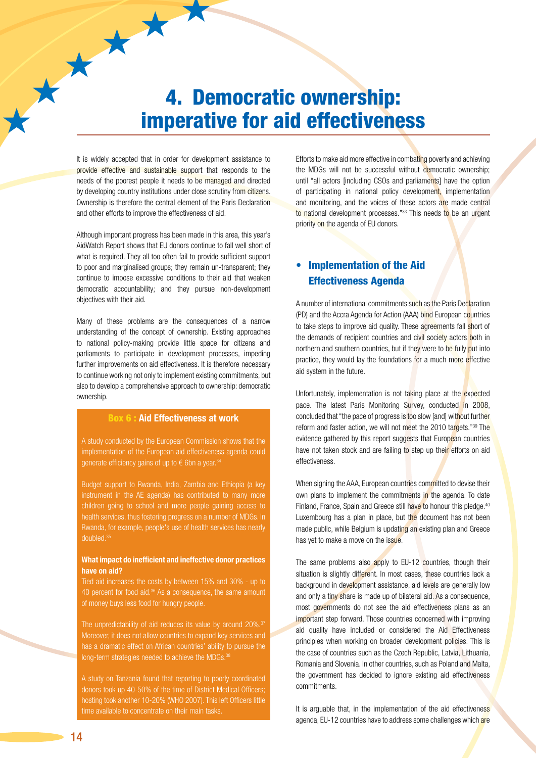# 4. Democratic ownership: imperative for aid effectiveness

It is widely accepted that in order for development assistance to provide effective and sustainable support that responds to the needs of the poorest people it needs to be managed and directed by developing country institutions under close scrutiny from citizens. Ownership is therefore the central element of the Paris Declaration and other efforts to improve the effectiveness of aid.

Although important progress has been made in this area, this year's AidWatch Report shows that EU donors continue to fall well short of what is required. They all too often fail to provide sufficient support to poor and marginalised groups; they remain un-transparent; they continue to impose excessive conditions to their aid that weaken democratic accountability; and they pursue non-development objectives with their aid.

Many of these problems are the consequences of a narrow understanding of the concept of ownership. Existing approaches to national policy-making provide little space for citizens and parliaments to participate in development processes, impeding further improvements on aid effectiveness. It is therefore necessary to continue working not only to implement existing commitments, but also to develop a comprehensive approach to ownership: democratic ownership.

> **Box 6 : Aid Effectiveness at work**
>
> A study conducted by the European Commission shows that the implementation of the European aid effectiveness agenda could generate efficiency gains of up to € 6bn a year.[34]
>
> Budget support to Rwanda, India, Zambia and Ethiopia (a key instrument in the AE agenda) has contributed to many more children going to school and more people gaining access to health services, thus fostering progress on a number of MDGs. In Rwanda, for example, people's use of health services has nearly doubled.[35]
>
> **What impact do inefficient and ineffective donor practices have on aid?**
>
> Tied aid increases the costs by between 15% and 30% - up to 40 percent for food aid.[36] As a consequence, the same amount of money buys less food for hungry people.
>
> The unpredictability of aid reduces its value by around 20%.[37] Moreover, it does not allow countries to expand key services and has a dramatic effect on African countries' ability to pursue the long-term strategies needed to achieve the MDGs.[38]
>
> A study on Tanzania found that reporting to poorly coordinated donors took up 40-50% of the time of District Medical Officers; hosting took another 10-20% (WHO 2007). This left Officers little time available to concentrate on their main tasks.

Efforts to make aid more effective in combating poverty and achieving the MDGs will not be successful without democratic ownership; until "all actors [including CSOs and parliaments] have the option of participating in national policy development, implementation and monitoring, and the voices of these actors are made central to national development processes."[33] This needs to be an urgent priority on the agenda of EU donors.

## • Implementation of the Aid Effectiveness Agenda

A number of international commitments such as the Paris Declaration (PD) and the Accra Agenda for Action (AAA) bind European countries to take steps to improve aid quality. These agreements fall short of the demands of recipient countries and civil society actors both in northern and southern countries, but if they were to be fully put into practice, they would lay the foundations for a much more effective aid system in the future.

Unfortunately, implementation is not taking place at the expected pace. The latest Paris Monitoring Survey, conducted in 2008, concluded that "the pace of progress is too slow [and] without further reform and faster action, we will not meet the 2010 targets."[39] The evidence gathered by this report suggests that European countries have not taken stock and are failing to step up their efforts on aid effectiveness.

When signing the AAA, European countries committed to devise their own plans to implement the commitments in the agenda. To date Finland, France, Spain and Greece still have to honour this pledge.[40] Luxembourg has a plan in place, but the document has not been made public, while Belgium is updating an existing plan and Greece has yet to make a move on the issue.

The same problems also apply to EU-12 countries, though their situation is slightly different. In most cases, these countries lack a background in development assistance, aid levels are generally low and only a tiny share is made up of bilateral aid. As a consequence, most governments do not see the aid effectiveness plans as an important step forward. Those countries concerned with improving aid quality have included or considered the Aid Effectiveness principles when working on broader development policies. This is the case of countries such as the Czech Republic, Latvia, Lithuania, Romania and Slovenia. In other countries, such as Poland and Malta, the government has decided to ignore existing aid effectiveness commitments.

It is arguable that, in the implementation of the aid effectiveness agenda, EU-12 countries have to address some challenges which are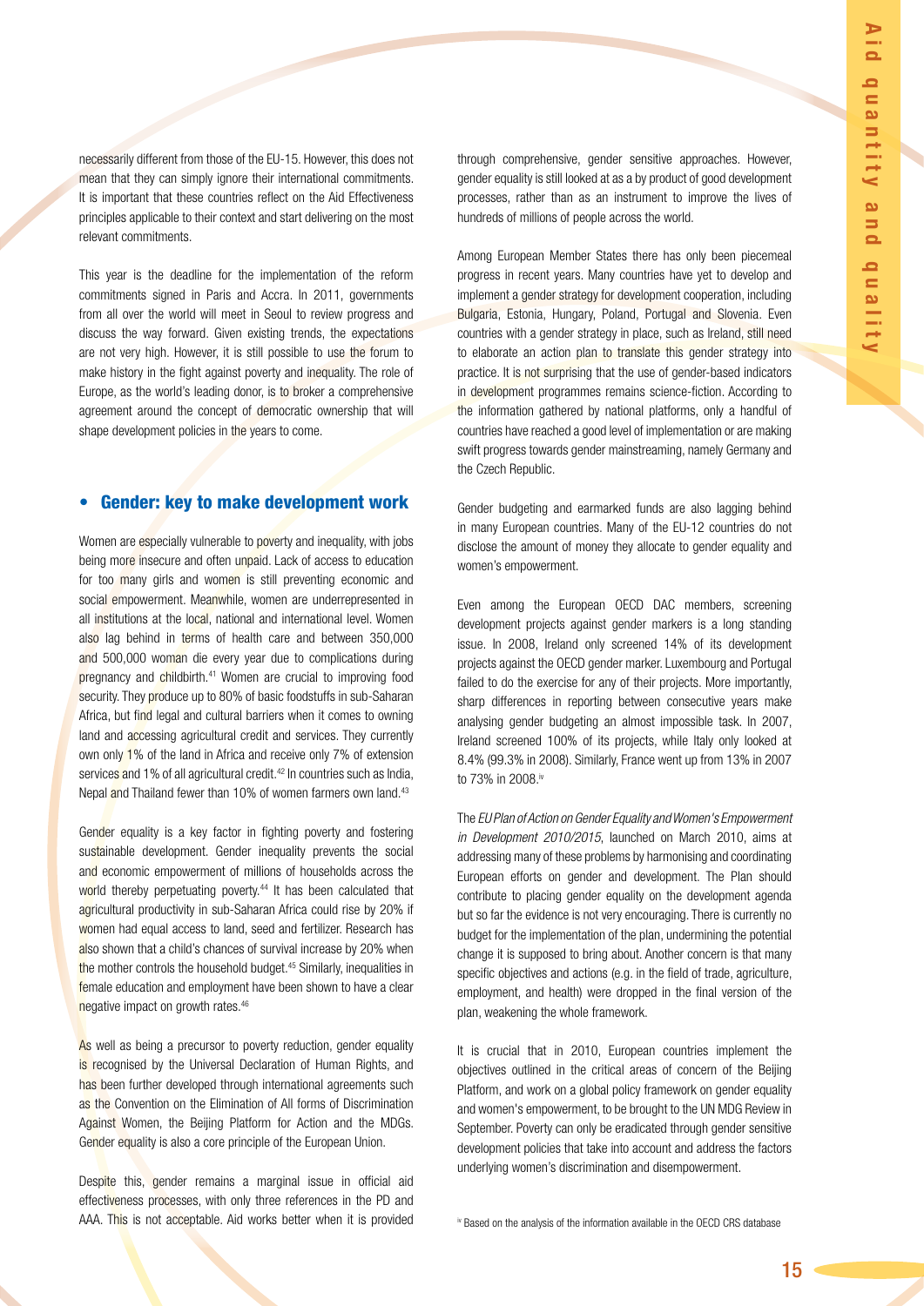necessarily different from those of the EU-15. However, this does not mean that they can simply ignore their international commitments. It is important that these countries reflect on the Aid Effectiveness principles applicable to their context and start delivering on the most relevant commitments.

This year is the deadline for the implementation of the reform commitments signed in Paris and Accra. In 2011, governments from all over the world will meet in Seoul to review progress and discuss the way forward. Given existing trends, the expectations are not very high. However, it is still possible to use the forum to make history in the fight against poverty and inequality. The role of Europe, as the world's leading donor, is to broker a comprehensive agreement around the concept of democratic ownership that will shape development policies in the years to come.

## • Gender: key to make development work

Women are especially vulnerable to poverty and inequality, with jobs being more insecure and often unpaid. Lack of access to education for too many girls and women is still preventing economic and social empowerment. Meanwhile, women are underrepresented in all institutions at the local, national and international level. Women also lag behind in terms of health care and between 350,000 and 500,000 woman die every year due to complications during pregnancy and childbirth.[41] Women are crucial to improving food security. They produce up to 80% of basic foodstuffs in sub-Saharan Africa, but find legal and cultural barriers when it comes to owning land and accessing agricultural credit and services. They currently own only 1% of the land in Africa and receive only 7% of extension services and 1% of all agricultural credit.[42] In countries such as India, Nepal and Thailand fewer than 10% of women farmers own land.[43]

Gender equality is a key factor in fighting poverty and fostering sustainable development. Gender inequality prevents the social and economic empowerment of millions of households across the world thereby perpetuating poverty.[44] It has been calculated that agricultural productivity in sub-Saharan Africa could rise by 20% if women had equal access to land, seed and fertilizer. Research has also shown that a child's chances of survival increase by 20% when the mother controls the household budget.[45] Similarly, inequalities in female education and employment have been shown to have a clear negative impact on growth rates.[46]

As well as being a precursor to poverty reduction, gender equality is recognised by the Universal Declaration of Human Rights, and has been further developed through international agreements such as the Convention on the Elimination of All forms of Discrimination Against Women, the Beijing Platform for Action and the MDGs. Gender equality is also a core principle of the European Union.

Despite this, gender remains a marginal issue in official aid effectiveness processes, with only three references in the PD and AAA. This is not acceptable. Aid works better when it is provided through comprehensive, gender sensitive approaches. However, gender equality is still looked at as a by product of good development processes, rather than as an instrument to improve the lives of hundreds of millions of people across the world.

Among European Member States there has only been piecemeal progress in recent years. Many countries have yet to develop and implement a gender strategy for development cooperation, including Bulgaria, Estonia, Hungary, Poland, Portugal and Slovenia. Even countries with a gender strategy in place, such as Ireland, still need to elaborate an action plan to translate this gender strategy into practice. It is not surprising that the use of gender-based indicators in development programmes remains science-fiction. According to the information gathered by national platforms, only a handful of countries have reached a good level of implementation or are making swift progress towards gender mainstreaming, namely Germany and the Czech Republic.

Gender budgeting and earmarked funds are also lagging behind in many European countries. Many of the EU-12 countries do not disclose the amount of money they allocate to gender equality and women's empowerment.

Even among the European OECD DAC members, screening development projects against gender markers is a long standing issue. In 2008, Ireland only screened 14% of its development projects against the OECD gender marker. Luxembourg and Portugal failed to do the exercise for any of their projects. More importantly, sharp differences in reporting between consecutive years make analysing gender budgeting an almost impossible task. In 2007, Ireland screened 100% of its projects, while Italy only looked at 8.4% (99.3% in 2008). Similarly, France went up from 13% in 2007 to 73% in 2008.[iv]

The *EU Plan of Action on Gender Equality and Women's Empowerment in Development 2010/2015*, launched on March 2010, aims at addressing many of these problems by harmonising and coordinating European efforts on gender and development. The Plan should contribute to placing gender equality on the development agenda but so far the evidence is not very encouraging. There is currently no budget for the implementation of the plan, undermining the potential change it is supposed to bring about. Another concern is that many specific objectives and actions (e.g. in the field of trade, agriculture, employment, and health) were dropped in the final version of the plan, weakening the whole framework.

It is crucial that in 2010, European countries implement the objectives outlined in the critical areas of concern of the Beijing Platform, and work on a global policy framework on gender equality and women's empowerment, to be brought to the UN MDG Review in September. Poverty can only be eradicated through gender sensitive development policies that take into account and address the factors underlying women's discrimination and disempowerment.

[iv] Based on the analysis of the information available in the OECD CRS database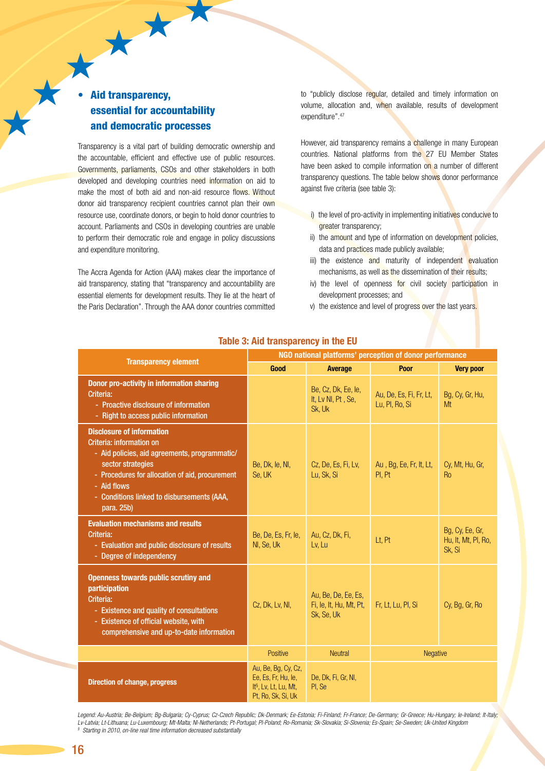## Aid transparency, essential for accountability and democratic processes

Transparency is a vital part of building democratic ownership and the accountable, efficient and effective use of public resources. Governments, parliaments, CSOs and other stakeholders in both developed and developing countries need information on aid to make the most of both aid and non-aid resource flows. Without donor aid transparency recipient countries cannot plan their own resource use, coordinate donors, or begin to hold donor countries to account. Parliaments and CSOs in developing countries are unable to perform their democratic role and engage in policy discussions and expenditure monitoring.

The Accra Agenda for Action (AAA) makes clear the importance of aid transparency, stating that "transparency and accountability are essential elements for development results. They lie at the heart of the Paris Declaration". Through the AAA donor countries committed to "publicly disclose regular, detailed and timely information on volume, allocation and, when available, results of development expenditure".[47]

However, aid transparency remains a challenge in many European countries. National platforms from the 27 EU Member States have been asked to compile information on a number of different transparency questions. The table below shows donor performance against five criteria (see table 3):

i) the level of pro-activity in implementing initiatives conducive to greater transparency;
ii) the amount and type of information on development policies, data and practices made publicly available;
iii) the existence and maturity of independent evaluation mechanisms, as well as the dissemination of their results;
iv) the level of openness for civil society participation in development processes; and
v) the existence and level of progress over the last years.

**Table 3: Aid transparency in the EU**

| Transparency element | NGO national platforms' perception of donor performance | | | |
|---|---|---|---|---|
| | Good | Average | Poor | Very poor |
| **Donor pro-activity in information sharing**<br>Criteria:<br>- Proactive disclosure of information<br>- Right to access public information | | Be, Cz, Dk, Ee, Ie, It, Lv Nl, Pt , Se, Sk, Uk | Au, De, Es, Fi, Fr, Lt, Lu, Pl, Ro, Si | Bg, Cy, Gr, Hu, Mt |
| **Disclosure of information**<br>Criteria: information on<br>- Aid policies, aid agreements, programmatic/ sector strategies<br>- Procedures for allocation of aid, procurement<br>- Aid flows<br>- Conditions linked to disbursements (AAA, para. 25b) | Be, Dk, Ie, Nl, Se, UK | Cz, De, Es, Fi, Lv, Lu, Sk, Si | Au , Bg, Ee, Fr, It, Lt, Pl, Pt | Cy, Mt, Hu, Gr, Ro |
| **Evaluation mechanisms and results**<br>Criteria:<br>- Evaluation and public disclosure of results<br>- Degree of independency | Be, De, Es, Fr, Ie, Nl, Se, Uk | Au, Cz, Dk, Fi, Lv, Lu | Lt, Pt | Bg, Cy, Ee, Gr, Hu, It, Mt, Pl, Ro, Sk, Si |
| **Openness towards public scrutiny and participation**<br>Criteria:<br>- Existence and quality of consultations<br>- Existence of official website, with comprehensive and up-to-date information | Cz, Dk, Lv, Nl, | Au, Be, De, Ee, Es, Fi, Ie, It, Hu, Mt, Pt, Sk, Se, Uk | Fr, Lt, Lu, Pl, Si | Cy, Bg, Gr, Ro |
| | Positive | Neutral | Negative | |
| **Direction of change, progress** | Au, Be, Bg, Cy, Cz, Ee, Es, Fr, Hu, Ie, It[§], Lv, Lt, Lu, Mt, Pt, Ro, Sk, Si, Uk | De, Dk, Fi, Gr, Nl, Pl, Se | | |

*Legend: Au-Austria; Be-Belgium; Bg-Bulgaria; Cy-Cyprus; Cz-Czech Republic; Dk-Denmark; Ee-Estonia; Fi-Finland; Fr-France; De-Germany; Gr-Greece; Hu-Hungary; Ie-Ireland; It-Italy; Lv-Latvia; Lt-Lithuana; Lu-Luxembourg; Mt-Malta; Nl-Netherlands; Pt-Portugal; Pl-Poland; Ro-Romania; Sk-Slovakia; Si-Slovenia; Es-Spain; Se-Sweden; Uk-United Kingdom*

*§ Starting in 2010, on-line real time information decreased substantially*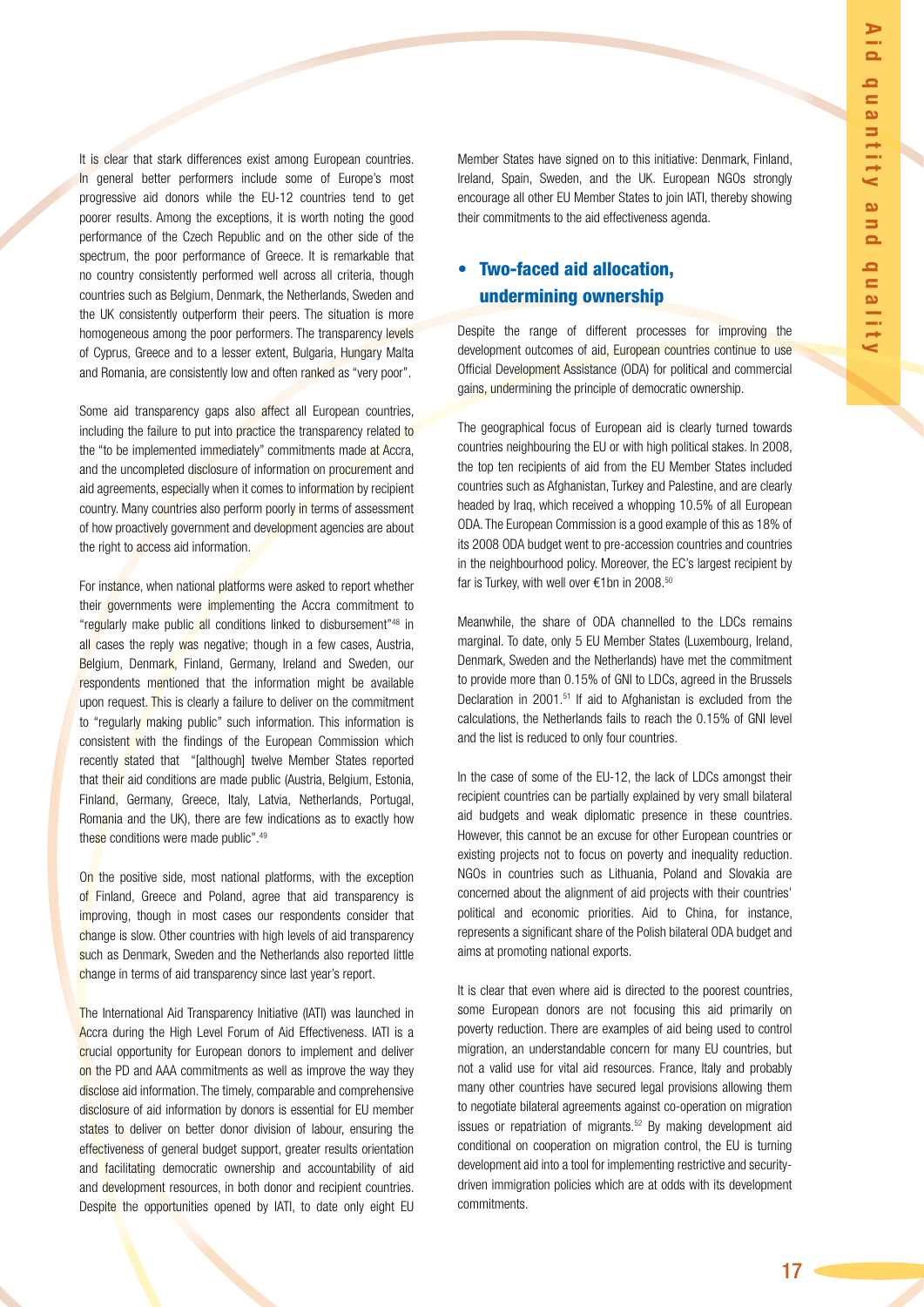It is clear that stark differences exist among European countries. In general better performers include some of Europe's most progressive aid donors while the EU-12 countries tend to get poorer results. Among the exceptions, it is worth noting the good performance of the Czech Republic and on the other side of the spectrum, the poor performance of Greece. It is remarkable that no country consistently performed well across all criteria, though countries such as Belgium, Denmark, the Netherlands, Sweden and the UK consistently outperform their peers. The situation is more homogeneous among the poor performers. The transparency levels of Cyprus, Greece and to a lesser extent, Bulgaria, Hungary Malta and Romania, are consistently low and often ranked as "very poor".

Some aid transparency gaps also affect all European countries, including the failure to put into practice the transparency related to the "to be implemented immediately" commitments made at Accra, and the uncompleted disclosure of information on procurement and aid agreements, especially when it comes to information by recipient country. Many countries also perform poorly in terms of assessment of how proactively government and development agencies are about the right to access aid information.

For instance, when national platforms were asked to report whether their governments were implementing the Accra commitment to "regularly make public all conditions linked to disbursement"[48] in all cases the reply was negative; though in a few cases, Austria, Belgium, Denmark, Finland, Germany, Ireland and Sweden, our respondents mentioned that the information might be available upon request. This is clearly a failure to deliver on the commitment to "regularly making public" such information. This information is consistent with the findings of the European Commission which recently stated that "[although] twelve Member States reported that their aid conditions are made public (Austria, Belgium, Estonia, Finland, Germany, Greece, Italy, Latvia, Netherlands, Portugal, Romania and the UK), there are few indications as to exactly how these conditions were made public".[49]

On the positive side, most national platforms, with the exception of Finland, Greece and Poland, agree that aid transparency is improving, though in most cases our respondents consider that change is slow. Other countries with high levels of aid transparency such as Denmark, Sweden and the Netherlands also reported little change in terms of aid transparency since last year's report.

The International Aid Transparency Initiative (IATI) was launched in Accra during the High Level Forum of Aid Effectiveness. IATI is a crucial opportunity for European donors to implement and deliver on the PD and AAA commitments as well as improve the way they disclose aid information. The timely, comparable and comprehensive disclosure of aid information by donors is essential for EU member states to deliver on better donor division of labour, ensuring the effectiveness of general budget support, greater results orientation and facilitating democratic ownership and accountability of aid and development resources, in both donor and recipient countries. Despite the opportunities opened by IATI, to date only eight EU Member States have signed on to this initiative: Denmark, Finland, Ireland, Spain, Sweden, and the UK. European NGOs strongly encourage all other EU Member States to join IATI, thereby showing their commitments to the aid effectiveness agenda.

## • Two-faced aid allocation, undermining ownership

Despite the range of different processes for improving the development outcomes of aid, European countries continue to use Official Development Assistance (ODA) for political and commercial gains, undermining the principle of democratic ownership.

The geographical focus of European aid is clearly turned towards countries neighbouring the EU or with high political stakes. In 2008, the top ten recipients of aid from the EU Member States included countries such as Afghanistan, Turkey and Palestine, and are clearly headed by Iraq, which received a whopping 10.5% of all European ODA. The European Commission is a good example of this as 18% of its 2008 ODA budget went to pre-accession countries and countries in the neighbourhood policy. Moreover, the EC's largest recipient by far is Turkey, with well over €1bn in 2008.[50]

Meanwhile, the share of ODA channelled to the LDCs remains marginal. To date, only 5 EU Member States (Luxembourg, Ireland, Denmark, Sweden and the Netherlands) have met the commitment to provide more than 0.15% of GNI to LDCs, agreed in the Brussels Declaration in 2001.[51] If aid to Afghanistan is excluded from the calculations, the Netherlands fails to reach the 0.15% of GNI level and the list is reduced to only four countries.

In the case of some of the EU-12, the lack of LDCs amongst their recipient countries can be partially explained by very small bilateral aid budgets and weak diplomatic presence in these countries. However, this cannot be an excuse for other European countries or existing projects not to focus on poverty and inequality reduction. NGOs in countries such as Lithuania, Poland and Slovakia are concerned about the alignment of aid projects with their countries' political and economic priorities. Aid to China, for instance, represents a significant share of the Polish bilateral ODA budget and aims at promoting national exports.

It is clear that even where aid is directed to the poorest countries, some European donors are not focusing this aid primarily on poverty reduction. There are examples of aid being used to control migration, an understandable concern for many EU countries, but not a valid use for vital aid resources. France, Italy and probably many other countries have secured legal provisions allowing them to negotiate bilateral agreements against co-operation on migration issues or repatriation of migrants.[52] By making development aid conditional on cooperation on migration control, the EU is turning development aid into a tool for implementing restrictive and security-driven immigration policies which are at odds with its development commitments.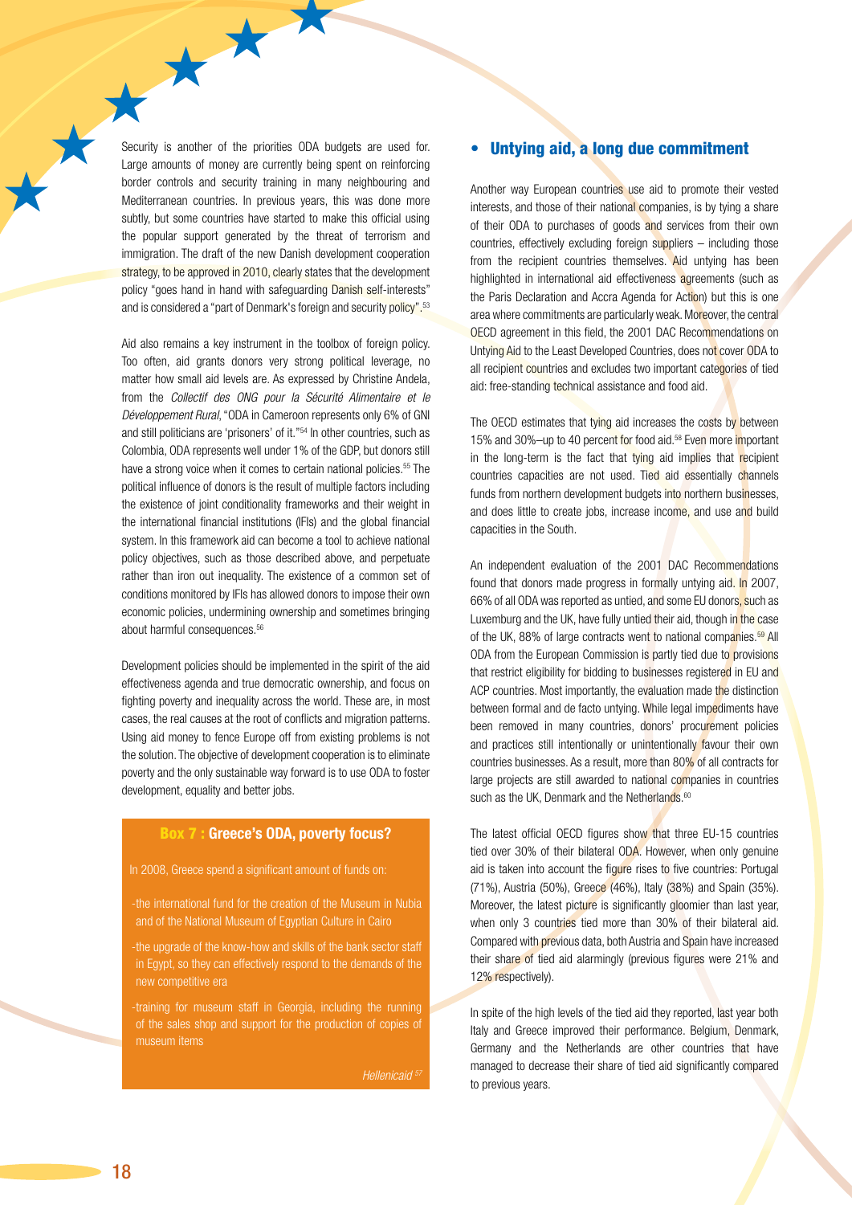Security is another of the priorities ODA budgets are used for. Large amounts of money are currently being spent on reinforcing border controls and security training in many neighbouring and Mediterranean countries. In previous years, this was done more subtly, but some countries have started to make this official using the popular support generated by the threat of terrorism and immigration. The draft of the new Danish development cooperation strategy, to be approved in 2010, clearly states that the development policy "goes hand in hand with safeguarding Danish self-interests" and is considered a "part of Denmark's foreign and security policy".[53]

Aid also remains a key instrument in the toolbox of foreign policy. Too often, aid grants donors very strong political leverage, no matter how small aid levels are. As expressed by Christine Andela, from the *Collectif des ONG pour la Sécurité Alimentaire et le Développement Rural*, "ODA in Cameroon represents only 6% of GNI and still politicians are 'prisoners' of it."[54] In other countries, such as Colombia, ODA represents well under 1% of the GDP, but donors still have a strong voice when it comes to certain national policies.[55] The political influence of donors is the result of multiple factors including the existence of joint conditionality frameworks and their weight in the international financial institutions (IFIs) and the global financial system. In this framework aid can become a tool to achieve national policy objectives, such as those described above, and perpetuate rather than iron out inequality. The existence of a common set of conditions monitored by IFIs has allowed donors to impose their own economic policies, undermining ownership and sometimes bringing about harmful consequences.[56]

Development policies should be implemented in the spirit of the aid effectiveness agenda and true democratic ownership, and focus on fighting poverty and inequality across the world. These are, in most cases, the real causes at the root of conflicts and migration patterns. Using aid money to fence Europe off from existing problems is not the solution. The objective of development cooperation is to eliminate poverty and the only sustainable way forward is to use ODA to foster development, equality and better jobs.

> **Box 7 : Greece's ODA, poverty focus?**
>
> In 2008, Greece spend a significant amount of funds on:
>
> - the international fund for the creation of the Museum in Nubia and of the National Museum of Egyptian Culture in Cairo
> - the upgrade of the know-how and skills of the bank sector staff in Egypt, so they can effectively respond to the demands of the new competitive era
> - training for museum staff in Georgia, including the running of the sales shop and support for the production of copies of museum items
>
> *Hellenicaid*[57]

## • Untying aid, a long due commitment

Another way European countries use aid to promote their vested interests, and those of their national companies, is by tying a share of their ODA to purchases of goods and services from their own countries, effectively excluding foreign suppliers – including those from the recipient countries themselves. Aid untying has been highlighted in international aid effectiveness agreements (such as the Paris Declaration and Accra Agenda for Action) but this is one area where commitments are particularly weak. Moreover, the central OECD agreement in this field, the 2001 DAC Recommendations on Untying Aid to the Least Developed Countries, does not cover ODA to all recipient countries and excludes two important categories of tied aid: free-standing technical assistance and food aid.

The OECD estimates that tying aid increases the costs by between 15% and 30%–up to 40 percent for food aid.[58] Even more important in the long-term is the fact that tying aid implies that recipient countries capacities are not used. Tied aid essentially channels funds from northern development budgets into northern businesses, and does little to create jobs, increase income, and use and build capacities in the South.

An independent evaluation of the 2001 DAC Recommendations found that donors made progress in formally untying aid. In 2007, 66% of all ODA was reported as untied, and some EU donors, such as Luxemburg and the UK, have fully untied their aid, though in the case of the UK, 88% of large contracts went to national companies.[59] All ODA from the European Commission is partly tied due to provisions that restrict eligibility for bidding to businesses registered in EU and ACP countries. Most importantly, the evaluation made the distinction between formal and de facto untying. While legal impediments have been removed in many countries, donors' procurement policies and practices still intentionally or unintentionally favour their own countries businesses. As a result, more than 80% of all contracts for large projects are still awarded to national companies in countries such as the UK, Denmark and the Netherlands.[60]

The latest official OECD figures show that three EU-15 countries tied over 30% of their bilateral ODA. However, when only genuine aid is taken into account the figure rises to five countries: Portugal (71%), Austria (50%), Greece (46%), Italy (38%) and Spain (35%). Moreover, the latest picture is significantly gloomier than last year, when only 3 countries tied more than 30% of their bilateral aid. Compared with previous data, both Austria and Spain have increased their share of tied aid alarmingly (previous figures were 21% and 12% respectively).

In spite of the high levels of the tied aid they reported, last year both Italy and Greece improved their performance. Belgium, Denmark, Germany and the Netherlands are other countries that have managed to decrease their share of tied aid significantly compared to previous years.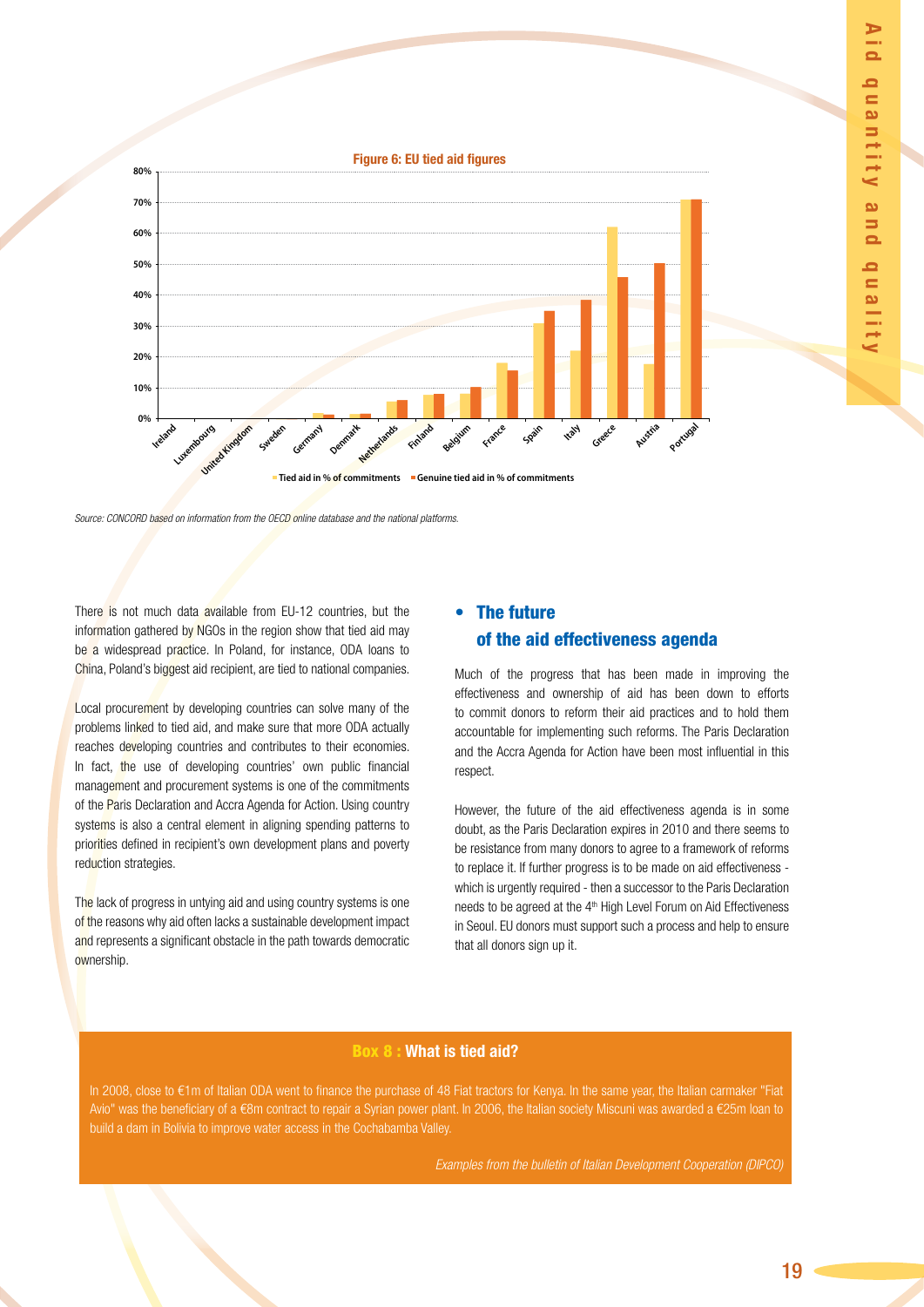**Figure 6: EU tied aid figures**

Source: CONCORD based on information from the OECD online database and the national platforms.

There is not much data available from EU-12 countries, but the information gathered by NGOs in the region show that tied aid may be a widespread practice. In Poland, for instance, ODA loans to China, Poland's biggest aid recipient, are tied to national companies.

Local procurement by developing countries can solve many of the problems linked to tied aid, and make sure that more ODA actually reaches developing countries and contributes to their economies. In fact, the use of developing countries' own public financial management and procurement systems is one of the commitments of the Paris Declaration and Accra Agenda for Action. Using country systems is also a central element in aligning spending patterns to priorities defined in recipient's own development plans and poverty reduction strategies.

The lack of progress in untying aid and using country systems is one of the reasons why aid often lacks a sustainable development impact and represents a significant obstacle in the path towards democratic ownership.

## • The future of the aid effectiveness agenda

Much of the progress that has been made in improving the effectiveness and ownership of aid has been down to efforts to commit donors to reform their aid practices and to hold them accountable for implementing such reforms. The Paris Declaration and the Accra Agenda for Action have been most influential in this respect.

However, the future of the aid effectiveness agenda is in some doubt, as the Paris Declaration expires in 2010 and there seems to be resistance from many donors to agree to a framework of reforms to replace it. If further progress is to be made on aid effectiveness - which is urgently required - then a successor to the Paris Declaration needs to be agreed at the 4th High Level Forum on Aid Effectiveness in Seoul. EU donors must support such a process and help to ensure that all donors sign up it.

### Box 8 : What is tied aid?

In 2008, close to €1m of Italian ODA went to finance the purchase of 48 Fiat tractors for Kenya. In the same year, the Italian carmaker "Fiat Avio" was the beneficiary of a €8m contract to repair a Syrian power plant. In 2006, the Italian society Miscuni was awarded a €25m loan to build a dam in Bolivia to improve water access in the Cochabamba Valley.

*Examples from the bulletin of Italian Development Cooperation (DIPCO)*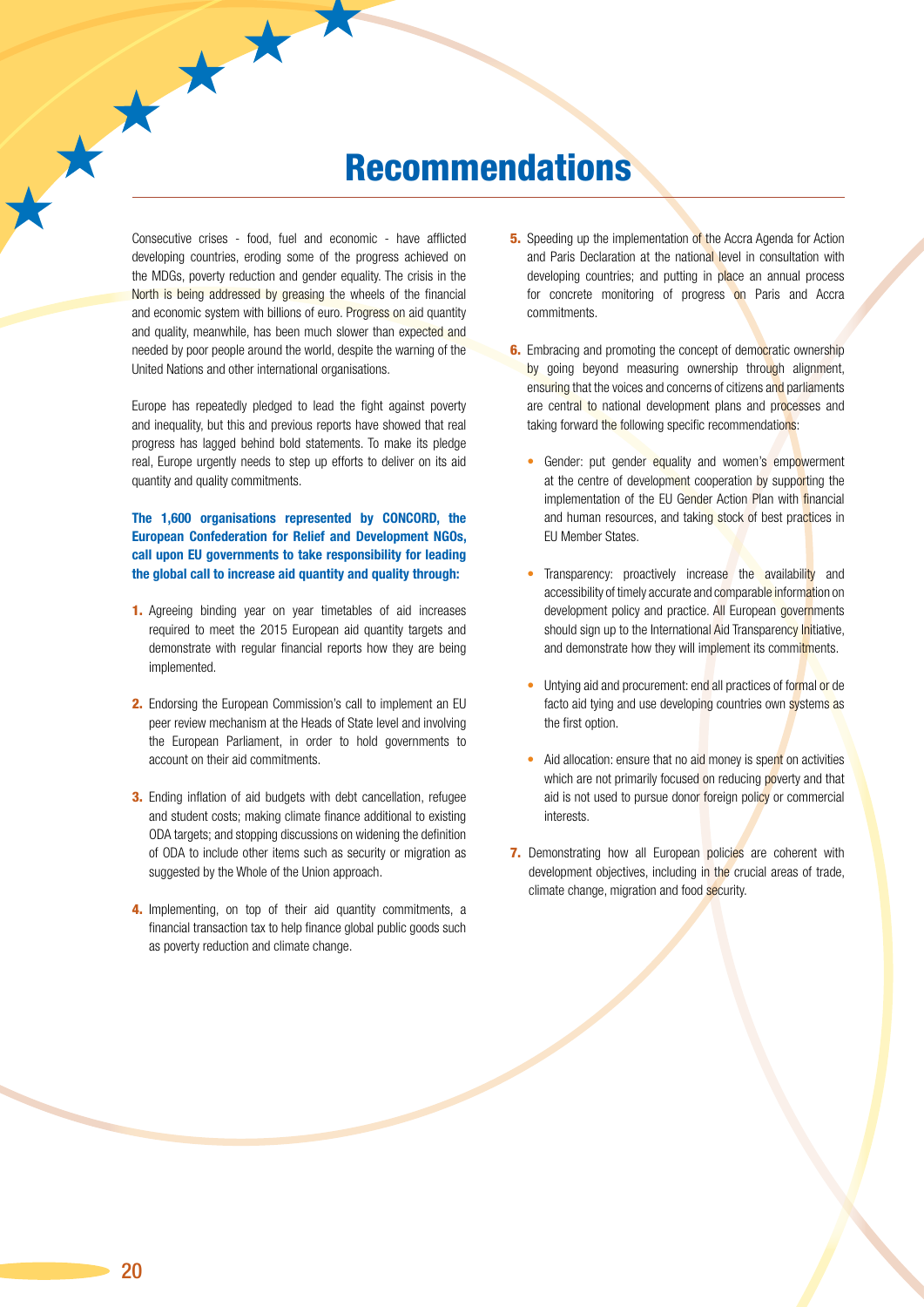# Recommendations

Consecutive crises - food, fuel and economic - have afflicted developing countries, eroding some of the progress achieved on the MDGs, poverty reduction and gender equality. The crisis in the North is being addressed by greasing the wheels of the financial and economic system with billions of euro. Progress on aid quantity and quality, meanwhile, has been much slower than expected and needed by poor people around the world, despite the warning of the United Nations and other international organisations.

Europe has repeatedly pledged to lead the fight against poverty and inequality, but this and previous reports have showed that real progress has lagged behind bold statements. To make its pledge real, Europe urgently needs to step up efforts to deliver on its aid quantity and quality commitments.

**The 1,600 organisations represented by CONCORD, the European Confederation for Relief and Development NGOs, call upon EU governments to take responsibility for leading the global call to increase aid quantity and quality through:**

1. Agreeing binding year on year timetables of aid increases required to meet the 2015 European aid quantity targets and demonstrate with regular financial reports how they are being implemented.
2. Endorsing the European Commission's call to implement an EU peer review mechanism at the Heads of State level and involving the European Parliament, in order to hold governments to account on their aid commitments.
3. Ending inflation of aid budgets with debt cancellation, refugee and student costs; making climate finance additional to existing ODA targets; and stopping discussions on widening the definition of ODA to include other items such as security or migration as suggested by the Whole of the Union approach.
4. Implementing, on top of their aid quantity commitments, a financial transaction tax to help finance global public goods such as poverty reduction and climate change.
5. Speeding up the implementation of the Accra Agenda for Action and Paris Declaration at the national level in consultation with developing countries; and putting in place an annual process for concrete monitoring of progress on Paris and Accra commitments.
6. Embracing and promoting the concept of democratic ownership by going beyond measuring ownership through alignment, ensuring that the voices and concerns of citizens and parliaments are central to national development plans and processes and taking forward the following specific recommendations:
   - Gender: put gender equality and women's empowerment at the centre of development cooperation by supporting the implementation of the EU Gender Action Plan with financial and human resources, and taking stock of best practices in EU Member States.
   - Transparency: proactively increase the availability and accessibility of timely accurate and comparable information on development policy and practice. All European governments should sign up to the International Aid Transparency Initiative, and demonstrate how they will implement its commitments.
   - Untying aid and procurement: end all practices of formal or de facto aid tying and use developing countries own systems as the first option.
   - Aid allocation: ensure that no aid money is spent on activities which are not primarily focused on reducing poverty and that aid is not used to pursue donor foreign policy or commercial interests.
7. Demonstrating how all European policies are coherent with development objectives, including in the crucial areas of trade, climate change, migration and food security.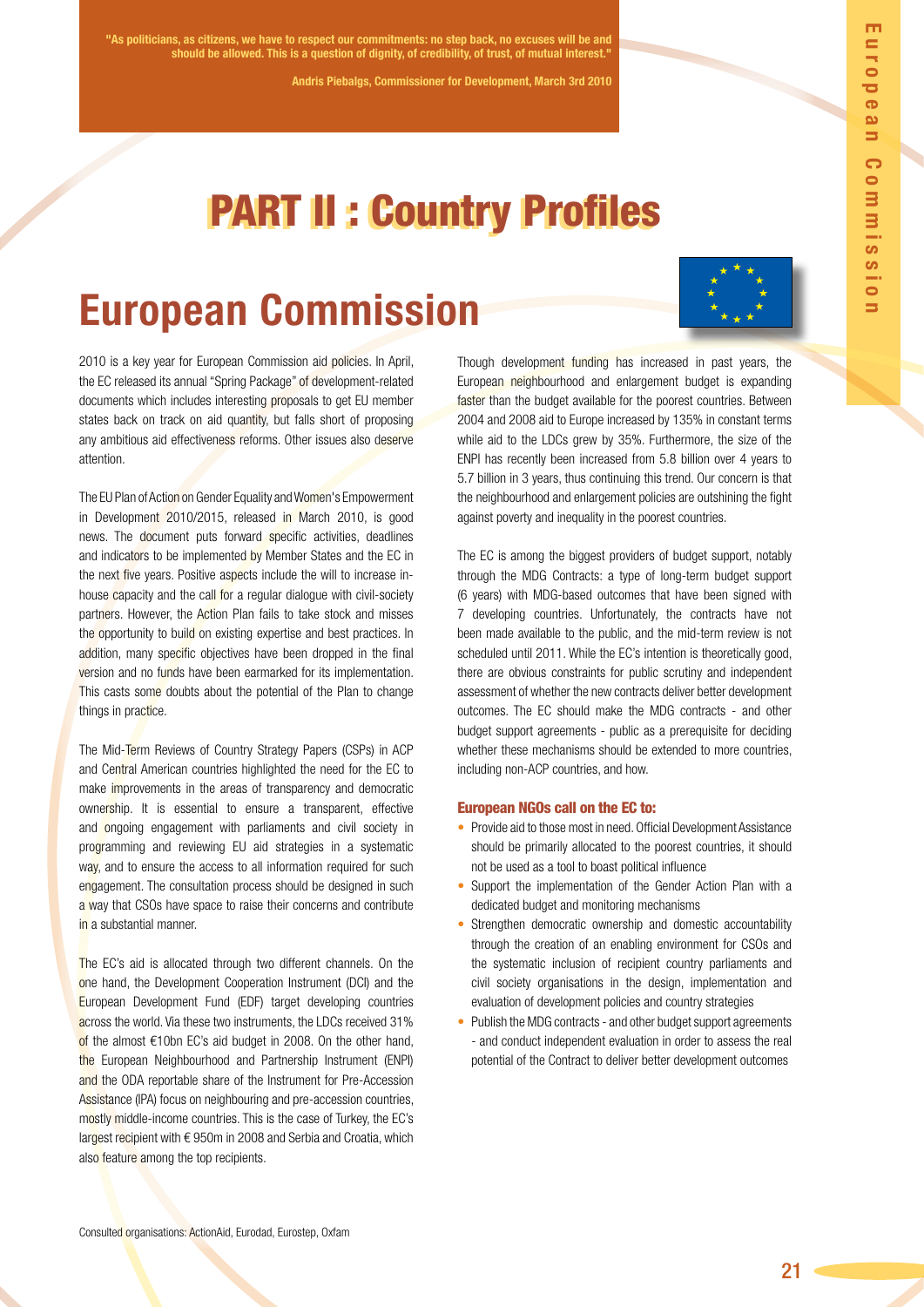"As politicians, as citizens, we have to respect our commitments: no step back, no excuses will be and should be allowed. This is a question of dignity, of credibility, of trust, of mutual interest."

Andris Piebalgs, Commissioner for Development, March 3rd 2010

# PART II : Country Profiles

## European Commission

2010 is a key year for European Commission aid policies. In April, the EC released its annual "Spring Package" of development-related documents which includes interesting proposals to get EU member states back on track on aid quantity, but falls short of proposing any ambitious aid effectiveness reforms. Other issues also deserve attention.

The EU Plan of Action on Gender Equality and Women's Empowerment in Development 2010/2015, released in March 2010, is good news. The document puts forward specific activities, deadlines and indicators to be implemented by Member States and the EC in the next five years. Positive aspects include the will to increase in-house capacity and the call for a regular dialogue with civil-society partners. However, the Action Plan fails to take stock and misses the opportunity to build on existing expertise and best practices. In addition, many specific objectives have been dropped in the final version and no funds have been earmarked for its implementation. This casts some doubts about the potential of the Plan to change things in practice.

The Mid-Term Reviews of Country Strategy Papers (CSPs) in ACP and Central American countries highlighted the need for the EC to make improvements in the areas of transparency and democratic ownership. It is essential to ensure a transparent, effective and ongoing engagement with parliaments and civil society in programming and reviewing EU aid strategies in a systematic way, and to ensure the access to all information required for such engagement. The consultation process should be designed in such a way that CSOs have space to raise their concerns and contribute in a substantial manner.

The EC's aid is allocated through two different channels. On the one hand, the Development Cooperation Instrument (DCI) and the European Development Fund (EDF) target developing countries across the world. Via these two instruments, the LDCs received 31% of the almost €10bn EC's aid budget in 2008. On the other hand, the European Neighbourhood and Partnership Instrument (ENPI) and the ODA reportable share of the Instrument for Pre-Accession Assistance (IPA) focus on neighbouring and pre-accession countries, mostly middle-income countries. This is the case of Turkey, the EC's largest recipient with € 950m in 2008 and Serbia and Croatia, which also feature among the top recipients.

Though development funding has increased in past years, the European neighbourhood and enlargement budget is expanding faster than the budget available for the poorest countries. Between 2004 and 2008 aid to Europe increased by 135% in constant terms while aid to the LDCs grew by 35%. Furthermore, the size of the ENPI has recently been increased from 5.8 billion over 4 years to 5.7 billion in 3 years, thus continuing this trend. Our concern is that the neighbourhood and enlargement policies are outshining the fight against poverty and inequality in the poorest countries.

The EC is among the biggest providers of budget support, notably through the MDG Contracts: a type of long-term budget support (6 years) with MDG-based outcomes that have been signed with 7 developing countries. Unfortunately, the contracts have not been made available to the public, and the mid-term review is not scheduled until 2011. While the EC's intention is theoretically good, there are obvious constraints for public scrutiny and independent assessment of whether the new contracts deliver better development outcomes. The EC should make the MDG contracts - and other budget support agreements - public as a prerequisite for deciding whether these mechanisms should be extended to more countries, including non-ACP countries, and how.

#### European NGOs call on the EC to:

- Provide aid to those most in need. Official Development Assistance should be primarily allocated to the poorest countries, it should not be used as a tool to boast political influence
- Support the implementation of the Gender Action Plan with a dedicated budget and monitoring mechanisms
- Strengthen democratic ownership and domestic accountability through the creation of an enabling environment for CSOs and the systematic inclusion of recipient country parliaments and civil society organisations in the design, implementation and evaluation of development policies and country strategies
- Publish the MDG contracts - and other budget support agreements - and conduct independent evaluation in order to assess the real potential of the Contract to deliver better development outcomes

Consulted organisations: ActionAid, Eurodad, Eurostep, Oxfam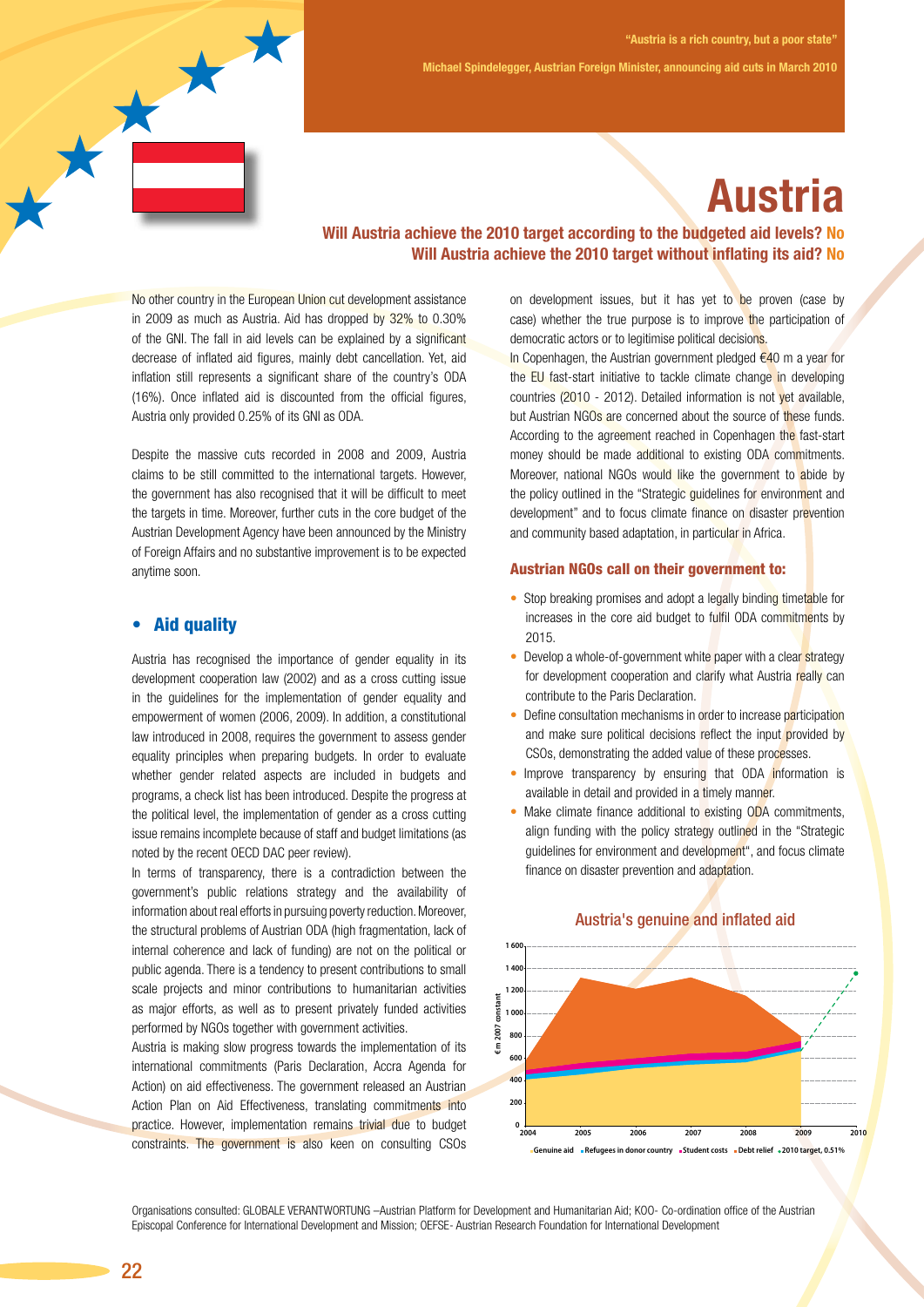"Austria is a rich country, but a poor state"

Michael Spindelegger, Austrian Foreign Minister, announcing aid cuts in March 2010

# Austria

**Will Austria achieve the 2010 target according to the budgeted aid levels? No**
**Will Austria achieve the 2010 target without inflating its aid? No**

No other country in the European Union cut development assistance in 2009 as much as Austria. Aid has dropped by 32% to 0.30% of the GNI. The fall in aid levels can be explained by a significant decrease of inflated aid figures, mainly debt cancellation. Yet, aid inflation still represents a significant share of the country's ODA (16%). Once inflated aid is discounted from the official figures, Austria only provided 0.25% of its GNI as ODA.

Despite the massive cuts recorded in 2008 and 2009, Austria claims to be still committed to the international targets. However, the government has also recognised that it will be difficult to meet the targets in time. Moreover, further cuts in the core budget of the Austrian Development Agency have been announced by the Ministry of Foreign Affairs and no substantive improvement is to be expected anytime soon.

## • Aid quality

Austria has recognised the importance of gender equality in its development cooperation law (2002) and as a cross cutting issue in the guidelines for the implementation of gender equality and empowerment of women (2006, 2009). In addition, a constitutional law introduced in 2008, requires the government to assess gender equality principles when preparing budgets. In order to evaluate whether gender related aspects are included in budgets and programs, a check list has been introduced. Despite the progress at the political level, the implementation of gender as a cross cutting issue remains incomplete because of staff and budget limitations (as noted by the recent OECD DAC peer review).

In terms of transparency, there is a contradiction between the government's public relations strategy and the availability of information about real efforts in pursuing poverty reduction. Moreover, the structural problems of Austrian ODA (high fragmentation, lack of internal coherence and lack of funding) are not on the political or public agenda. There is a tendency to present contributions to small scale projects and minor contributions to humanitarian activities as major efforts, as well as to present privately funded activities performed by NGOs together with government activities.

Austria is making slow progress towards the implementation of its international commitments (Paris Declaration, Accra Agenda for Action) on aid effectiveness. The government released an Austrian Action Plan on Aid Effectiveness, translating commitments into practice. However, implementation remains trivial due to budget constraints. The government is also keen on consulting CSOs on development issues, but it has yet to be proven (case by case) whether the true purpose is to improve the participation of democratic actors or to legitimise political decisions.

In Copenhagen, the Austrian government pledged €40 m a year for the EU fast-start initiative to tackle climate change in developing countries (2010 - 2012). Detailed information is not yet available, but Austrian NGOs are concerned about the source of these funds. According to the agreement reached in Copenhagen the fast-start money should be made additional to existing ODA commitments. Moreover, national NGOs would like the government to abide by the policy outlined in the "Strategic guidelines for environment and development" and to focus climate finance on disaster prevention and community based adaptation, in particular in Africa.

### Austrian NGOs call on their government to:

- Stop breaking promises and adopt a legally binding timetable for increases in the core aid budget to fulfil ODA commitments by 2015.
- Develop a whole-of-government white paper with a clear strategy for development cooperation and clarify what Austria really can contribute to the Paris Declaration.
- Define consultation mechanisms in order to increase participation and make sure political decisions reflect the input provided by CSOs, demonstrating the added value of these processes.
- Improve transparency by ensuring that ODA information is available in detail and provided in a timely manner.
- Make climate finance additional to existing ODA commitments, align funding with the policy strategy outlined in the "Strategic guidelines for environment and development", and focus climate finance on disaster prevention and adaptation.

**Austria's genuine and inflated aid**

€m 2007 constant; 2004–2010. Legend: Genuine aid, Refugees in donor country, Student costs, Debt relief, 2010 target, 0.51%

Organisations consulted: GLOBALE VERANTWORTUNG –Austrian Platform for Development and Humanitarian Aid; KOO- Co-ordination office of the Austrian Episcopal Conference for International Development and Mission; OEFSE- Austrian Research Foundation for International Development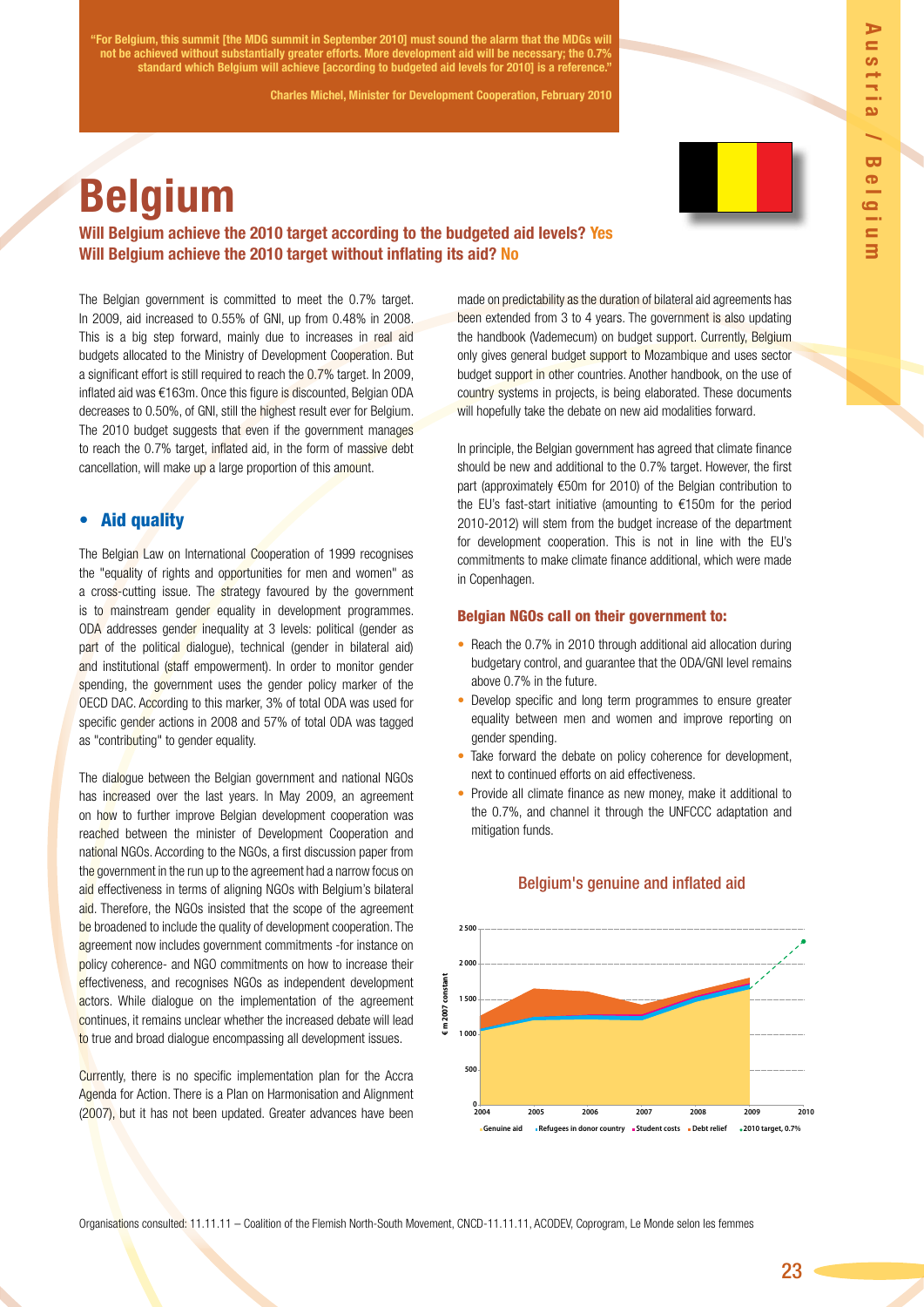> "For Belgium, this summit [the MDG summit in September 2010] must sound the alarm that the MDGs will not be achieved without substantially greater efforts. More development aid will be necessary; the 0.7% standard which Belgium will achieve [according to budgeted aid levels for 2010] is a reference."
>
> Charles Michel, Minister for Development Cooperation, February 2010

# Belgium

**Will Belgium achieve the 2010 target according to the budgeted aid levels? Yes**
**Will Belgium achieve the 2010 target without inflating its aid? No**

The Belgian government is committed to meet the 0.7% target. In 2009, aid increased to 0.55% of GNI, up from 0.48% in 2008. This is a big step forward, mainly due to increases in real aid budgets allocated to the Ministry of Development Cooperation. But a significant effort is still required to reach the 0.7% target. In 2009, inflated aid was €163m. Once this figure is discounted, Belgian ODA decreases to 0.50%, of GNI, still the highest result ever for Belgium. The 2010 budget suggests that even if the government manages to reach the 0.7% target, inflated aid, in the form of massive debt cancellation, will make up a large proportion of this amount.

## • Aid quality

The Belgian Law on International Cooperation of 1999 recognises the "equality of rights and opportunities for men and women" as a cross-cutting issue. The strategy favoured by the government is to mainstream gender equality in development programmes. ODA addresses gender inequality at 3 levels: political (gender as part of the political dialogue), technical (gender in bilateral aid) and institutional (staff empowerment). In order to monitor gender spending, the government uses the gender policy marker of the OECD DAC. According to this marker, 3% of total ODA was used for specific gender actions in 2008 and 57% of total ODA was tagged as "contributing" to gender equality.

The dialogue between the Belgian government and national NGOs has increased over the last years. In May 2009, an agreement on how to further improve Belgian development cooperation was reached between the minister of Development Cooperation and national NGOs. According to the NGOs, a first discussion paper from the government in the run up to the agreement had a narrow focus on aid effectiveness in terms of aligning NGOs with Belgium's bilateral aid. Therefore, the NGOs insisted that the scope of the agreement be broadened to include the quality of development cooperation. The agreement now includes government commitments -for instance on policy coherence- and NGO commitments on how to increase their effectiveness, and recognises NGOs as independent development actors. While dialogue on the implementation of the agreement continues, it remains unclear whether the increased debate will lead to true and broad dialogue encompassing all development issues.

Currently, there is no specific implementation plan for the Accra Agenda for Action. There is a Plan on Harmonisation and Alignment (2007), but it has not been updated. Greater advances have been made on predictability as the duration of bilateral aid agreements has been extended from 3 to 4 years. The government is also updating the handbook (Vademecum) on budget support. Currently, Belgium only gives general budget support to Mozambique and uses sector budget support in other countries. Another handbook, on the use of country systems in projects, is being elaborated. These documents will hopefully take the debate on new aid modalities forward.

In principle, the Belgian government has agreed that climate finance should be new and additional to the 0.7% target. However, the first part (approximately €50m for 2010) of the Belgian contribution to the EU's fast-start initiative (amounting to €150m for the period 2010-2012) will stem from the budget increase of the department for development cooperation. This is not in line with the EU's commitments to make climate finance additional, which were made in Copenhagen.

### Belgian NGOs call on their government to:

- Reach the 0.7% in 2010 through additional aid allocation during budgetary control, and guarantee that the ODA/GNI level remains above 0.7% in the future.
- Develop specific and long term programmes to ensure greater equality between men and women and improve reporting on gender spending.
- Take forward the debate on policy coherence for development, next to continued efforts on aid effectiveness.
- Provide all climate finance as new money, make it additional to the 0.7%, and channel it through the UNFCCC adaptation and mitigation funds.

**Belgium's genuine and inflated aid**

€ m 2007 constant

Legend: Genuine aid, Refugees in donor country, Student costs, Debt relief, 2010 target, 0.7%

Organisations consulted: 11.11.11 – Coalition of the Flemish North-South Movement, CNCD-11.11.11, ACODEV, Coprogram, Le Monde selon les femmes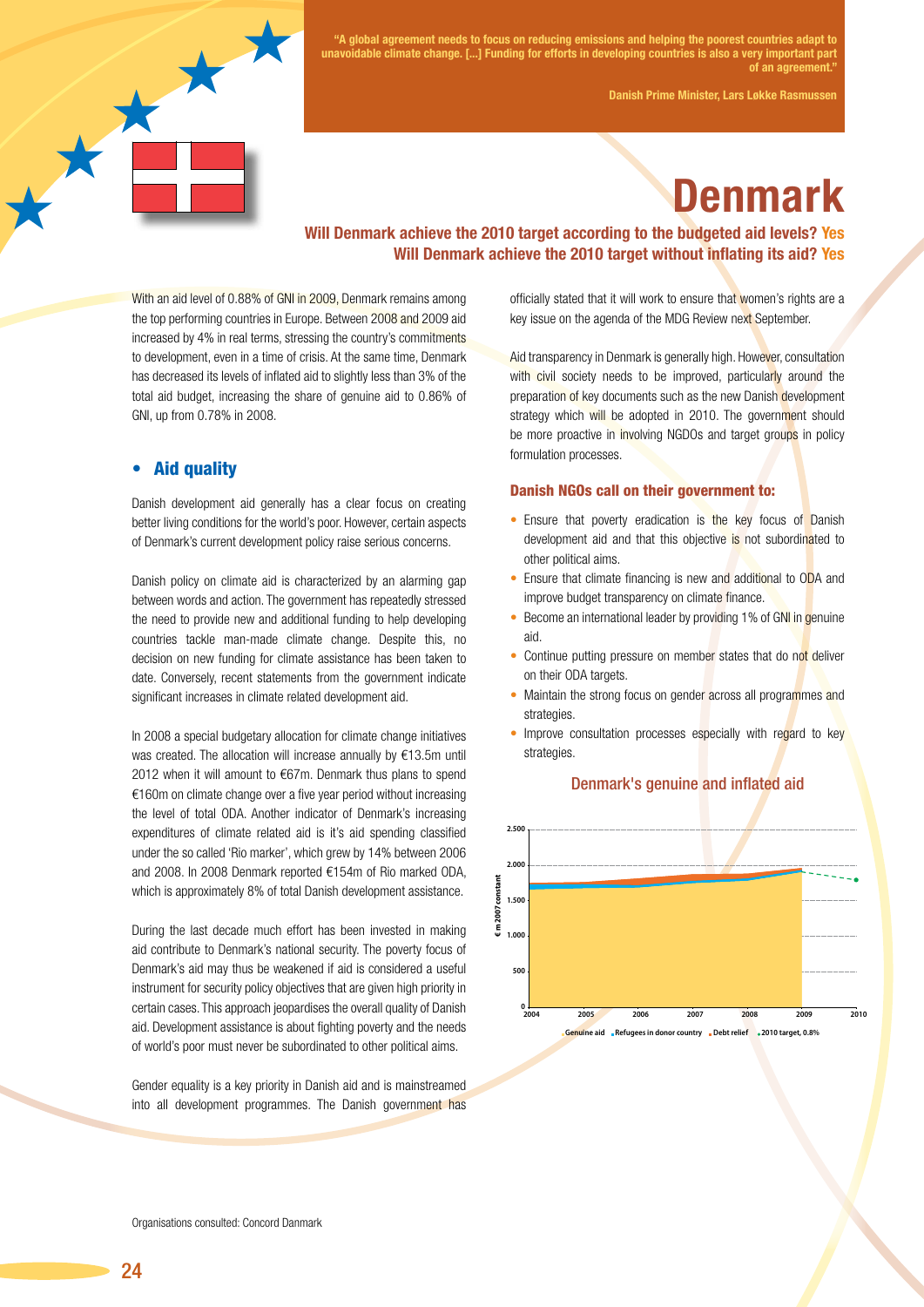> "A global agreement needs to focus on reducing emissions and helping the poorest countries adapt to unavoidable climate change. [...] Funding for efforts in developing countries is also a very important part of an agreement."
>
> **Danish Prime Minister, Lars Løkke Rasmussen**

# Denmark

**Will Denmark achieve the 2010 target according to the budgeted aid levels? Yes**
**Will Denmark achieve the 2010 target without inflating its aid? Yes**

With an aid level of 0.88% of GNI in 2009, Denmark remains among the top performing countries in Europe. Between 2008 and 2009 aid increased by 4% in real terms, stressing the country's commitments to development, even in a time of crisis. At the same time, Denmark has decreased its levels of inflated aid to slightly less than 3% of the total aid budget, increasing the share of genuine aid to 0.86% of GNI, up from 0.78% in 2008.

## Aid quality

Danish development aid generally has a clear focus on creating better living conditions for the world's poor. However, certain aspects of Denmark's current development policy raise serious concerns.

Danish policy on climate aid is characterized by an alarming gap between words and action. The government has repeatedly stressed the need to provide new and additional funding to help developing countries tackle man-made climate change. Despite this, no decision on new funding for climate assistance has been taken to date. Conversely, recent statements from the government indicate significant increases in climate related development aid.

In 2008 a special budgetary allocation for climate change initiatives was created. The allocation will increase annually by €13.5m until 2012 when it will amount to €67m. Denmark thus plans to spend €160m on climate change over a five year period without increasing the level of total ODA. Another indicator of Denmark's increasing expenditures of climate related aid is it's aid spending classified under the so called 'Rio marker', which grew by 14% between 2006 and 2008. In 2008 Denmark reported €154m of Rio marked ODA, which is approximately 8% of total Danish development assistance.

During the last decade much effort has been invested in making aid contribute to Denmark's national security. The poverty focus of Denmark's aid may thus be weakened if aid is considered a useful instrument for security policy objectives that are given high priority in certain cases. This approach jeopardises the overall quality of Danish aid. Development assistance is about fighting poverty and the needs of world's poor must never be subordinated to other political aims.

Gender equality is a key priority in Danish aid and is mainstreamed into all development programmes. The Danish government has officially stated that it will work to ensure that women's rights are a key issue on the agenda of the MDG Review next September.

Aid transparency in Denmark is generally high. However, consultation with civil society needs to be improved, particularly around the preparation of key documents such as the new Danish development strategy which will be adopted in 2010. The government should be more proactive in involving NGDOs and target groups in policy formulation processes.

### Danish NGOs call on their government to:

- Ensure that poverty eradication is the key focus of Danish development aid and that this objective is not subordinated to other political aims.
- Ensure that climate financing is new and additional to ODA and improve budget transparency on climate finance.
- Become an international leader by providing 1% of GNI in genuine aid.
- Continue putting pressure on member states that do not deliver on their ODA targets.
- Maintain the strong focus on gender across all programmes and strategies.
- Improve consultation processes especially with regard to key strategies.

**Denmark's genuine and inflated aid**

Legend: Genuine aid, Refugees in donor country, Debt relief, 2010 target, 0.8% — y-axis: € m 2007 constant (0–2.500); x-axis: 2004–2010

Organisations consulted: Concord Danmark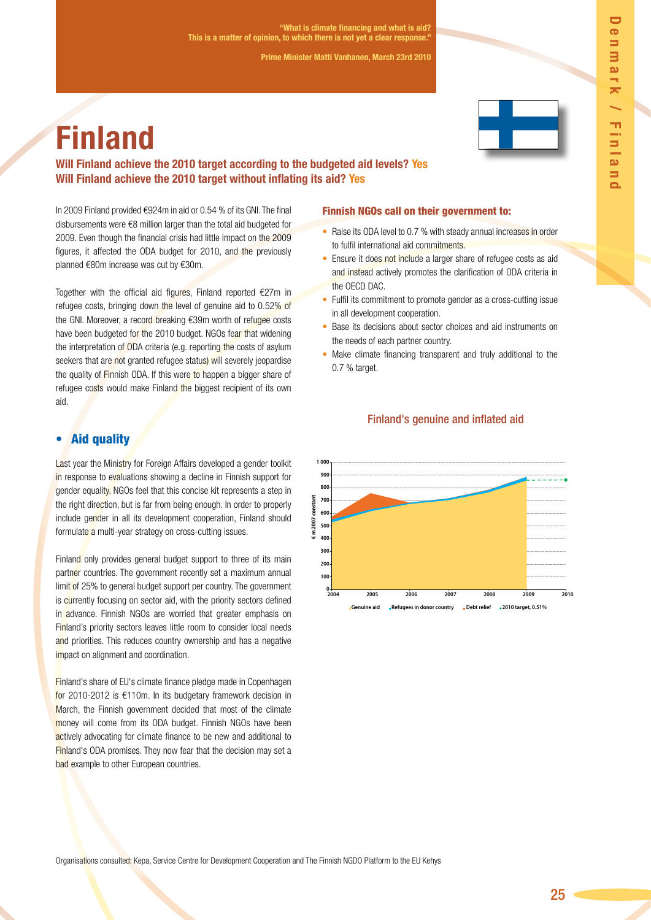"What is climate financing and what is aid? This is a matter of opinion, to which there is not yet a clear response."

Prime Minister Matti Vanhanen, March 23rd 2010

# Finland

**Will Finland achieve the 2010 target according to the budgeted aid levels? Yes**
**Will Finland achieve the 2010 target without inflating its aid? Yes**

In 2009 Finland provided €924m in aid or 0.54 % of its GNI. The final disbursements were €8 million larger than the total aid budgeted for 2009. Even though the financial crisis had little impact on the 2009 figures, it affected the ODA budget for 2010, and the previously planned €80m increase was cut by €30m.

Together with the official aid figures, Finland reported €27m in refugee costs, bringing down the level of genuine aid to 0.52% of the GNI. Moreover, a record breaking €39m worth of refugee costs have been budgeted for the 2010 budget. NGOs fear that widening the interpretation of ODA criteria (e.g. reporting the costs of asylum seekers that are not granted refugee status) will severely jeopardise the quality of Finnish ODA. If this were to happen a bigger share of refugee costs would make Finland the biggest recipient of its own aid.

## • Aid quality

Last year the Ministry for Foreign Affairs developed a gender toolkit in response to evaluations showing a decline in Finnish support for gender equality. NGOs feel that this concise kit represents a step in the right direction, but is far from being enough. In order to properly include gender in all its development cooperation, Finland should formulate a multi-year strategy on cross-cutting issues.

Finland only provides general budget support to three of its main partner countries. The government recently set a maximum annual limit of 25% to general budget support per country. The government is currently focusing on sector aid, with the priority sectors defined in advance. Finnish NGOs are worried that greater emphasis on Finland's priority sectors leaves little room to consider local needs and priorities. This reduces country ownership and has a negative impact on alignment and coordination.

Finland's share of EU's climate finance pledge made in Copenhagen for 2010-2012 is €110m. In its budgetary framework decision in March, the Finnish government decided that most of the climate money will come from its ODA budget. Finnish NGOs have been actively advocating for climate finance to be new and additional to Finland's ODA promises. They now fear that the decision may set a bad example to other European countries.

### Finnish NGOs call on their government to:

- Raise its ODA level to 0.7 % with steady annual increases in order to fulfil international aid commitments.
- Ensure it does not include a larger share of refugee costs as aid and instead actively promotes the clarification of ODA criteria in the OECD DAC.
- Fulfil its commitment to promote gender as a cross-cutting issue in all development cooperation.
- Base its decisions about sector choices and aid instruments on the needs of each partner country.
- Make climate financing transparent and truly additional to the 0.7 % target.

### Finland's genuine and inflated aid

Legend: Genuine aid; Refugees in donor country; Debt relief; 2010 target, 0.51% (y-axis: € m 2007 constant; x-axis: 2004–2010)

Organisations consulted: Kepa, Service Centre for Development Cooperation and The Finnish NGDO Platform to the EU Kehys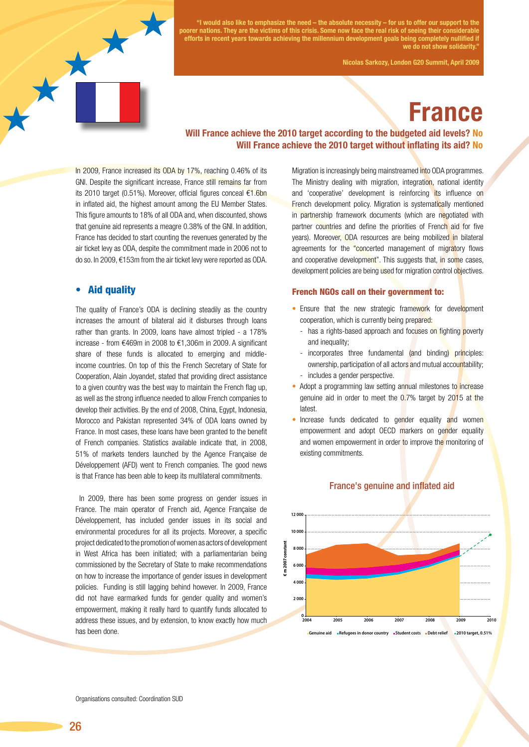> "I would also like to emphasize the need – the absolute necessity – for us to offer our support to the poorer nations. They are the victims of this crisis. Some now face the real risk of seeing their considerable efforts in recent years towards achieving the millennium development goals being completely nullified if we do not show solidarity."
>
> Nicolas Sarkozy, London G20 Summit, April 2009

# France

**Will France achieve the 2010 target according to the budgeted aid levels? No**
**Will France achieve the 2010 target without inflating its aid? No**

In 2009, France increased its ODA by 17%, reaching 0.46% of its GNI. Despite the significant increase, France still remains far from its 2010 target (0.51%). Moreover, official figures conceal €1.6bn in inflated aid, the highest amount among the EU Member States. This figure amounts to 18% of all ODA and, when discounted, shows that genuine aid represents a meagre 0.38% of the GNI. In addition, France has decided to start counting the revenues generated by the air ticket levy as ODA, despite the commitment made in 2006 not to do so. In 2009, €153m from the air ticket levy were reported as ODA.

## • Aid quality

The quality of France's ODA is declining steadily as the country increases the amount of bilateral aid it disburses through loans rather than grants. In 2009, loans have almost tripled - a 178% increase - from €469m in 2008 to €1,306m in 2009. A significant share of these funds is allocated to emerging and middle-income countries. On top of this the French Secretary of State for Cooperation, Alain Joyandet, stated that providing direct assistance to a given country was the best way to maintain the French flag up, as well as the strong influence needed to allow French companies to develop their activities. By the end of 2008, China, Egypt, Indonesia, Morocco and Pakistan represented 34% of ODA loans owned by France. In most cases, these loans have been granted to the benefit of French companies. Statistics available indicate that, in 2008, 51% of markets tenders launched by the Agence Française de Développement (AFD) went to French companies. The good news is that France has been able to keep its multilateral commitments.

In 2009, there has been some progress on gender issues in France. The main operator of French aid, Agence Française de Développement, has included gender issues in its social and environmental procedures for all its projects. Moreover, a specific project dedicated to the promotion of women as actors of development in West Africa has been initiated; with a parliamentarian being commissioned by the Secretary of State to make recommendations on how to increase the importance of gender issues in development policies. Funding is still lagging behind however. In 2009, France did not have earmarked funds for gender quality and women's empowerment, making it really hard to quantify funds allocated to address these issues, and by extension, to know exactly how much has been done.

Migration is increasingly being mainstreamed into ODA programmes. The Ministry dealing with migration, integration, national identity and 'cooperative' development is reinforcing its influence on French development policy. Migration is systematically mentioned in partnership framework documents (which are negotiated with partner countries and define the priorities of French aid for five years). Moreover, ODA resources are being mobilized in bilateral agreements for the "concerted management of migratory flows and cooperative development". This suggests that, in some cases, development policies are being used for migration control objectives.

### French NGOs call on their government to:

- Ensure that the new strategic framework for development cooperation, which is currently being prepared:
  - has a rights-based approach and focuses on fighting poverty and inequality;
  - incorporates three fundamental (and binding) principles: ownership, participation of all actors and mutual accountability;
  - includes a gender perspective.
- Adopt a programming law setting annual milestones to increase genuine aid in order to meet the 0.7% target by 2015 at the latest.
- Increase funds dedicated to gender equality and women empowerment and adopt OECD markers on gender equality and women empowerment in order to improve the monitoring of existing commitments.

### France's genuine and inflated aid

[Stacked area chart, € m 2007 constant, 2004–2010. Series: Genuine aid, Refugees in donor country, Student costs, Debt relief, 2010 target, 0.51%. Y-axis: 0 to 12 000.]

Organisations consulted: Coordination SUD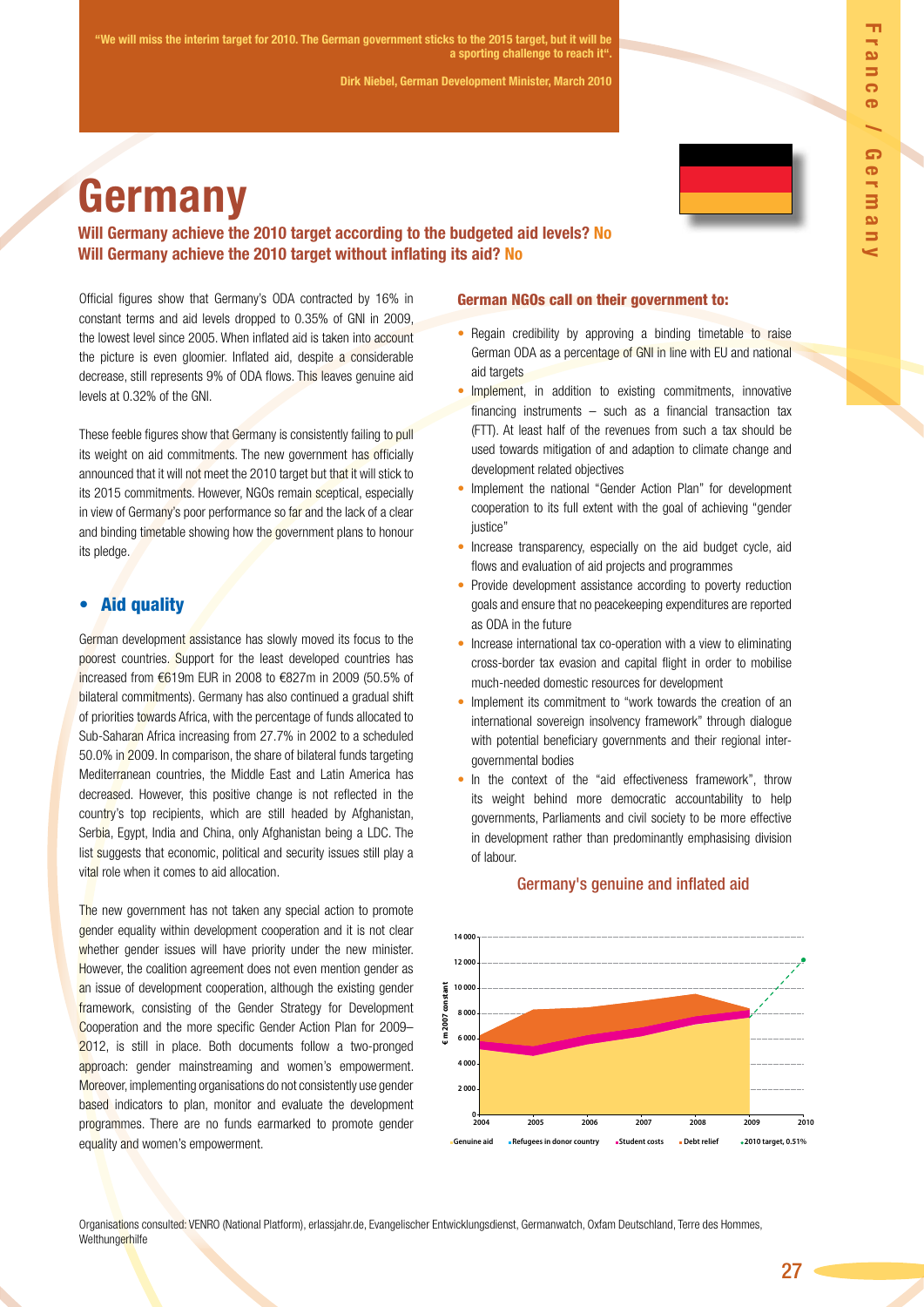"We will miss the interim target for 2010. The German government sticks to the 2015 target, but it will be a sporting challenge to reach it".

Dirk Niebel, German Development Minister, March 2010

# Germany

**Will Germany achieve the 2010 target according to the budgeted aid levels? No**
**Will Germany achieve the 2010 target without inflating its aid? No**

Official figures show that Germany's ODA contracted by 16% in constant terms and aid levels dropped to 0.35% of GNI in 2009, the lowest level since 2005. When inflated aid is taken into account the picture is even gloomier. Inflated aid, despite a considerable decrease, still represents 9% of ODA flows. This leaves genuine aid levels at 0.32% of the GNI.

These feeble figures show that Germany is consistently failing to pull its weight on aid commitments. The new government has officially announced that it will not meet the 2010 target but that it will stick to its 2015 commitments. However, NGOs remain sceptical, especially in view of Germany's poor performance so far and the lack of a clear and binding timetable showing how the government plans to honour its pledge.

## • Aid quality

German development assistance has slowly moved its focus to the poorest countries. Support for the least developed countries has increased from €619m EUR in 2008 to €827m in 2009 (50.5% of bilateral commitments). Germany has also continued a gradual shift of priorities towards Africa, with the percentage of funds allocated to Sub-Saharan Africa increasing from 27.7% in 2002 to a scheduled 50.0% in 2009. In comparison, the share of bilateral funds targeting Mediterranean countries, the Middle East and Latin America has decreased. However, this positive change is not reflected in the country's top recipients, which are still headed by Afghanistan, Serbia, Egypt, India and China, only Afghanistan being a LDC. The list suggests that economic, political and security issues still play a vital role when it comes to aid allocation.

The new government has not taken any special action to promote gender equality within development cooperation and it is not clear whether gender issues will have priority under the new minister. However, the coalition agreement does not even mention gender as an issue of development cooperation, although the existing gender framework, consisting of the Gender Strategy for Development Cooperation and the more specific Gender Action Plan for 2009–2012, is still in place. Both documents follow a two-pronged approach: gender mainstreaming and women's empowerment. Moreover, implementing organisations do not consistently use gender based indicators to plan, monitor and evaluate the development programmes. There are no funds earmarked to promote gender equality and women's empowerment.

### German NGOs call on their government to:

- Regain credibility by approving a binding timetable to raise German ODA as a percentage of GNI in line with EU and national aid targets
- Implement, in addition to existing commitments, innovative financing instruments – such as a financial transaction tax (FTT). At least half of the revenues from such a tax should be used towards mitigation of and adaption to climate change and development related objectives
- Implement the national "Gender Action Plan" for development cooperation to its full extent with the goal of achieving "gender justice"
- Increase transparency, especially on the aid budget cycle, aid flows and evaluation of aid projects and programmes
- Provide development assistance according to poverty reduction goals and ensure that no peacekeeping expenditures are reported as ODA in the future
- Increase international tax co-operation with a view to eliminating cross-border tax evasion and capital flight in order to mobilise much-needed domestic resources for development
- Implement its commitment to "work towards the creation of an international sovereign insolvency framework" through dialogue with potential beneficiary governments and their regional inter-governmental bodies
- In the context of the "aid effectiveness framework", throw its weight behind more democratic accountability to help governments, Parliaments and civil society to be more effective in development rather than predominantly emphasising division of labour.

Germany's genuine and inflated aid

Organisations consulted: VENRO (National Platform), erlassjahr.de, Evangelischer Entwicklungsdienst, Germanwatch, Oxfam Deutschland, Terre des Hommes, Welthungerhilfe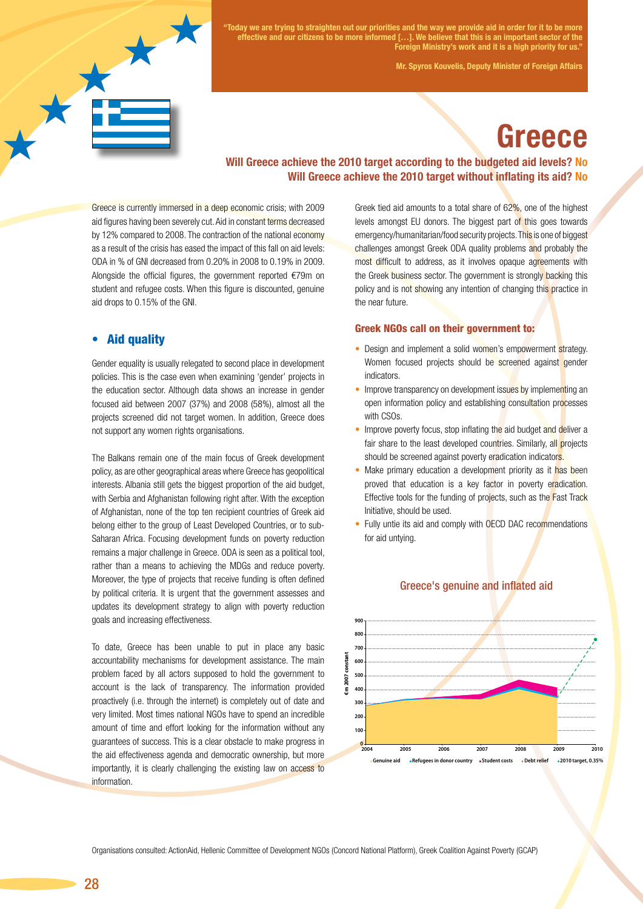"Today we are trying to straighten out our priorities and the way we provide aid in order for it to be more effective and our citizens to be more informed […]. We believe that this is an important sector of the Foreign Ministry's work and it is a high priority for us."

Mr. Spyros Kouvelis, Deputy Minister of Foreign Affairs

# Greece

**Will Greece achieve the 2010 target according to the budgeted aid levels? No**
**Will Greece achieve the 2010 target without inflating its aid? No**

Greece is currently immersed in a deep economic crisis; with 2009 aid figures having been severely cut. Aid in constant terms decreased by 12% compared to 2008. The contraction of the national economy as a result of the crisis has eased the impact of this fall on aid levels: ODA in % of GNI decreased from 0.20% in 2008 to 0.19% in 2009. Alongside the official figures, the government reported €79m on student and refugee costs. When this figure is discounted, genuine aid drops to 0.15% of the GNI.

## • Aid quality

Gender equality is usually relegated to second place in development policies. This is the case even when examining 'gender' projects in the education sector. Although data shows an increase in gender focused aid between 2007 (37%) and 2008 (58%), almost all the projects screened did not target women. In addition, Greece does not support any women rights organisations.

The Balkans remain one of the main focus of Greek development policy, as are other geographical areas where Greece has geopolitical interests. Albania still gets the biggest proportion of the aid budget, with Serbia and Afghanistan following right after. With the exception of Afghanistan, none of the top ten recipient countries of Greek aid belong either to the group of Least Developed Countries, or to sub-Saharan Africa. Focusing development funds on poverty reduction remains a major challenge in Greece. ODA is seen as a political tool, rather than a means to achieving the MDGs and reduce poverty. Moreover, the type of projects that receive funding is often defined by political criteria. It is urgent that the government assesses and updates its development strategy to align with poverty reduction goals and increasing effectiveness.

To date, Greece has been unable to put in place any basic accountability mechanisms for development assistance. The main problem faced by all actors supposed to hold the government to account is the lack of transparency. The information provided proactively (i.e. through the internet) is completely out of date and very limited. Most times national NGOs have to spend an incredible amount of time and effort looking for the information without any guarantees of success. This is a clear obstacle to make progress in the aid effectiveness agenda and democratic ownership, but more importantly, it is clearly challenging the existing law on access to information.

Greek tied aid amounts to a total share of 62%, one of the highest levels amongst EU donors. The biggest part of this goes towards emergency/humanitarian/food security projects. This is one of biggest challenges amongst Greek ODA quality problems and probably the most difficult to address, as it involves opaque agreements with the Greek business sector. The government is strongly backing this policy and is not showing any intention of changing this practice in the near future.

### Greek NGOs call on their government to:

- Design and implement a solid women's empowerment strategy. Women focused projects should be screened against gender indicators.
- Improve transparency on development issues by implementing an open information policy and establishing consultation processes with CSOs.
- Improve poverty focus, stop inflating the aid budget and deliver a fair share to the least developed countries. Similarly, all projects should be screened against poverty eradication indicators.
- Make primary education a development priority as it has been proved that education is a key factor in poverty eradication. Effective tools for the funding of projects, such as the Fast Track Initiative, should be used.
- Fully untie its aid and comply with OECD DAC recommendations for aid untying.

Greece's genuine and inflated aid

€m 2007 constant (0–900), 2004–2010. Legend: Genuine aid, Refugees in donor country, Student costs, Debt relief, 2010 target, 0.35%

Organisations consulted: ActionAid, Hellenic Committee of Development NGOs (Concord National Platform), Greek Coalition Against Poverty (GCAP)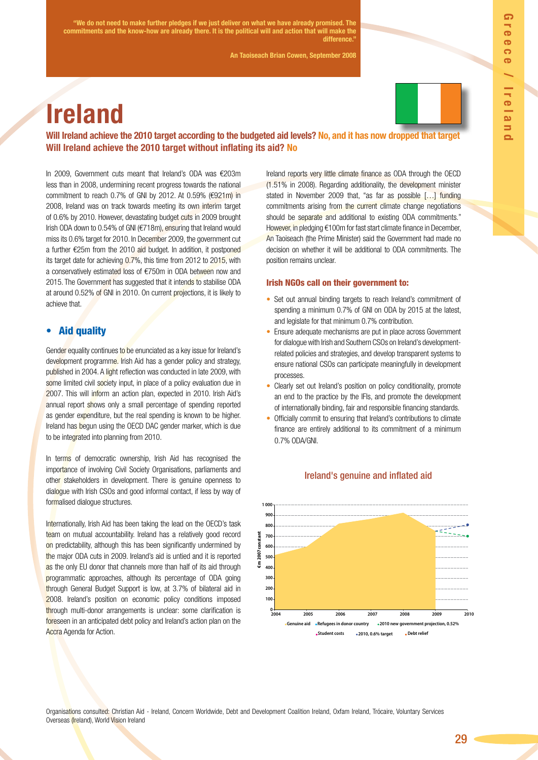"We do not need to make further pledges if we just deliver on what we have already promised. The commitments and the know-how are already there. It is the political will and action that will make the difference."

An Taoiseach Brian Cowen, September 2008

# Ireland

**Will Ireland achieve the 2010 target according to the budgeted aid levels? No, and it has now dropped that target**
**Will Ireland achieve the 2010 target without inflating its aid? No**

In 2009, Government cuts meant that Ireland's ODA was €203m less than in 2008, undermining recent progress towards the national commitment to reach 0.7% of GNI by 2012. At 0.59% (€921m) in 2008, Ireland was on track towards meeting its own interim target of 0.6% by 2010. However, devastating budget cuts in 2009 brought Irish ODA down to 0.54% of GNI (€718m), ensuring that Ireland would miss its 0.6% target for 2010. In December 2009, the government cut a further €25m from the 2010 aid budget. In addition, it postponed its target date for achieving 0.7%, this time from 2012 to 2015, with a conservatively estimated loss of €750m in ODA between now and 2015. The Government has suggested that it intends to stabilise ODA at around 0.52% of GNI in 2010. On current projections, it is likely to achieve that.

## Aid quality

Gender equality continues to be enunciated as a key issue for Ireland's development programme. Irish Aid has a gender policy and strategy, published in 2004. A light reflection was conducted in late 2009, with some limited civil society input, in place of a policy evaluation due in 2007. This will inform an action plan, expected in 2010. Irish Aid's annual report shows only a small percentage of spending reported as gender expenditure, but the real spending is known to be higher. Ireland has begun using the OECD DAC gender marker, which is due to be integrated into planning from 2010.

In terms of democratic ownership, Irish Aid has recognised the importance of involving Civil Society Organisations, parliaments and other stakeholders in development. There is genuine openness to dialogue with Irish CSOs and good informal contact, if less by way of formalised dialogue structures.

Internationally, Irish Aid has been taking the lead on the OECD's task team on mutual accountability. Ireland has a relatively good record on predictability, although this has been significantly undermined by the major ODA cuts in 2009. Ireland's aid is untied and it is reported as the only EU donor that channels more than half of its aid through programmatic approaches, although its percentage of ODA going through General Budget Support is low, at 3.7% of bilateral aid in 2008. Ireland's position on economic policy conditions imposed through multi-donor arrangements is unclear: some clarification is foreseen in an anticipated debt policy and Ireland's action plan on the Accra Agenda for Action.

Ireland reports very little climate finance as ODA through the OECD (1.51% in 2008). Regarding additionality, the development minister stated in November 2009 that, "as far as possible […] funding commitments arising from the current climate change negotiations should be separate and additional to existing ODA commitments." However, in pledging €100m for fast start climate finance in December, An Taoiseach (the Prime Minister) said the Government had made no decision on whether it will be additional to ODA commitments. The position remains unclear.

### Irish NGOs call on their government to:

- Set out annual binding targets to reach Ireland's commitment of spending a minimum 0.7% of GNI on ODA by 2015 at the latest, and legislate for that minimum 0.7% contribution.
- Ensure adequate mechanisms are put in place across Government for dialogue with Irish and Southern CSOs on Ireland's development-related policies and strategies, and develop transparent systems to ensure national CSOs can participate meaningfully in development processes.
- Clearly set out Ireland's position on policy conditionality, promote an end to the practice by the IFIs, and promote the development of internationally binding, fair and responsible financing standards.
- Officially commit to ensuring that Ireland's contributions to climate finance are entirely additional to its commitment of a minimum 0.7% ODA/GNI.

Ireland's genuine and inflated aid

(Chart: €m 2007 constant, 2004–2010. Legend: Genuine aid; Refugees in donor country; 2010 new government projection, 0.52%; Student costs; 2010, 0.6% target; Debt relief)

Organisations consulted: Christian Aid - Ireland, Concern Worldwide, Debt and Development Coalition Ireland, Oxfam Ireland, Trócaire, Voluntary Services Overseas (Ireland), World Vision Ireland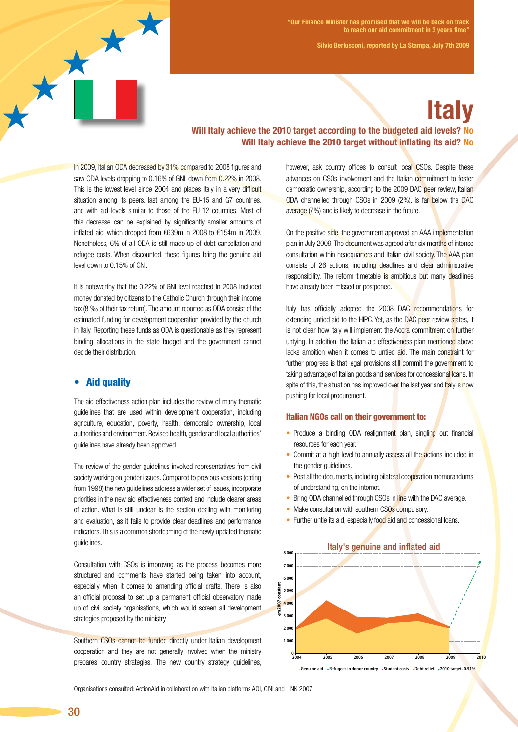"Our Finance Minister has promised that we will be back on track to reach our aid commitment in 3 years time"

Silvio Berlusconi, reported by La Stampa, July 7th 2009

# Italy

**Will Italy achieve the 2010 target according to the budgeted aid levels? No**
**Will Italy achieve the 2010 target without inflating its aid? No**

In 2009, Italian ODA decreased by 31% compared to 2008 figures and saw ODA levels dropping to 0.16% of GNI, down from 0.22% in 2008. This is the lowest level since 2004 and places Italy in a very difficult situation among its peers, last among the EU-15 and G7 countries, and with aid levels similar to those of the EU-12 countries. Most of this decrease can be explained by significantly smaller amounts of inflated aid, which dropped from €639m in 2008 to €154m in 2009. Nonetheless, 6% of all ODA is still made up of debt cancellation and refugee costs. When discounted, these figures bring the genuine aid level down to 0.15% of GNI.

It is noteworthy that the 0.22% of GNI level reached in 2008 included money donated by citizens to the Catholic Church through their income tax (8 ‰ of their tax return). The amount reported as ODA consist of the estimated funding for development cooperation provided by the church in Italy. Reporting these funds as ODA is questionable as they represent binding allocations in the state budget and the government cannot decide their distribution.

## • Aid quality

The aid effectiveness action plan includes the review of many thematic guidelines that are used within development cooperation, including agriculture, education, poverty, health, democratic ownership, local authorities and environment. Revised health, gender and local authorities' guidelines have already been approved.

The review of the gender guidelines involved representatives from civil society working on gender issues. Compared to previous versions (dating from 1998) the new guidelines address a wider set of issues, incorporate priorities in the new aid effectiveness context and include clearer areas of action. What is still unclear is the section dealing with monitoring and evaluation, as it fails to provide clear deadlines and performance indicators. This is a common shortcoming of the newly updated thematic guidelines.

Consultation with CSOs is improving as the process becomes more structured and comments have started being taken into account, especially when it comes to amending official drafts. There is also an official proposal to set up a permanent official observatory made up of civil society organisations, which would screen all development strategies proposed by the ministry.

Southern CSOs cannot be funded directly under Italian development cooperation and they are not generally involved when the ministry prepares country strategies. The new country strategy guidelines, however, ask country offices to consult local CSOs. Despite these advances on CSOs involvement and the Italian commitment to foster democratic ownership, according to the 2009 DAC peer review, Italian ODA channelled through CSOs in 2009 (2%), is far below the DAC average (7%) and is likely to decrease in the future.

On the positive side, the government approved an AAA implementation plan in July 2009. The document was agreed after six months of intense consultation within headquarters and Italian civil society. The AAA plan consists of 26 actions, including deadlines and clear administrative responsibility. The reform timetable is ambitious but many deadlines have already been missed or postponed.

Italy has officially adopted the 2008 DAC recommendations for extending untied aid to the HIPC. Yet, as the DAC peer review states, it is not clear how Italy will implement the Accra commitment on further untying. In addition, the Italian aid effectiveness plan mentioned above lacks ambition when it comes to untied aid. The main constraint for further progress is that legal provisions still commit the government to taking advantage of Italian goods and services for concessional loans. In spite of this, the situation has improved over the last year and Italy is now pushing for local procurement.

### Italian NGOs call on their government to:

- Produce a binding ODA realignment plan, singling out financial resources for each year.
- Commit at a high level to annually assess all the actions included in the gender guidelines.
- Post all the documents, including bilateral cooperation memorandums of understanding, on the internet.
- Bring ODA channelled through CSOs in line with the DAC average.
- Make consultation with southern CSOs compulsory.
- Further untie its aid, especially food aid and concessional loans.

Italy's genuine and inflated aid

Y-axis: €m 2007 constant (0 – 8 000); X-axis: 2004–2010

Legend: Genuine aid · Refugees in donor country · Student costs · Debt relief · 2010 target, 0.51%

Organisations consulted: ActionAid in collaboration with Italian platforms AOI, CINI and LINK 2007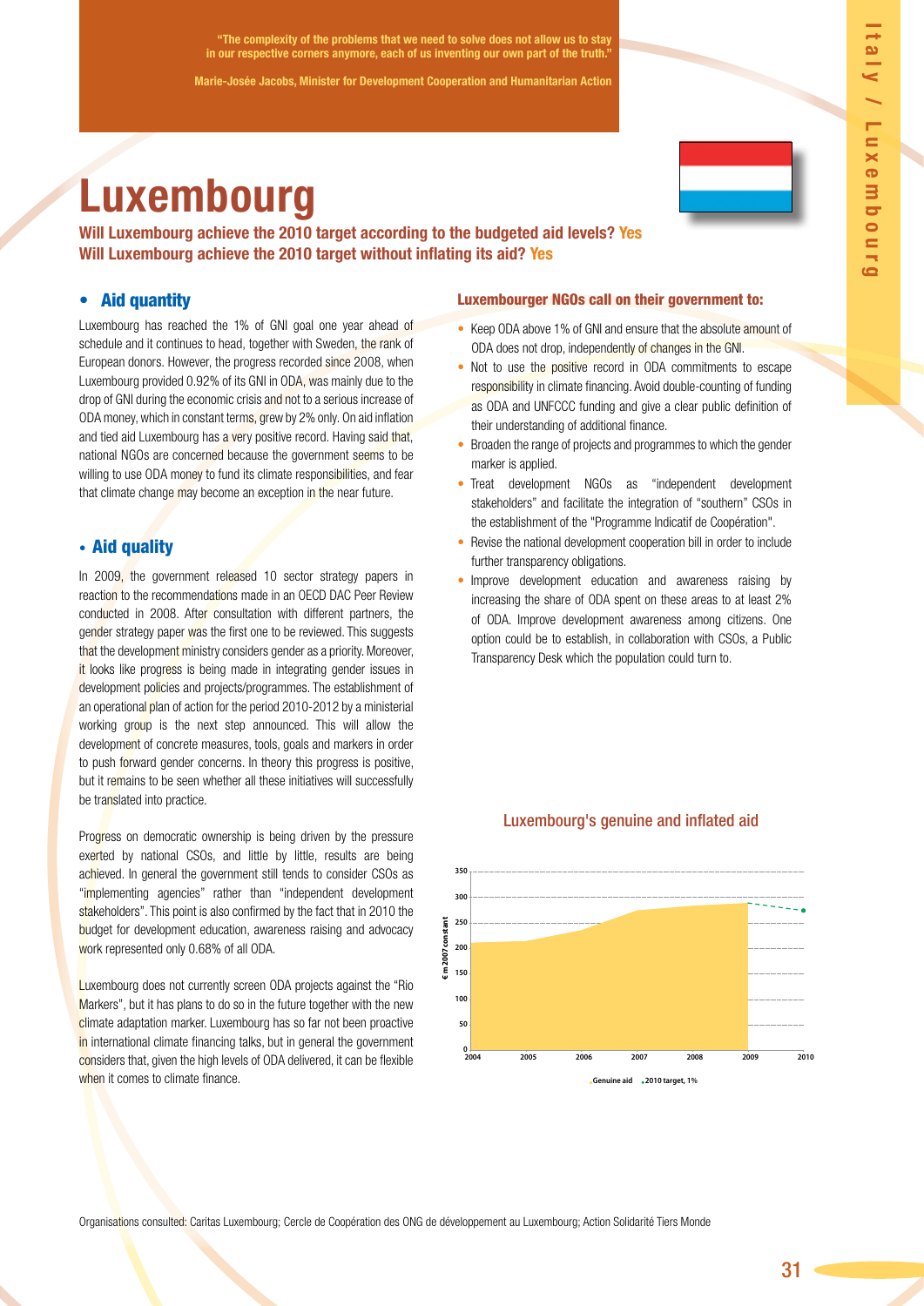> "The complexity of the problems that we need to solve does not allow us to stay in our respective corners anymore, each of us inventing our own part of the truth."
>
> Marie-Josée Jacobs, Minister for Development Cooperation and Humanitarian Action

# Luxembourg

**Will Luxembourg achieve the 2010 target according to the budgeted aid levels? Yes**
**Will Luxembourg achieve the 2010 target without inflating its aid? Yes**

## • Aid quantity

Luxembourg has reached the 1% of GNI goal one year ahead of schedule and it continues to head, together with Sweden, the rank of European donors. However, the progress recorded since 2008, when Luxembourg provided 0.92% of its GNI in ODA, was mainly due to the drop of GNI during the economic crisis and not to a serious increase of ODA money, which in constant terms, grew by 2% only. On aid inflation and tied aid Luxembourg has a very positive record. Having said that, national NGOs are concerned because the government seems to be willing to use ODA money to fund its climate responsibilities, and fear that climate change may become an exception in the near future.

## • Aid quality

In 2009, the government released 10 sector strategy papers in reaction to the recommendations made in an OECD DAC Peer Review conducted in 2008. After consultation with different partners, the gender strategy paper was the first one to be reviewed. This suggests that the development ministry considers gender as a priority. Moreover, it looks like progress is being made in integrating gender issues in development policies and projects/programmes. The establishment of an operational plan of action for the period 2010-2012 by a ministerial working group is the next step announced. This will allow the development of concrete measures, tools, goals and markers in order to push forward gender concerns. In theory this progress is positive, but it remains to be seen whether all these initiatives will successfully be translated into practice.

Progress on democratic ownership is being driven by the pressure exerted by national CSOs, and little by little, results are being achieved. In general the government still tends to consider CSOs as "implementing agencies" rather than "independent development stakeholders". This point is also confirmed by the fact that in 2010 the budget for development education, awareness raising and advocacy work represented only 0.68% of all ODA.

Luxembourg does not currently screen ODA projects against the "Rio Markers", but it has plans to do so in the future together with the new climate adaptation marker. Luxembourg has so far not been proactive in international climate financing talks, but in general the government considers that, given the high levels of ODA delivered, it can be flexible when it comes to climate finance.

### Luxembourger NGOs call on their government to:

- Keep ODA above 1% of GNI and ensure that the absolute amount of ODA does not drop, independently of changes in the GNI.
- Not to use the positive record in ODA commitments to escape responsibility in climate financing. Avoid double-counting of funding as ODA and UNFCCC funding and give a clear public definition of their understanding of additional finance.
- Broaden the range of projects and programmes to which the gender marker is applied.
- Treat development NGOs as "independent development stakeholders" and facilitate the integration of "southern" CSOs in the establishment of the "Programme Indicatif de Coopération".
- Revise the national development cooperation bill in order to include further transparency obligations.
- Improve development education and awareness raising by increasing the share of ODA spent on these areas to at least 2% of ODA. Improve development awareness among citizens. One option could be to establish, in collaboration with CSOs, a Public Transparency Desk which the population could turn to.

### Luxembourg's genuine and inflated aid

(Chart: € m 2007 constant, 2004–2010; legend: Genuine aid, 2010 target, 1%)

Organisations consulted: Caritas Luxembourg; Cercle de Coopération des ONG de développement au Luxembourg; Action Solidarité Tiers Monde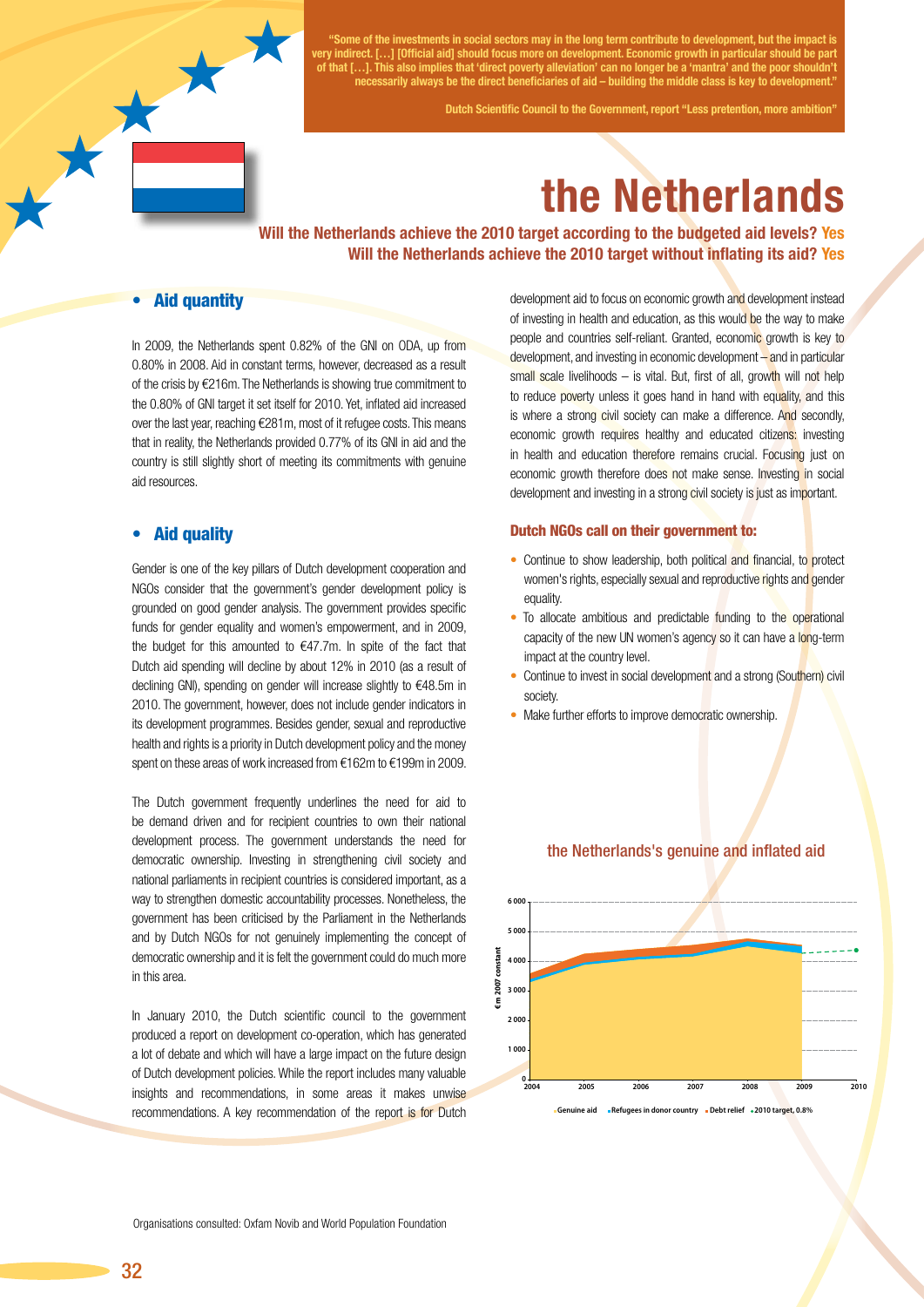> "Some of the investments in social sectors may in the long term contribute to development, but the impact is very indirect. […] [Official aid] should focus more on development. Economic growth in particular should be part of that […]. This also implies that 'direct poverty alleviation' can no longer be a 'mantra' and the poor shouldn't necessarily always be the direct beneficiaries of aid – building the middle class is key to development."
>
> Dutch Scientific Council to the Government, report "Less pretention, more ambition"

# the Netherlands

**Will the Netherlands achieve the 2010 target according to the budgeted aid levels? Yes**
**Will the Netherlands achieve the 2010 target without inflating its aid? Yes**

## • Aid quantity

In 2009, the Netherlands spent 0.82% of the GNI on ODA, up from 0.80% in 2008. Aid in constant terms, however, decreased as a result of the crisis by €216m. The Netherlands is showing true commitment to the 0.80% of GNI target it set itself for 2010. Yet, inflated aid increased over the last year, reaching €281m, most of it refugee costs. This means that in reality, the Netherlands provided 0.77% of its GNI in aid and the country is still slightly short of meeting its commitments with genuine aid resources.

## • Aid quality

Gender is one of the key pillars of Dutch development cooperation and NGOs consider that the government's gender development policy is grounded on good gender analysis. The government provides specific funds for gender equality and women's empowerment, and in 2009, the budget for this amounted to €47.7m. In spite of the fact that Dutch aid spending will decline by about 12% in 2010 (as a result of declining GNI), spending on gender will increase slightly to €48.5m in 2010. The government, however, does not include gender indicators in its development programmes. Besides gender, sexual and reproductive health and rights is a priority in Dutch development policy and the money spent on these areas of work increased from €162m to €199m in 2009.

The Dutch government frequently underlines the need for aid to be demand driven and for recipient countries to own their national development process. The government understands the need for democratic ownership. Investing in strengthening civil society and national parliaments in recipient countries is considered important, as a way to strengthen domestic accountability processes. Nonetheless, the government has been criticised by the Parliament in the Netherlands and by Dutch NGOs for not genuinely implementing the concept of democratic ownership and it is felt the government could do much more in this area.

In January 2010, the Dutch scientific council to the government produced a report on development co-operation, which has generated a lot of debate and which will have a large impact on the future design of Dutch development policies. While the report includes many valuable insights and recommendations, in some areas it makes unwise recommendations. A key recommendation of the report is for Dutch development aid to focus on economic growth and development instead of investing in health and education, as this would be the way to make people and countries self-reliant. Granted, economic growth is key to development, and investing in economic development – and in particular small scale livelihoods – is vital. But, first of all, growth will not help to reduce poverty unless it goes hand in hand with equality, and this is where a strong civil society can make a difference. And secondly, economic growth requires healthy and educated citizens: investing in health and education therefore remains crucial. Focusing just on economic growth therefore does not make sense. Investing in social development and investing in a strong civil society is just as important.

### Dutch NGOs call on their government to:

- Continue to show leadership, both political and financial, to protect women's rights, especially sexual and reproductive rights and gender equality.
- To allocate ambitious and predictable funding to the operational capacity of the new UN women's agency so it can have a long-term impact at the country level.
- Continue to invest in social development and a strong (Southern) civil society.
- Make further efforts to improve democratic ownership.

### the Netherlands's genuine and inflated aid

€ m 2007 constant (0 – 6 000), 2004–2010

Genuine aid · Refugees in donor country · Debt relief · 2010 target, 0.8%

Organisations consulted: Oxfam Novib and World Population Foundation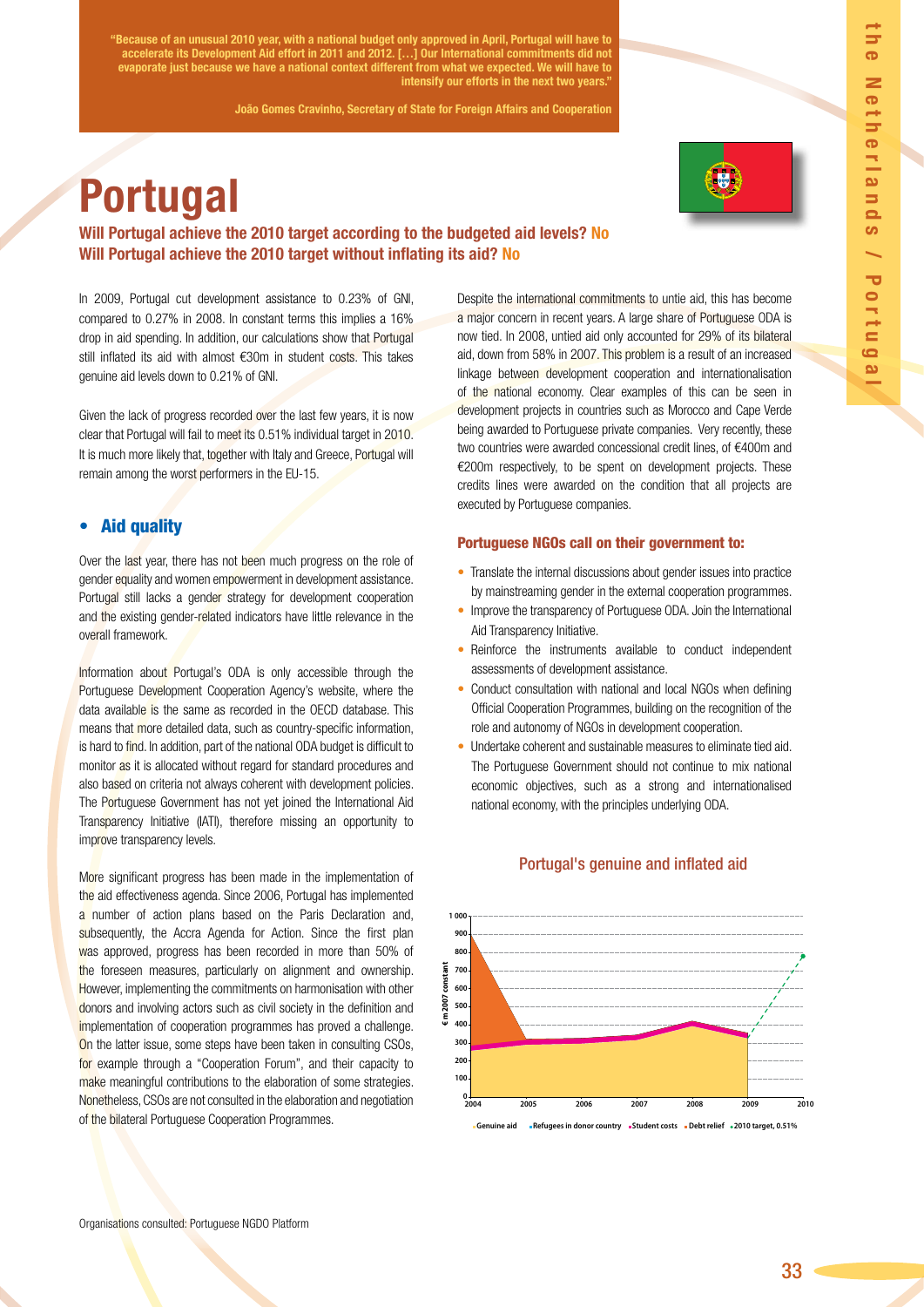> **"Because of an unusual 2010 year, with a national budget only approved in April, Portugal will have to accelerate its Development Aid effort in 2011 and 2012. […] Our International commitments did not evaporate just because we have a national context different from what we expected. We will have to intensify our efforts in the next two years."**
>
> **João Gomes Cravinho, Secretary of State for Foreign Affairs and Cooperation**

# Portugal

**Will Portugal achieve the 2010 target according to the budgeted aid levels? No**
**Will Portugal achieve the 2010 target without inflating its aid? No**

In 2009, Portugal cut development assistance to 0.23% of GNI, compared to 0.27% in 2008. In constant terms this implies a 16% drop in aid spending. In addition, our calculations show that Portugal still inflated its aid with almost €30m in student costs. This takes genuine aid levels down to 0.21% of GNI.

Given the lack of progress recorded over the last few years, it is now clear that Portugal will fail to meet its 0.51% individual target in 2010. It is much more likely that, together with Italy and Greece, Portugal will remain among the worst performers in the EU-15.

## • Aid quality

Over the last year, there has not been much progress on the role of gender equality and women empowerment in development assistance. Portugal still lacks a gender strategy for development cooperation and the existing gender-related indicators have little relevance in the overall framework.

Information about Portugal's ODA is only accessible through the Portuguese Development Cooperation Agency's website, where the data available is the same as recorded in the OECD database. This means that more detailed data, such as country-specific information, is hard to find. In addition, part of the national ODA budget is difficult to monitor as it is allocated without regard for standard procedures and also based on criteria not always coherent with development policies. The Portuguese Government has not yet joined the International Aid Transparency Initiative (IATI), therefore missing an opportunity to improve transparency levels.

More significant progress has been made in the implementation of the aid effectiveness agenda. Since 2006, Portugal has implemented a number of action plans based on the Paris Declaration and, subsequently, the Accra Agenda for Action. Since the first plan was approved, progress has been recorded in more than 50% of the foreseen measures, particularly on alignment and ownership. However, implementing the commitments on harmonisation with other donors and involving actors such as civil society in the definition and implementation of cooperation programmes has proved a challenge. On the latter issue, some steps have been taken in consulting CSOs, for example through a "Cooperation Forum", and their capacity to make meaningful contributions to the elaboration of some strategies. Nonetheless, CSOs are not consulted in the elaboration and negotiation of the bilateral Portuguese Cooperation Programmes.

Despite the international commitments to untie aid, this has become a major concern in recent years. A large share of Portuguese ODA is now tied. In 2008, untied aid only accounted for 29% of its bilateral aid, down from 58% in 2007. This problem is a result of an increased linkage between development cooperation and internationalisation of the national economy. Clear examples of this can be seen in development projects in countries such as Morocco and Cape Verde being awarded to Portuguese private companies. Very recently, these two countries were awarded concessional credit lines, of €400m and €200m respectively, to be spent on development projects. These credits lines were awarded on the condition that all projects are executed by Portuguese companies.

### Portuguese NGOs call on their government to:

- Translate the internal discussions about gender issues into practice by mainstreaming gender in the external cooperation programmes.
- Improve the transparency of Portuguese ODA. Join the International Aid Transparency Initiative.
- Reinforce the instruments available to conduct independent assessments of development assistance.
- Conduct consultation with national and local NGOs when defining Official Cooperation Programmes, building on the recognition of the role and autonomy of NGOs in development cooperation.
- Undertake coherent and sustainable measures to eliminate tied aid. The Portuguese Government should not continue to mix national economic objectives, such as a strong and internationalised national economy, with the principles underlying ODA.

### Portugal's genuine and inflated aid

€ m 2007 constant (0–1 000); years 2004–2010

Genuine aid · Refugees in donor country · Student costs · Debt relief · 2010 target, 0.51%

Organisations consulted: Portuguese NGDO Platform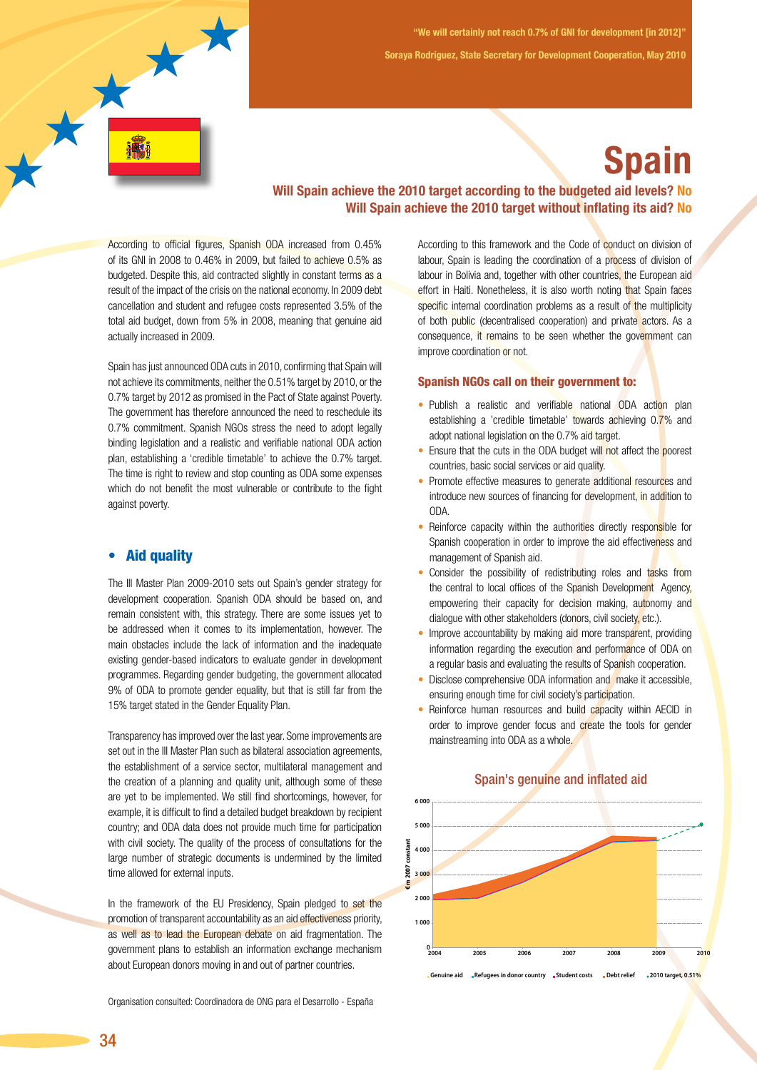"We will certainly not reach 0.7% of GNI for development [in 2012]"

Soraya Rodríguez, State Secretary for Development Cooperation, May 2010

# Spain

**Will Spain achieve the 2010 target according to the budgeted aid levels? No**
**Will Spain achieve the 2010 target without inflating its aid? No**

According to official figures, Spanish ODA increased from 0.45% of its GNI in 2008 to 0.46% in 2009, but failed to achieve 0.5% as budgeted. Despite this, aid contracted slightly in constant terms as a result of the impact of the crisis on the national economy. In 2009 debt cancellation and student and refugee costs represented 3.5% of the total aid budget, down from 5% in 2008, meaning that genuine aid actually increased in 2009.

Spain has just announced ODA cuts in 2010, confirming that Spain will not achieve its commitments, neither the 0.51% target by 2010, or the 0.7% target by 2012 as promised in the Pact of State against Poverty. The government has therefore announced the need to reschedule its 0.7% commitment. Spanish NGOs stress the need to adopt legally binding legislation and a realistic and verifiable national ODA action plan, establishing a 'credible timetable' to achieve the 0.7% target. The time is right to review and stop counting as ODA some expenses which do not benefit the most vulnerable or contribute to the fight against poverty.

## • Aid quality

The III Master Plan 2009-2010 sets out Spain's gender strategy for development cooperation. Spanish ODA should be based on, and remain consistent with, this strategy. There are some issues yet to be addressed when it comes to its implementation, however. The main obstacles include the lack of information and the inadequate existing gender-based indicators to evaluate gender in development programmes. Regarding gender budgeting, the government allocated 9% of ODA to promote gender equality, but that is still far from the 15% target stated in the Gender Equality Plan.

Transparency has improved over the last year. Some improvements are set out in the III Master Plan such as bilateral association agreements, the establishment of a service sector, multilateral management and the creation of a planning and quality unit, although some of these are yet to be implemented. We still find shortcomings, however, for example, it is difficult to find a detailed budget breakdown by recipient country; and ODA data does not provide much time for participation with civil society. The quality of the process of consultations for the large number of strategic documents is undermined by the limited time allowed for external inputs.

In the framework of the EU Presidency, Spain pledged to set the promotion of transparent accountability as an aid effectiveness priority, as well as to lead the European debate on aid fragmentation. The government plans to establish an information exchange mechanism about European donors moving in and out of partner countries.

According to this framework and the Code of conduct on division of labour, Spain is leading the coordination of a process of division of labour in Bolivia and, together with other countries, the European aid effort in Haiti. Nonetheless, it is also worth noting that Spain faces specific internal coordination problems as a result of the multiplicity of both public (decentralised cooperation) and private actors. As a consequence, it remains to be seen whether the government can improve coordination or not.

### Spanish NGOs call on their government to:

- Publish a realistic and verifiable national ODA action plan establishing a 'credible timetable' towards achieving 0.7% and adopt national legislation on the 0.7% aid target.
- Ensure that the cuts in the ODA budget will not affect the poorest countries, basic social services or aid quality.
- Promote effective measures to generate additional resources and introduce new sources of financing for development, in addition to ODA.
- Reinforce capacity within the authorities directly responsible for Spanish cooperation in order to improve the aid effectiveness and management of Spanish aid.
- Consider the possibility of redistributing roles and tasks from the central to local offices of the Spanish Development Agency, empowering their capacity for decision making, autonomy and dialogue with other stakeholders (donors, civil society, etc.).
- Improve accountability by making aid more transparent, providing information regarding the execution and performance of ODA on a regular basis and evaluating the results of Spanish cooperation.
- Disclose comprehensive ODA information and make it accessible, ensuring enough time for civil society's participation.
- Reinforce human resources and build capacity within AECID in order to improve gender focus and create the tools for gender mainstreaming into ODA as a whole.

Spain's genuine and inflated aid

Organisation consulted: Coordinadora de ONG para el Desarrollo - España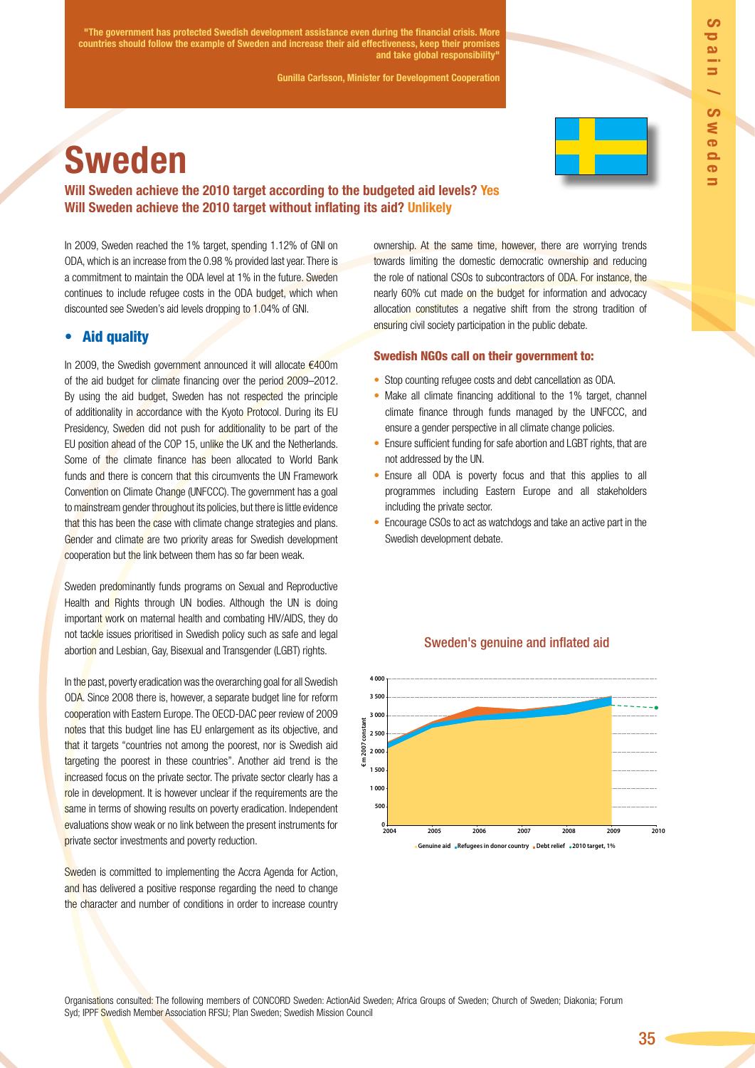"The government has protected Swedish development assistance even during the financial crisis. More countries should follow the example of Sweden and increase their aid effectiveness, keep their promises and take global responsibility"

Gunilla Carlsson, Minister for Development Cooperation

# Sweden

**Will Sweden achieve the 2010 target according to the budgeted aid levels? Yes**
**Will Sweden achieve the 2010 target without inflating its aid? Unlikely**

In 2009, Sweden reached the 1% target, spending 1.12% of GNI on ODA, which is an increase from the 0.98 % provided last year. There is a commitment to maintain the ODA level at 1% in the future. Sweden continues to include refugee costs in the ODA budget, which when discounted see Sweden's aid levels dropping to 1.04% of GNI.

## • Aid quality

In 2009, the Swedish government announced it will allocate €400m of the aid budget for climate financing over the period 2009–2012. By using the aid budget, Sweden has not respected the principle of additionality in accordance with the Kyoto Protocol. During its EU Presidency, Sweden did not push for additionality to be part of the EU position ahead of the COP 15, unlike the UK and the Netherlands. Some of the climate finance has been allocated to World Bank funds and there is concern that this circumvents the UN Framework Convention on Climate Change (UNFCCC). The government has a goal to mainstream gender throughout its policies, but there is little evidence that this has been the case with climate change strategies and plans. Gender and climate are two priority areas for Swedish development cooperation but the link between them has so far been weak.

Sweden predominantly funds programs on Sexual and Reproductive Health and Rights through UN bodies. Although the UN is doing important work on maternal health and combating HIV/AIDS, they do not tackle issues prioritised in Swedish policy such as safe and legal abortion and Lesbian, Gay, Bisexual and Transgender (LGBT) rights.

In the past, poverty eradication was the overarching goal for all Swedish ODA. Since 2008 there is, however, a separate budget line for reform cooperation with Eastern Europe. The OECD-DAC peer review of 2009 notes that this budget line has EU enlargement as its objective, and that it targets "countries not among the poorest, nor is Swedish aid targeting the poorest in these countries". Another aid trend is the increased focus on the private sector. The private sector clearly has a role in development. It is however unclear if the requirements are the same in terms of showing results on poverty eradication. Independent evaluations show weak or no link between the present instruments for private sector investments and poverty reduction.

Sweden is committed to implementing the Accra Agenda for Action, and has delivered a positive response regarding the need to change the character and number of conditions in order to increase country ownership. At the same time, however, there are worrying trends towards limiting the domestic democratic ownership and reducing the role of national CSOs to subcontractors of ODA. For instance, the nearly 60% cut made on the budget for information and advocacy allocation constitutes a negative shift from the strong tradition of ensuring civil society participation in the public debate.

### Swedish NGOs call on their government to:

- Stop counting refugee costs and debt cancellation as ODA.
- Make all climate financing additional to the 1% target, channel climate finance through funds managed by the UNFCCC, and ensure a gender perspective in all climate change policies.
- Ensure sufficient funding for safe abortion and LGBT rights, that are not addressed by the UN.
- Ensure all ODA is poverty focus and that this applies to all programmes including Eastern Europe and all stakeholders including the private sector.
- Encourage CSOs to act as watchdogs and take an active part in the Swedish development debate.

**Sweden's genuine and inflated aid**

€m 2007 constant (y-axis: 0–4 000); years 2004–2010

Legend: Genuine aid, Refugees in donor country, Debt relief, 2010 target, 1%

Organisations consulted: The following members of CONCORD Sweden: ActionAid Sweden; Africa Groups of Sweden; Church of Sweden; Diakonia; Forum Syd; IPPF Swedish Member Association RFSU; Plan Sweden; Swedish Mission Council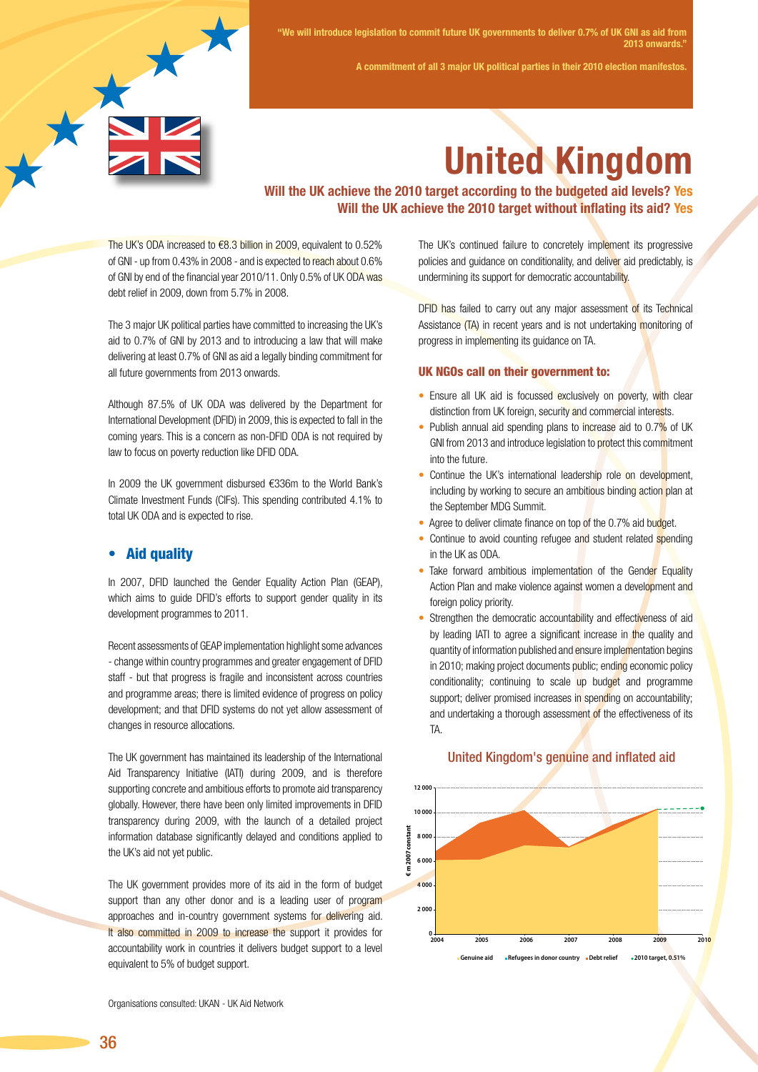"We will introduce legislation to commit future UK governments to deliver 0.7% of UK GNI as aid from 2013 onwards."

A commitment of all 3 major UK political parties in their 2010 election manifestos.

# United Kingdom

**Will the UK achieve the 2010 target according to the budgeted aid levels? Yes**
**Will the UK achieve the 2010 target without inflating its aid? Yes**

The UK's ODA increased to €8.3 billion in 2009, equivalent to 0.52% of GNI - up from 0.43% in 2008 - and is expected to reach about 0.6% of GNI by end of the financial year 2010/11. Only 0.5% of UK ODA was debt relief in 2009, down from 5.7% in 2008.

The 3 major UK political parties have committed to increasing the UK's aid to 0.7% of GNI by 2013 and to introducing a law that will make delivering at least 0.7% of GNI as aid a legally binding commitment for all future governments from 2013 onwards.

Although 87.5% of UK ODA was delivered by the Department for International Development (DFID) in 2009, this is expected to fall in the coming years. This is a concern as non-DFID ODA is not required by law to focus on poverty reduction like DFID ODA.

In 2009 the UK government disbursed €336m to the World Bank's Climate Investment Funds (CIFs). This spending contributed 4.1% to total UK ODA and is expected to rise.

## • Aid quality

In 2007, DFID launched the Gender Equality Action Plan (GEAP), which aims to guide DFID's efforts to support gender quality in its development programmes to 2011.

Recent assessments of GEAP implementation highlight some advances - change within country programmes and greater engagement of DFID staff - but that progress is fragile and inconsistent across countries and programme areas; there is limited evidence of progress on policy development; and that DFID systems do not yet allow assessment of changes in resource allocations.

The UK government has maintained its leadership of the International Aid Transparency Initiative (IATI) during 2009, and is therefore supporting concrete and ambitious efforts to promote aid transparency globally. However, there have been only limited improvements in DFID transparency during 2009, with the launch of a detailed project information database significantly delayed and conditions applied to the UK's aid not yet public.

The UK government provides more of its aid in the form of budget support than any other donor and is a leading user of program approaches and in-country government systems for delivering aid. It also committed in 2009 to increase the support it provides for accountability work in countries it delivers budget support to a level equivalent to 5% of budget support.

The UK's continued failure to concretely implement its progressive policies and guidance on conditionality, and deliver aid predictably, is undermining its support for democratic accountability.

DFID has failed to carry out any major assessment of its Technical Assistance (TA) in recent years and is not undertaking monitoring of progress in implementing its guidance on TA.

### UK NGOs call on their government to:

- Ensure all UK aid is focussed exclusively on poverty, with clear distinction from UK foreign, security and commercial interests.
- Publish annual aid spending plans to increase aid to 0.7% of UK GNI from 2013 and introduce legislation to protect this commitment into the future.
- Continue the UK's international leadership role on development, including by working to secure an ambitious binding action plan at the September MDG Summit.
- Agree to deliver climate finance on top of the 0.7% aid budget.
- Continue to avoid counting refugee and student related spending in the UK as ODA.
- Take forward ambitious implementation of the Gender Equality Action Plan and make violence against women a development and foreign policy priority.
- Strengthen the democratic accountability and effectiveness of aid by leading IATI to agree a significant increase in the quality and quantity of information published and ensure implementation begins in 2010; making project documents public; ending economic policy conditionality; continuing to scale up budget and programme support; deliver promised increases in spending on accountability; and undertaking a thorough assessment of the effectiveness of its TA.

United Kingdom's genuine and inflated aid

(Chart: € m 2007 constant, 2004–2010; legend: Genuine aid, Refugees in donor country, Debt relief, 2010 target, 0.51%)

Organisations consulted: UKAN - UK Aid Network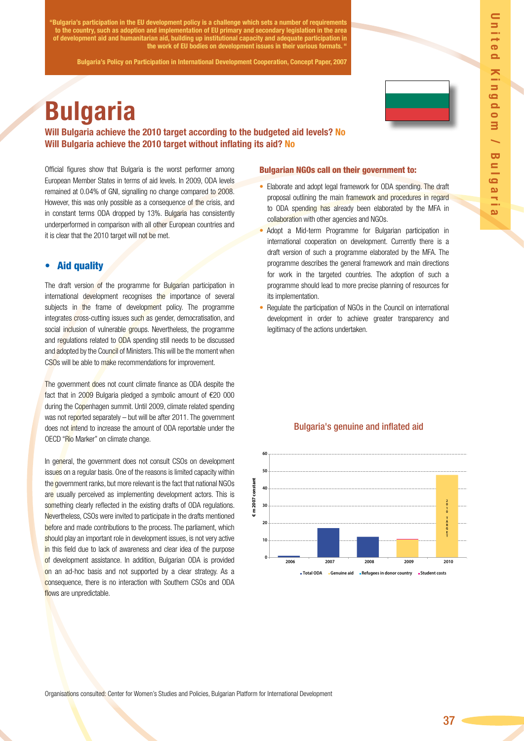> "Bulgaria's participation in the EU development policy is a challenge which sets a number of requirements to the country, such as adoption and implementation of EU primary and secondary legislation in the area of development aid and humanitarian aid, building up institutional capacity and adequate participation in the work of EU bodies on development issues in their various formats."
>
> Bulgaria's Policy on Participation in International Development Cooperation, Concept Paper, 2007

# Bulgaria

**Will Bulgaria achieve the 2010 target according to the budgeted aid levels? No**
**Will Bulgaria achieve the 2010 target without inflating its aid? No**

Official figures show that Bulgaria is the worst performer among European Member States in terms of aid levels. In 2009, ODA levels remained at 0.04% of GNI, signalling no change compared to 2008. However, this was only possible as a consequence of the crisis, and in constant terms ODA dropped by 13%. Bulgaria has consistently underperformed in comparison with all other European countries and it is clear that the 2010 target will not be met.

## • Aid quality

The draft version of the programme for Bulgarian participation in international development recognises the importance of several subjects in the frame of development policy. The programme integrates cross-cutting issues such as gender, democratisation, and social inclusion of vulnerable groups. Nevertheless, the programme and regulations related to ODA spending still needs to be discussed and adopted by the Council of Ministers. This will be the moment when CSOs will be able to make recommendations for improvement.

The government does not count climate finance as ODA despite the fact that in 2009 Bulgaria pledged a symbolic amount of €20 000 during the Copenhagen summit. Until 2009, climate related spending was not reported separately – but will be after 2011. The government does not intend to increase the amount of ODA reportable under the OECD "Rio Marker" on climate change.

In general, the government does not consult CSOs on development issues on a regular basis. One of the reasons is limited capacity within the government ranks, but more relevant is the fact that national NGOs are usually perceived as implementing development actors. This is something clearly reflected in the existing drafts of ODA regulations. Nevertheless, CSOs were invited to participate in the drafts mentioned before and made contributions to the process. The parliament, which should play an important role in development issues, is not very active in this field due to lack of awareness and clear idea of the purpose of development assistance. In addition, Bulgarian ODA is provided on an ad-hoc basis and not supported by a clear strategy. As a consequence, there is no interaction with Southern CSOs and ODA flows are unpredictable.

### Bulgarian NGOs call on their government to:

- Elaborate and adopt legal framework for ODA spending. The draft proposal outlining the main framework and procedures in regard to ODA spending has already been elaborated by the MFA in collaboration with other agencies and NGOs.
- Adopt a Mid-term Programme for Bulgarian participation in international cooperation on development. Currently there is a draft version of such a programme elaborated by the MFA. The programme describes the general framework and main directions for work in the targeted countries. The adoption of such a programme should lead to more precise planning of resources for its implementation.
- Regulate the participation of NGOs in the Council on international development in order to achieve greater transparency and legitimacy of the actions undertaken.

**Bulgaria's genuine and inflated aid**

(Chart: € m 2007 constant; years 2006, 2007, 2008, 2009, 2010 (2010 TARGET); legend: Total ODA, Genuine aid, Refugees in donor country, Student costs)

Organisations consulted: Center for Women's Studies and Policies, Bulgarian Platform for International Development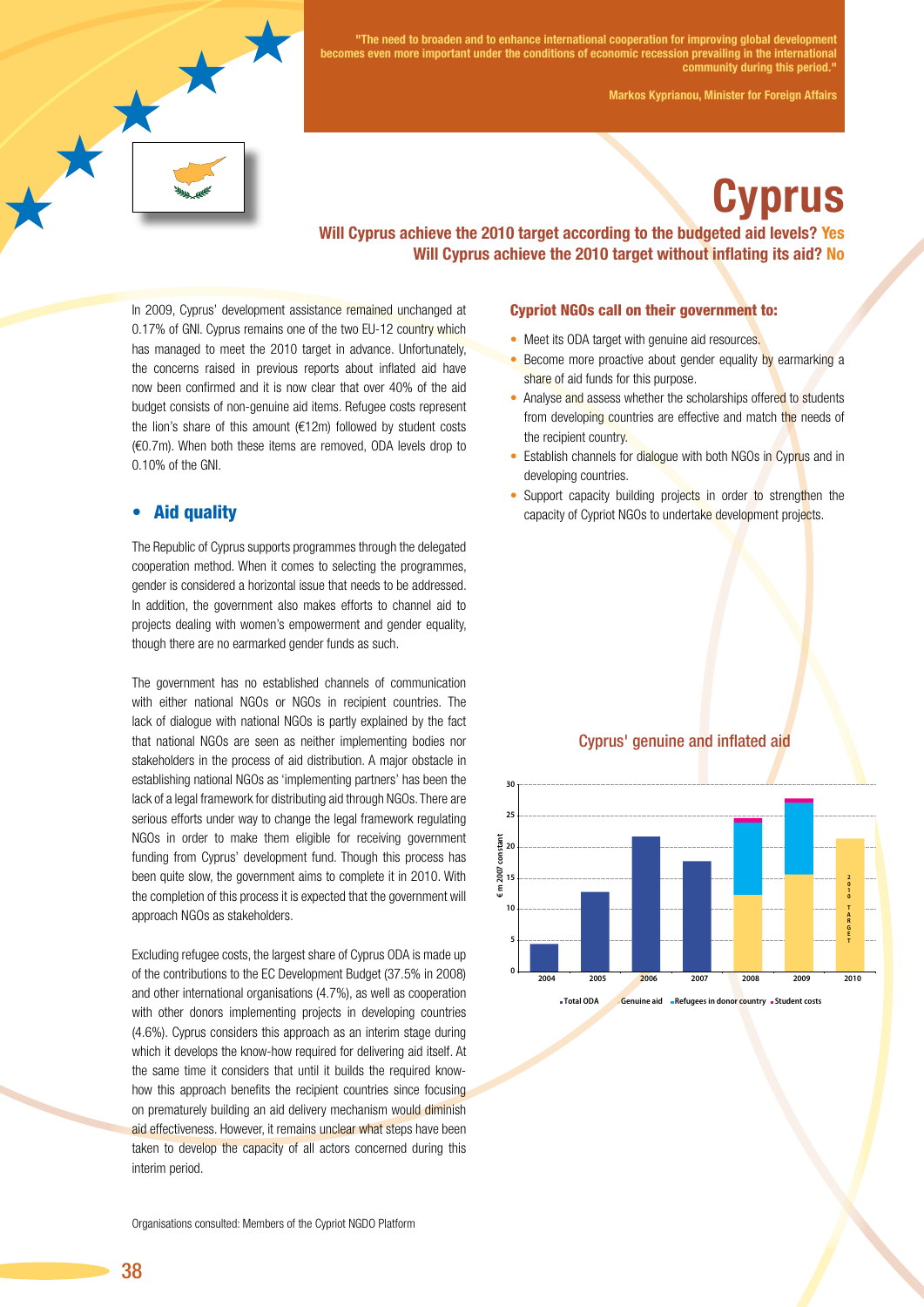> "The need to broaden and to enhance international cooperation for improving global development becomes even more important under the conditions of economic recession prevailing in the international community during this period."
>
> **Markos Kyprianou, Minister for Foreign Affairs**

# Cyprus

**Will Cyprus achieve the 2010 target according to the budgeted aid levels? Yes**
**Will Cyprus achieve the 2010 target without inflating its aid? No**

In 2009, Cyprus' development assistance remained unchanged at 0.17% of GNI. Cyprus remains one of the two EU-12 country which has managed to meet the 2010 target in advance. Unfortunately, the concerns raised in previous reports about inflated aid have now been confirmed and it is now clear that over 40% of the aid budget consists of non-genuine aid items. Refugee costs represent the lion's share of this amount (€12m) followed by student costs (€0.7m). When both these items are removed, ODA levels drop to 0.10% of the GNI.

## • Aid quality

The Republic of Cyprus supports programmes through the delegated cooperation method. When it comes to selecting the programmes, gender is considered a horizontal issue that needs to be addressed. In addition, the government also makes efforts to channel aid to projects dealing with women's empowerment and gender equality, though there are no earmarked gender funds as such.

The government has no established channels of communication with either national NGOs or NGOs in recipient countries. The lack of dialogue with national NGOs is partly explained by the fact that national NGOs are seen as neither implementing bodies nor stakeholders in the process of aid distribution. A major obstacle in establishing national NGOs as 'implementing partners' has been the lack of a legal framework for distributing aid through NGOs. There are serious efforts under way to change the legal framework regulating NGOs in order to make them eligible for receiving government funding from Cyprus' development fund. Though this process has been quite slow, the government aims to complete it in 2010. With the completion of this process it is expected that the government will approach NGOs as stakeholders.

Excluding refugee costs, the largest share of Cyprus ODA is made up of the contributions to the EC Development Budget (37.5% in 2008) and other international organisations (4.7%), as well as cooperation with other donors implementing projects in developing countries (4.6%). Cyprus considers this approach as an interim stage during which it develops the know-how required for delivering aid itself. At the same time it considers that until it builds the required know-how this approach benefits the recipient countries since focusing on prematurely building an aid delivery mechanism would diminish aid effectiveness. However, it remains unclear what steps have been taken to develop the capacity of all actors concerned during this interim period.

Organisations consulted: Members of the Cypriot NGDO Platform

### Cypriot NGOs call on their government to:

- Meet its ODA target with genuine aid resources.
- Become more proactive about gender equality by earmarking a share of aid funds for this purpose.
- Analyse and assess whether the scholarships offered to students from developing countries are effective and match the needs of the recipient country.
- Establish channels for dialogue with both NGOs in Cyprus and in developing countries.
- Support capacity building projects in order to strengthen the capacity of Cypriot NGOs to undertake development projects.

### Cyprus' genuine and inflated aid

Chart (€ m 2007 constant), years 2004–2010 (2010 target). Legend: Total ODA; Genuine aid; Refugees in donor country; Student costs.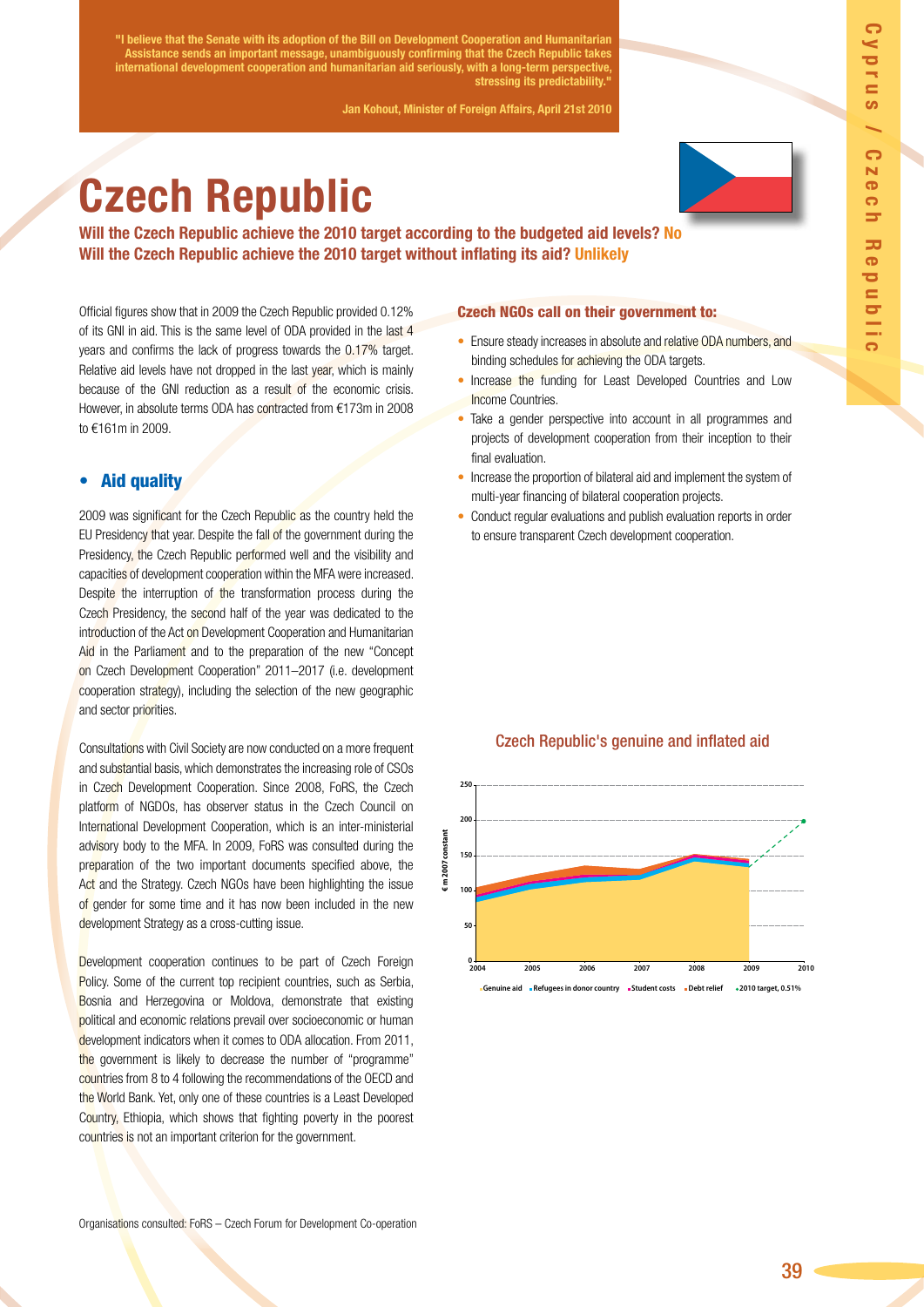"I believe that the Senate with its adoption of the Bill on Development Cooperation and Humanitarian Assistance sends an important message, unambiguously confirming that the Czech Republic takes international development cooperation and humanitarian aid seriously, with a long-term perspective, stressing its predictability."

Jan Kohout, Minister of Foreign Affairs, April 21st 2010

# Czech Republic

**Will the Czech Republic achieve the 2010 target according to the budgeted aid levels? No**
**Will the Czech Republic achieve the 2010 target without inflating its aid? Unlikely**

Official figures show that in 2009 the Czech Republic provided 0.12% of its GNI in aid. This is the same level of ODA provided in the last 4 years and confirms the lack of progress towards the 0.17% target. Relative aid levels have not dropped in the last year, which is mainly because of the GNI reduction as a result of the economic crisis. However, in absolute terms ODA has contracted from €173m in 2008 to €161m in 2009.

## • Aid quality

2009 was significant for the Czech Republic as the country held the EU Presidency that year. Despite the fall of the government during the Presidency, the Czech Republic performed well and the visibility and capacities of development cooperation within the MFA were increased. Despite the interruption of the transformation process during the Czech Presidency, the second half of the year was dedicated to the introduction of the Act on Development Cooperation and Humanitarian Aid in the Parliament and to the preparation of the new "Concept on Czech Development Cooperation" 2011–2017 (i.e. development cooperation strategy), including the selection of the new geographic and sector priorities.

Consultations with Civil Society are now conducted on a more frequent and substantial basis, which demonstrates the increasing role of CSOs in Czech Development Cooperation. Since 2008, FoRS, the Czech platform of NGDOs, has observer status in the Czech Council on International Development Cooperation, which is an inter-ministerial advisory body to the MFA. In 2009, FoRS was consulted during the preparation of the two important documents specified above, the Act and the Strategy. Czech NGOs have been highlighting the issue of gender for some time and it has now been included in the new development Strategy as a cross-cutting issue.

Development cooperation continues to be part of Czech Foreign Policy. Some of the current top recipient countries, such as Serbia, Bosnia and Herzegovina or Moldova, demonstrate that existing political and economic relations prevail over socioeconomic or human development indicators when it comes to ODA allocation. From 2011, the government is likely to decrease the number of "programme" countries from 8 to 4 following the recommendations of the OECD and the World Bank. Yet, only one of these countries is a Least Developed Country, Ethiopia, which shows that fighting poverty in the poorest countries is not an important criterion for the government.

### Czech NGOs call on their government to:

- Ensure steady increases in absolute and relative ODA numbers, and binding schedules for achieving the ODA targets.
- Increase the funding for Least Developed Countries and Low Income Countries.
- Take a gender perspective into account in all programmes and projects of development cooperation from their inception to their final evaluation.
- Increase the proportion of bilateral aid and implement the system of multi-year financing of bilateral cooperation projects.
- Conduct regular evaluations and publish evaluation reports in order to ensure transparent Czech development cooperation.

Czech Republic's genuine and inflated aid

Organisations consulted: FoRS – Czech Forum for Development Co-operation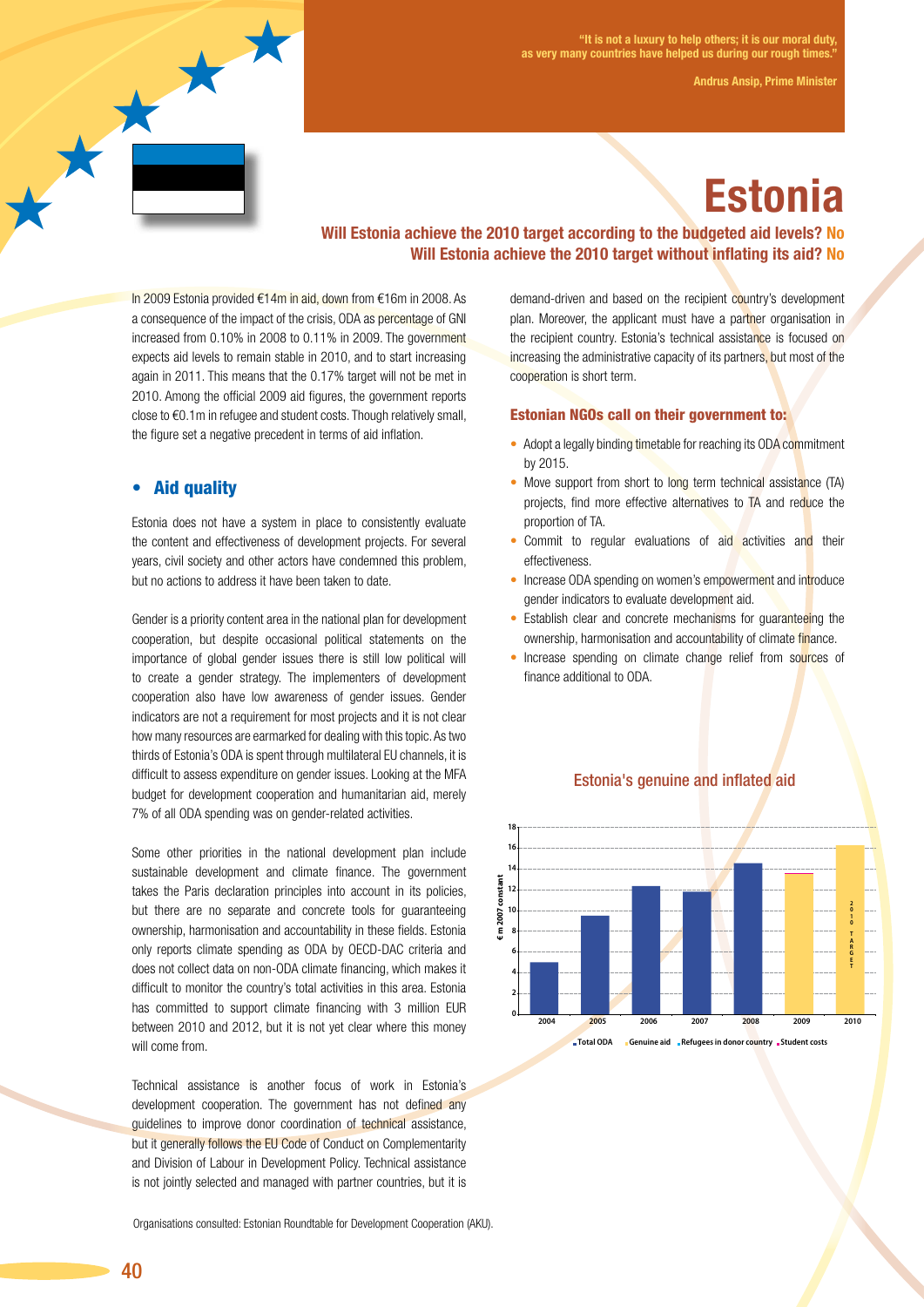"It is not a luxury to help others; it is our moral duty, as very many countries have helped us during our rough times."

Andrus Ansip, Prime Minister

# Estonia

**Will Estonia achieve the 2010 target according to the budgeted aid levels? No**
**Will Estonia achieve the 2010 target without inflating its aid? No**

In 2009 Estonia provided €14m in aid, down from €16m in 2008. As a consequence of the impact of the crisis, ODA as percentage of GNI increased from 0.10% in 2008 to 0.11% in 2009. The government expects aid levels to remain stable in 2010, and to start increasing again in 2011. This means that the 0.17% target will not be met in 2010. Among the official 2009 aid figures, the government reports close to €0.1m in refugee and student costs. Though relatively small, the figure set a negative precedent in terms of aid inflation.

## • Aid quality

Estonia does not have a system in place to consistently evaluate the content and effectiveness of development projects. For several years, civil society and other actors have condemned this problem, but no actions to address it have been taken to date.

Gender is a priority content area in the national plan for development cooperation, but despite occasional political statements on the importance of global gender issues there is still low political will to create a gender strategy. The implementers of development cooperation also have low awareness of gender issues. Gender indicators are not a requirement for most projects and it is not clear how many resources are earmarked for dealing with this topic. As two thirds of Estonia's ODA is spent through multilateral EU channels, it is difficult to assess expenditure on gender issues. Looking at the MFA budget for development cooperation and humanitarian aid, merely 7% of all ODA spending was on gender-related activities.

Some other priorities in the national development plan include sustainable development and climate finance. The government takes the Paris declaration principles into account in its policies, but there are no separate and concrete tools for guaranteeing ownership, harmonisation and accountability in these fields. Estonia only reports climate spending as ODA by OECD-DAC criteria and does not collect data on non-ODA climate financing, which makes it difficult to monitor the country's total activities in this area. Estonia has committed to support climate financing with 3 million EUR between 2010 and 2012, but it is not yet clear where this money will come from.

Technical assistance is another focus of work in Estonia's development cooperation. The government has not defined any guidelines to improve donor coordination of technical assistance, but it generally follows the EU Code of Conduct on Complementarity and Division of Labour in Development Policy. Technical assistance is not jointly selected and managed with partner countries, but it is demand-driven and based on the recipient country's development plan. Moreover, the applicant must have a partner organisation in the recipient country. Estonia's technical assistance is focused on increasing the administrative capacity of its partners, but most of the cooperation is short term.

### Estonian NGOs call on their government to:

- Adopt a legally binding timetable for reaching its ODA commitment by 2015.
- Move support from short to long term technical assistance (TA) projects, find more effective alternatives to TA and reduce the proportion of TA.
- Commit to regular evaluations of aid activities and their effectiveness.
- Increase ODA spending on women's empowerment and introduce gender indicators to evaluate development aid.
- Establish clear and concrete mechanisms for guaranteeing the ownership, harmonisation and accountability of climate finance.
- Increase spending on climate change relief from sources of finance additional to ODA.

**Estonia's genuine and inflated aid**

(€ m 2007 constant; bars for 2004–2010; 2010 bar labelled "2010 TARGET")

Legend: Total ODA, Genuine aid, Refugees in donor country, Student costs

Organisations consulted: Estonian Roundtable for Development Cooperation (AKU).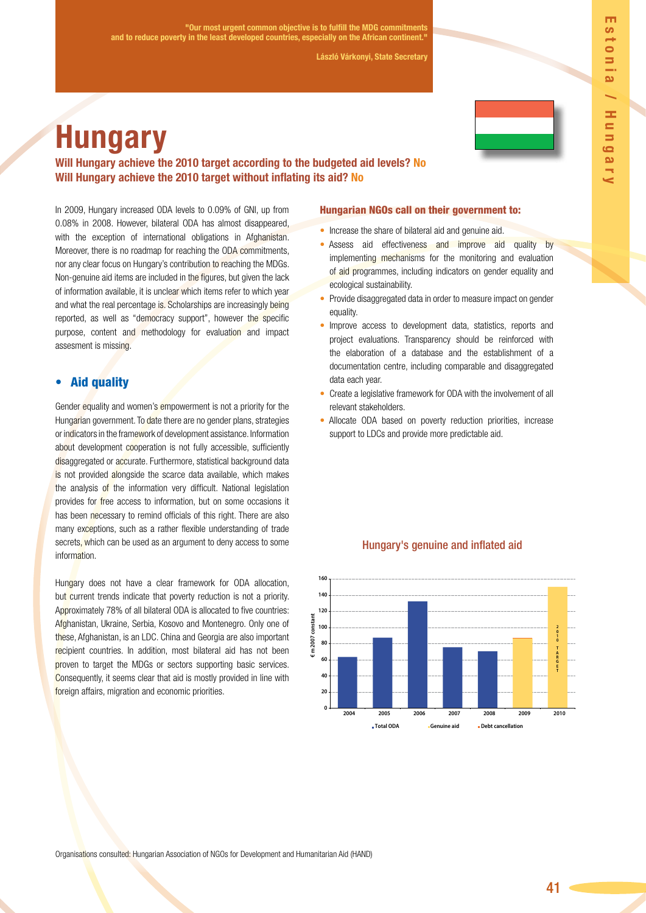"Our most urgent common objective is to fulfill the MDG commitments and to reduce poverty in the least developed countries, especially on the African continent."

László Várkonyi, State Secretary

# Hungary

**Will Hungary achieve the 2010 target according to the budgeted aid levels? No**
**Will Hungary achieve the 2010 target without inflating its aid? No**

In 2009, Hungary increased ODA levels to 0.09% of GNI, up from 0.08% in 2008. However, bilateral ODA has almost disappeared, with the exception of international obligations in Afghanistan. Moreover, there is no roadmap for reaching the ODA commitments, nor any clear focus on Hungary's contribution to reaching the MDGs. Non-genuine aid items are included in the figures, but given the lack of information available, it is unclear which items refer to which year and what the real percentage is. Scholarships are increasingly being reported, as well as "democracy support", however the specific purpose, content and methodology for evaluation and impact assesment is missing.

## • Aid quality

Gender equality and women's empowerment is not a priority for the Hungarian government. To date there are no gender plans, strategies or indicators in the framework of development assistance. Information about development cooperation is not fully accessible, sufficiently disaggregated or accurate. Furthermore, statistical background data is not provided alongside the scarce data available, which makes the analysis of the information very difficult. National legislation provides for free access to information, but on some occasions it has been necessary to remind officials of this right. There are also many exceptions, such as a rather flexible understanding of trade secrets, which can be used as an argument to deny access to some information.

Hungary does not have a clear framework for ODA allocation, but current trends indicate that poverty reduction is not a priority. Approximately 78% of all bilateral ODA is allocated to five countries: Afghanistan, Ukraine, Serbia, Kosovo and Montenegro. Only one of these, Afghanistan, is an LDC. China and Georgia are also important recipient countries. In addition, most bilateral aid has not been proven to target the MDGs or sectors supporting basic services. Consequently, it seems clear that aid is mostly provided in line with foreign affairs, migration and economic priorities.

### Hungarian NGOs call on their government to:

- Increase the share of bilateral aid and genuine aid.
- Assess aid effectiveness and improve aid quality by implementing mechanisms for the monitoring and evaluation of aid programmes, including indicators on gender equality and ecological sustainability.
- Provide disaggregated data in order to measure impact on gender equality.
- Improve access to development data, statistics, reports and project evaluations. Transparency should be reinforced with the elaboration of a database and the establishment of a documentation centre, including comparable and disaggregated data each year.
- Create a legislative framework for ODA with the involvement of all relevant stakeholders.
- Allocate ODA based on poverty reduction priorities, increase support to LDCs and provide more predictable aid.

### Hungary's genuine and inflated aid

€ m 2007 constant (approximate values read from chart)

| Year | Total ODA | Genuine aid | Debt cancellation |
|---|---|---|---|
| 2004 | 63 | | |
| 2005 | 87 | | |
| 2006 | 132 | | |
| 2007 | 75 | | |
| 2008 | 70 | | |
| 2009 | | 86 | 1 |
| 2010 (2010 TARGET) | | 150 | |

Organisations consulted: Hungarian Association of NGOs for Development and Humanitarian Aid (HAND)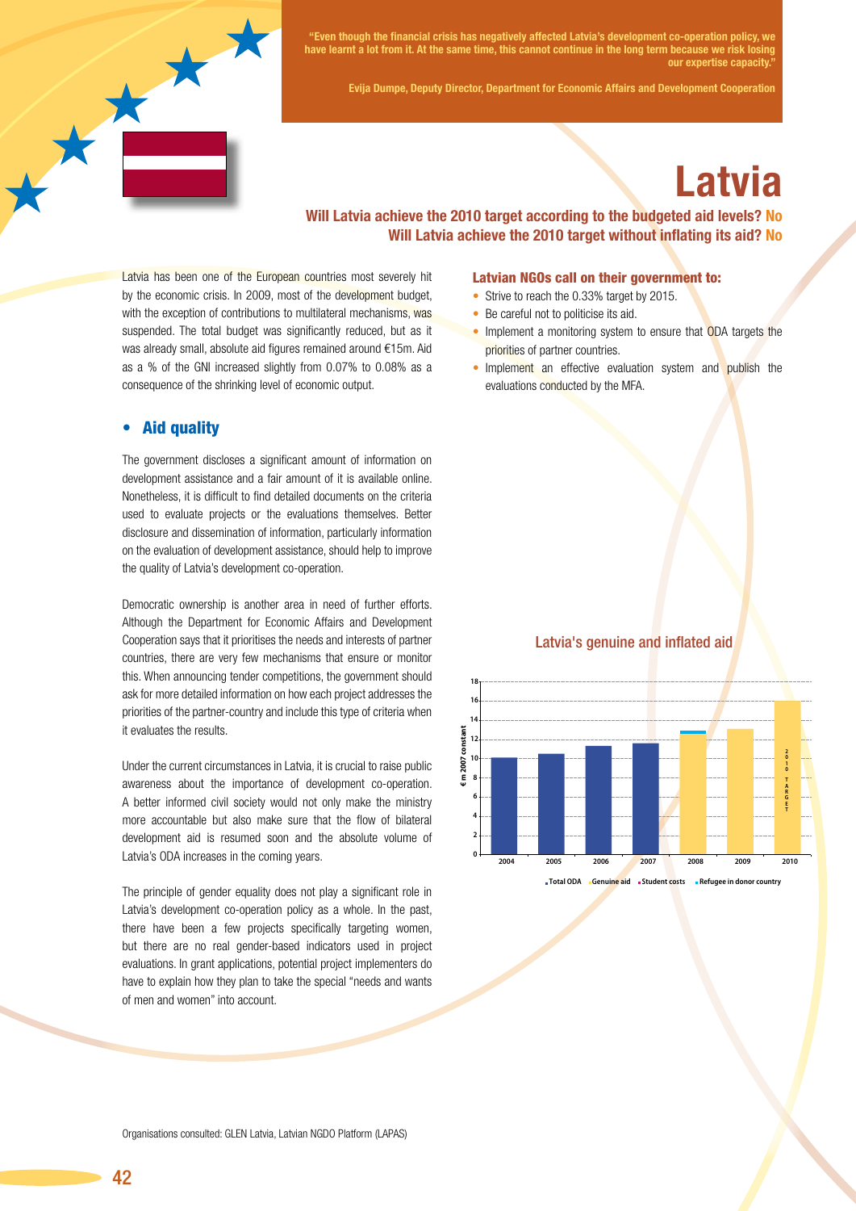> "Even though the financial crisis has negatively affected Latvia's development co-operation policy, we have learnt a lot from it. At the same time, this cannot continue in the long term because we risk losing our expertise capacity."
>
> Evija Dumpe, Deputy Director, Department for Economic Affairs and Development Cooperation

# Latvia

**Will Latvia achieve the 2010 target according to the budgeted aid levels? No**
**Will Latvia achieve the 2010 target without inflating its aid? No**

Latvia has been one of the European countries most severely hit by the economic crisis. In 2009, most of the development budget, with the exception of contributions to multilateral mechanisms, was suspended. The total budget was significantly reduced, but as it was already small, absolute aid figures remained around €15m. Aid as a % of the GNI increased slightly from 0.07% to 0.08% as a consequence of the shrinking level of economic output.

## • Aid quality

The government discloses a significant amount of information on development assistance and a fair amount of it is available online. Nonetheless, it is difficult to find detailed documents on the criteria used to evaluate projects or the evaluations themselves. Better disclosure and dissemination of information, particularly information on the evaluation of development assistance, should help to improve the quality of Latvia's development co-operation.

Democratic ownership is another area in need of further efforts. Although the Department for Economic Affairs and Development Cooperation says that it prioritises the needs and interests of partner countries, there are very few mechanisms that ensure or monitor this. When announcing tender competitions, the government should ask for more detailed information on how each project addresses the priorities of the partner-country and include this type of criteria when it evaluates the results.

Under the current circumstances in Latvia, it is crucial to raise public awareness about the importance of development co-operation. A better informed civil society would not only make the ministry more accountable but also make sure that the flow of bilateral development aid is resumed soon and the absolute volume of Latvia's ODA increases in the coming years.

The principle of gender equality does not play a significant role in Latvia's development co-operation policy as a whole. In the past, there have been a few projects specifically targeting women, but there are no real gender-based indicators used in project evaluations. In grant applications, potential project implementers do have to explain how they plan to take the special "needs and wants of men and women" into account.

### Latvian NGOs call on their government to:

- Strive to reach the 0.33% target by 2015.
- Be careful not to politicise its aid.
- Implement a monitoring system to ensure that ODA targets the priorities of partner countries.
- Implement an effective evaluation system and publish the evaluations conducted by the MFA.

### Latvia's genuine and inflated aid

(€ m 2007 constant; bars for 2004–2010, with 2010 TARGET; legend: Total ODA, Genuine aid, Student costs, Refugee in donor country)

Organisations consulted: GLEN Latvia, Latvian NGDO Platform (LAPAS)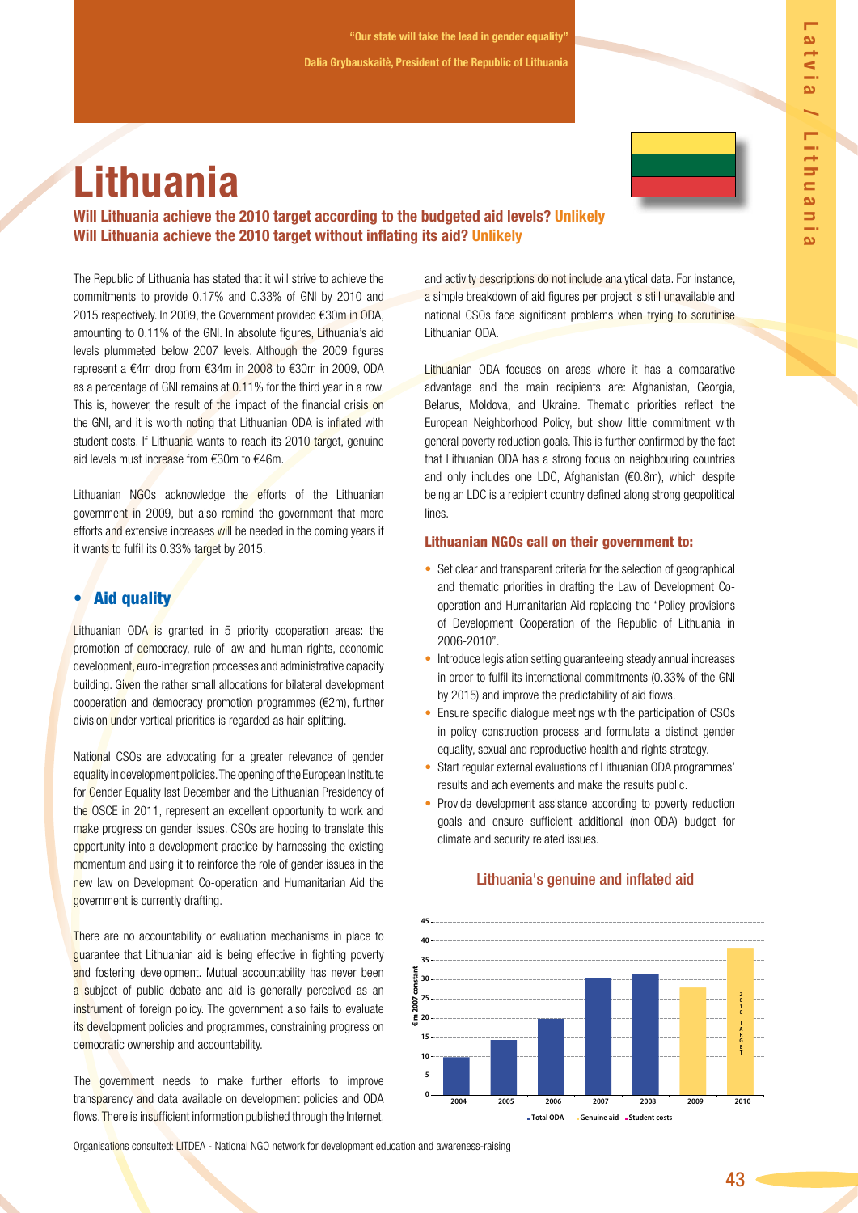"Our state will take the lead in gender equality"

Dalia Grybauskaitė, President of the Republic of Lithuania

# Lithuania

**Will Lithuania achieve the 2010 target according to the budgeted aid levels? Unlikely**
**Will Lithuania achieve the 2010 target without inflating its aid? Unlikely**

The Republic of Lithuania has stated that it will strive to achieve the commitments to provide 0.17% and 0.33% of GNI by 2010 and 2015 respectively. In 2009, the Government provided €30m in ODA, amounting to 0.11% of the GNI. In absolute figures, Lithuania's aid levels plummeted below 2007 levels. Although the 2009 figures represent a €4m drop from €34m in 2008 to €30m in 2009, ODA as a percentage of GNI remains at 0.11% for the third year in a row. This is, however, the result of the impact of the financial crisis on the GNI, and it is worth noting that Lithuanian ODA is inflated with student costs. If Lithuania wants to reach its 2010 target, genuine aid levels must increase from €30m to €46m.

Lithuanian NGOs acknowledge the efforts of the Lithuanian government in 2009, but also remind the government that more efforts and extensive increases will be needed in the coming years if it wants to fulfil its 0.33% target by 2015.

## • Aid quality

Lithuanian ODA is granted in 5 priority cooperation areas: the promotion of democracy, rule of law and human rights, economic development, euro-integration processes and administrative capacity building. Given the rather small allocations for bilateral development cooperation and democracy promotion programmes (€2m), further division under vertical priorities is regarded as hair-splitting.

National CSOs are advocating for a greater relevance of gender equality in development policies. The opening of the European Institute for Gender Equality last December and the Lithuanian Presidency of the OSCE in 2011, represent an excellent opportunity to work and make progress on gender issues. CSOs are hoping to translate this opportunity into a development practice by harnessing the existing momentum and using it to reinforce the role of gender issues in the new law on Development Co-operation and Humanitarian Aid the government is currently drafting.

There are no accountability or evaluation mechanisms in place to guarantee that Lithuanian aid is being effective in fighting poverty and fostering development. Mutual accountability has never been a subject of public debate and aid is generally perceived as an instrument of foreign policy. The government also fails to evaluate its development policies and programmes, constraining progress on democratic ownership and accountability.

The government needs to make further efforts to improve transparency and data available on development policies and ODA flows. There is insufficient information published through the Internet, and activity descriptions do not include analytical data. For instance, a simple breakdown of aid figures per project is still unavailable and national CSOs face significant problems when trying to scrutinise Lithuanian ODA.

Lithuanian ODA focuses on areas where it has a comparative advantage and the main recipients are: Afghanistan, Georgia, Belarus, Moldova, and Ukraine. Thematic priorities reflect the European Neighborhood Policy, but show little commitment with general poverty reduction goals. This is further confirmed by the fact that Lithuanian ODA has a strong focus on neighbouring countries and only includes one LDC, Afghanistan (€0.8m), which despite being an LDC is a recipient country defined along strong geopolitical lines.

### Lithuanian NGOs call on their government to:

- Set clear and transparent criteria for the selection of geographical and thematic priorities in drafting the Law of Development Co-operation and Humanitarian Aid replacing the "Policy provisions of Development Cooperation of the Republic of Lithuania in 2006-2010".
- Introduce legislation setting guaranteeing steady annual increases in order to fulfil its international commitments (0.33% of the GNI by 2015) and improve the predictability of aid flows.
- Ensure specific dialogue meetings with the participation of CSOs in policy construction process and formulate a distinct gender equality, sexual and reproductive health and rights strategy.
- Start regular external evaluations of Lithuanian ODA programmes' results and achievements and make the results public.
- Provide development assistance according to poverty reduction goals and ensure sufficient additional (non-ODA) budget for climate and security related issues.

Lithuania's genuine and inflated aid

(Chart: € m 2007 constant; 2004–2010; legend: Total ODA, Genuine aid, Student costs; 2010 TARGET)

Organisations consulted: LITDEA - National NGO network for development education and awareness-raising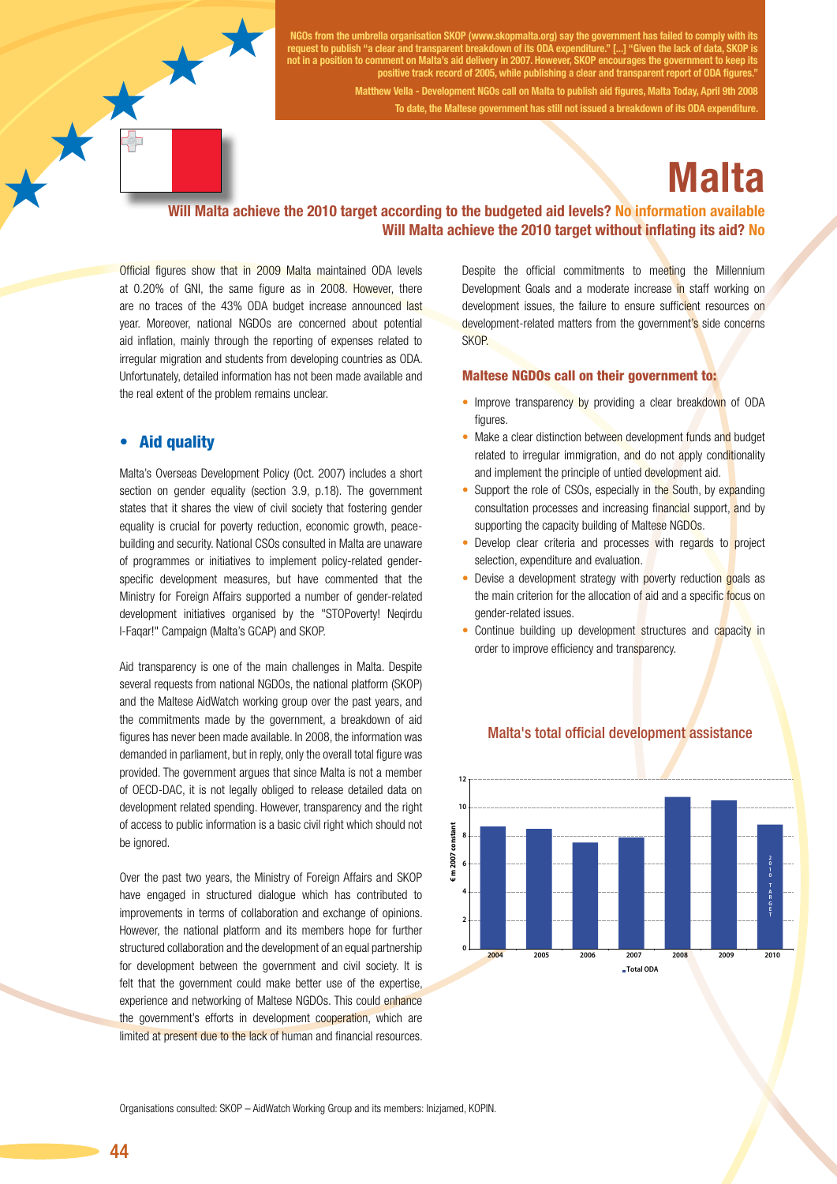NGOs from the umbrella organisation SKOP (www.skopmalta.org) say the government has failed to comply with its request to publish "a clear and transparent breakdown of its ODA expenditure." [...] "Given the lack of data, SKOP is not in a position to comment on Malta's aid delivery in 2007. However, SKOP encourages the government to keep its positive track record of 2005, while publishing a clear and transparent report of ODA figures."

Matthew Vella - Development NGOs call on Malta to publish aid figures, Malta Today, April 9th 2008

To date, the Maltese government has still not issued a breakdown of its ODA expenditure.

# Malta

**Will Malta achieve the 2010 target according to the budgeted aid levels? No information available**

**Will Malta achieve the 2010 target without inflating its aid? No**

Official figures show that in 2009 Malta maintained ODA levels at 0.20% of GNI, the same figure as in 2008. However, there are no traces of the 43% ODA budget increase announced last year. Moreover, national NGDOs are concerned about potential aid inflation, mainly through the reporting of expenses related to irregular migration and students from developing countries as ODA. Unfortunately, detailed information has not been made available and the real extent of the problem remains unclear.

## • Aid quality

Malta's Overseas Development Policy (Oct. 2007) includes a short section on gender equality (section 3.9, p.18). The government states that it shares the view of civil society that fostering gender equality is crucial for poverty reduction, economic growth, peace-building and security. National CSOs consulted in Malta are unaware of programmes or initiatives to implement policy-related gender-specific development measures, but have commented that the Ministry for Foreign Affairs supported a number of gender-related development initiatives organised by the "STOPoverty! Neqirdu l-Faqar!" Campaign (Malta's GCAP) and SKOP.

Aid transparency is one of the main challenges in Malta. Despite several requests from national NGDOs, the national platform (SKOP) and the Maltese AidWatch working group over the past years, and the commitments made by the government, a breakdown of aid figures has never been made available. In 2008, the information was demanded in parliament, but in reply, only the overall total figure was provided. The government argues that since Malta is not a member of OECD-DAC, it is not legally obliged to release detailed data on development related spending. However, transparency and the right of access to public information is a basic civil right which should not be ignored.

Over the past two years, the Ministry of Foreign Affairs and SKOP have engaged in structured dialogue which has contributed to improvements in terms of collaboration and exchange of opinions. However, the national platform and its members hope for further structured collaboration and the development of an equal partnership for development between the government and civil society. It is felt that the government could make better use of the expertise, experience and networking of Maltese NGDOs. This could enhance the government's efforts in development cooperation, which are limited at present due to the lack of human and financial resources.

Despite the official commitments to meeting the Millennium Development Goals and a moderate increase in staff working on development issues, the failure to ensure sufficient resources on development-related matters from the government's side concerns SKOP.

### Maltese NGDOs call on their government to:

- Improve transparency by providing a clear breakdown of ODA figures.
- Make a clear distinction between development funds and budget related to irregular immigration, and do not apply conditionality and implement the principle of untied development aid.
- Support the role of CSOs, especially in the South, by expanding consultation processes and increasing financial support, and by supporting the capacity building of Maltese NGDOs.
- Develop clear criteria and processes with regards to project selection, expenditure and evaluation.
- Devise a development strategy with poverty reduction goals as the main criterion for the allocation of aid and a specific focus on gender-related issues.
- Continue building up development structures and capacity in order to improve efficiency and transparency.

**Malta's total official development assistance**

| Year | Total ODA (€ m 2007 constant, approx.) |
|---|---|
| 2004 | 8.7 |
| 2005 | 8.5 |
| 2006 | 7.5 |
| 2007 | 7.9 |
| 2008 | 10.8 |
| 2009 | 10.5 |
| 2010 (2010 TARGET) | 8.8 |

Organisations consulted: SKOP – AidWatch Working Group and its members: Inizjamed, KOPIN.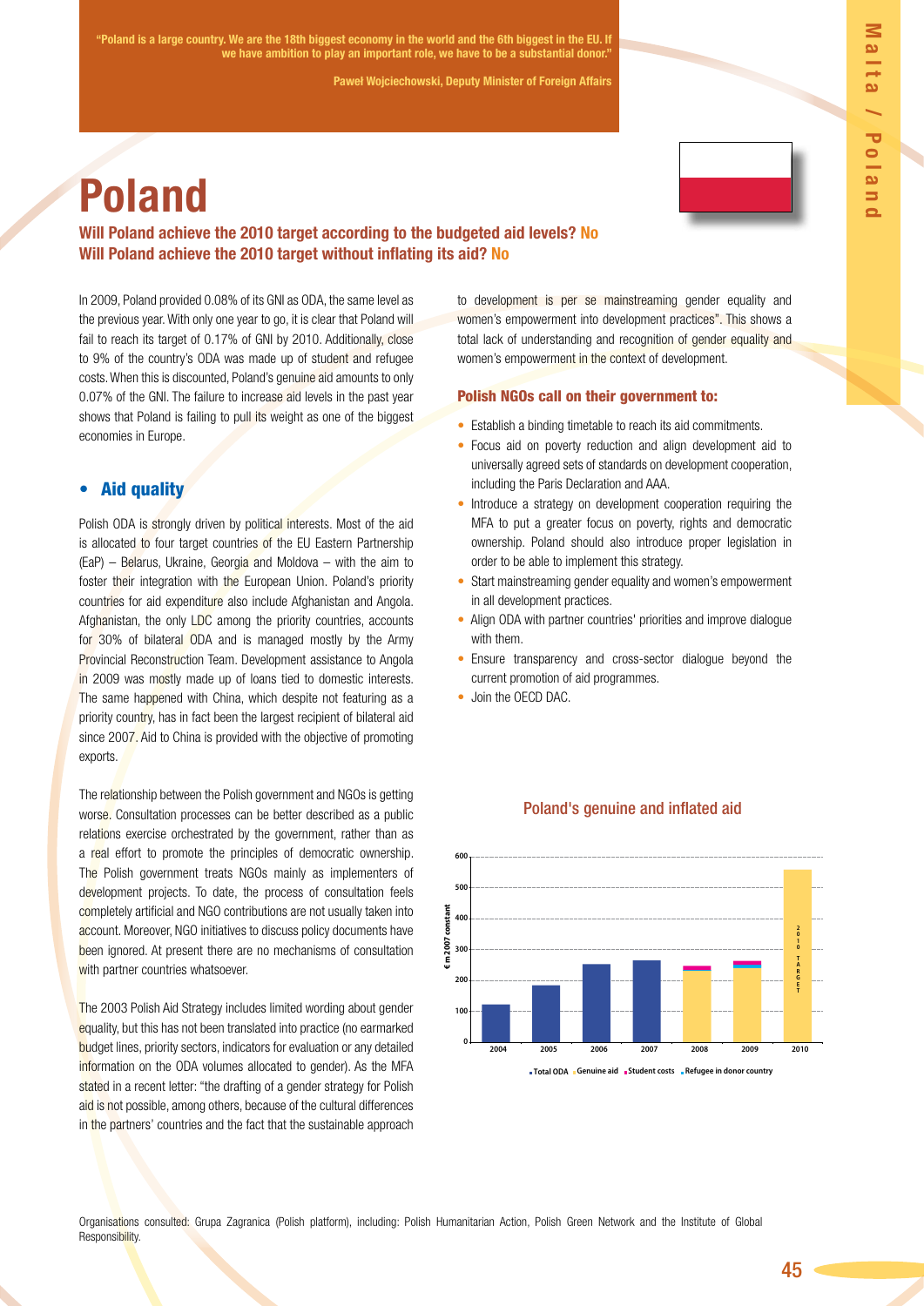"Poland is a large country. We are the 18th biggest economy in the world and the 6th biggest in the EU. If we have ambition to play an important role, we have to be a substantial donor."

Paweł Wojciechowski, Deputy Minister of Foreign Affairs

# Poland

**Will Poland achieve the 2010 target according to the budgeted aid levels? No**
**Will Poland achieve the 2010 target without inflating its aid? No**

In 2009, Poland provided 0.08% of its GNI as ODA, the same level as the previous year. With only one year to go, it is clear that Poland will fail to reach its target of 0.17% of GNI by 2010. Additionally, close to 9% of the country's ODA was made up of student and refugee costs. When this is discounted, Poland's genuine aid amounts to only 0.07% of the GNI. The failure to increase aid levels in the past year shows that Poland is failing to pull its weight as one of the biggest economies in Europe.

## • Aid quality

Polish ODA is strongly driven by political interests. Most of the aid is allocated to four target countries of the EU Eastern Partnership (EaP) – Belarus, Ukraine, Georgia and Moldova – with the aim to foster their integration with the European Union. Poland's priority countries for aid expenditure also include Afghanistan and Angola. Afghanistan, the only LDC among the priority countries, accounts for 30% of bilateral ODA and is managed mostly by the Army Provincial Reconstruction Team. Development assistance to Angola in 2009 was mostly made up of loans tied to domestic interests. The same happened with China, which despite not featuring as a priority country, has in fact been the largest recipient of bilateral aid since 2007. Aid to China is provided with the objective of promoting exports.

The relationship between the Polish government and NGOs is getting worse. Consultation processes can be better described as a public relations exercise orchestrated by the government, rather than as a real effort to promote the principles of democratic ownership. The Polish government treats NGOs mainly as implementers of development projects. To date, the process of consultation feels completely artificial and NGO contributions are not usually taken into account. Moreover, NGO initiatives to discuss policy documents have been ignored. At present there are no mechanisms of consultation with partner countries whatsoever.

The 2003 Polish Aid Strategy includes limited wording about gender equality, but this has not been translated into practice (no earmarked budget lines, priority sectors, indicators for evaluation or any detailed information on the ODA volumes allocated to gender). As the MFA stated in a recent letter: "the drafting of a gender strategy for Polish aid is not possible, among others, because of the cultural differences in the partners' countries and the fact that the sustainable approach to development is per se mainstreaming gender equality and women's empowerment into development practices". This shows a total lack of understanding and recognition of gender equality and women's empowerment in the context of development.

### Polish NGOs call on their government to:

- Establish a binding timetable to reach its aid commitments.
- Focus aid on poverty reduction and align development aid to universally agreed sets of standards on development cooperation, including the Paris Declaration and AAA.
- Introduce a strategy on development cooperation requiring the MFA to put a greater focus on poverty, rights and democratic ownership. Poland should also introduce proper legislation in order to be able to implement this strategy.
- Start mainstreaming gender equality and women's empowerment in all development practices.
- Align ODA with partner countries' priorities and improve dialogue with them.
- Ensure transparency and cross-sector dialogue beyond the current promotion of aid programmes.
- Join the OECD DAC.

**Poland's genuine and inflated aid**

(Chart: € m 2007 constant, 0–600; years 2004–2010; legend: Total ODA, Genuine aid, Student costs, Refugee in donor country; 2010 bar labelled "2010 TARGET")

Organisations consulted: Grupa Zagranica (Polish platform), including: Polish Humanitarian Action, Polish Green Network and the Institute of Global Responsibility.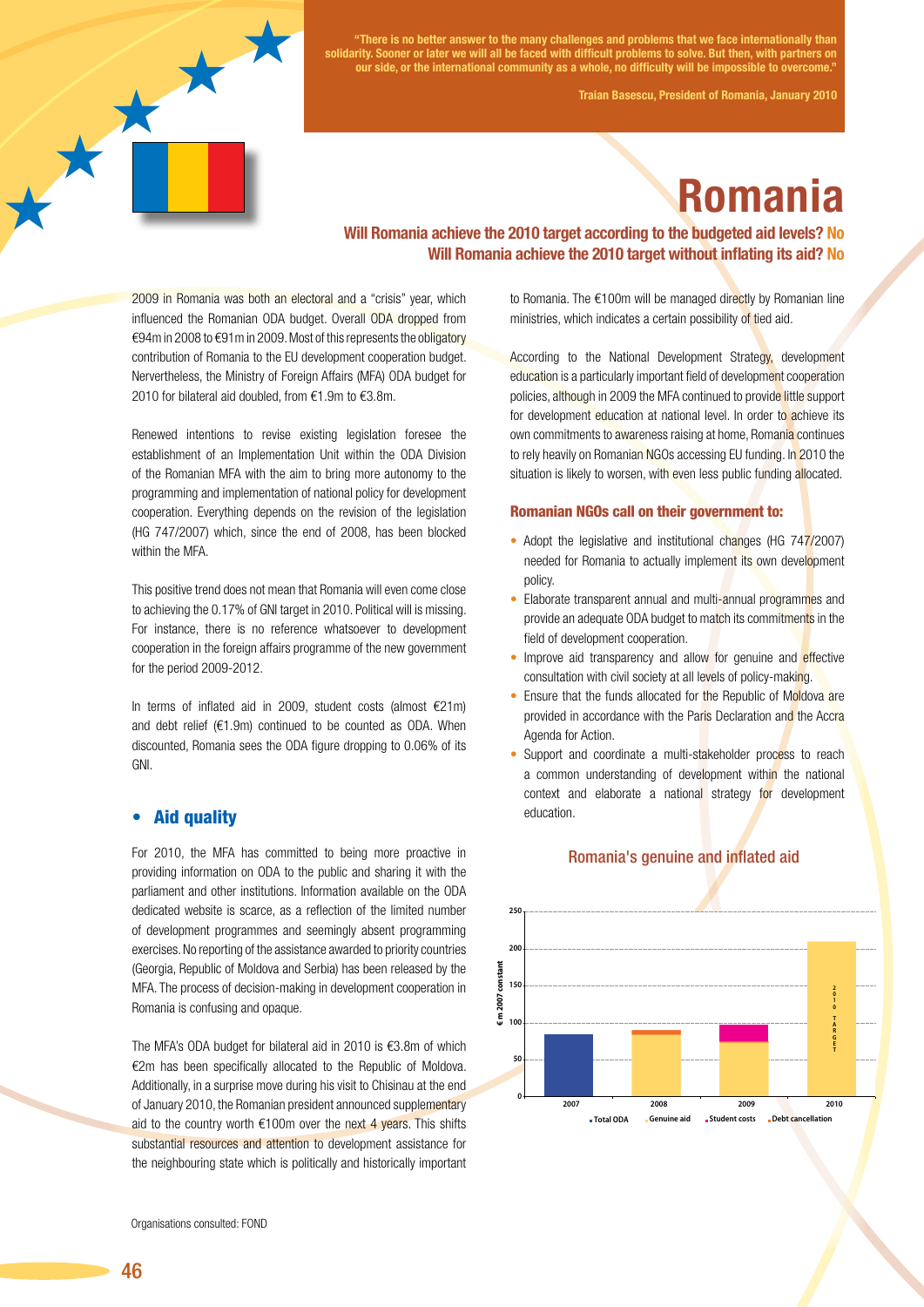"There is no better answer to the many challenges and problems that we face internationally than solidarity. Sooner or later we will all be faced with difficult problems to solve. But then, with partners on our side, or the international community as a whole, no difficulty will be impossible to overcome."

Traian Basescu, President of Romania, January 2010

# Romania

**Will Romania achieve the 2010 target according to the budgeted aid levels? No**
**Will Romania achieve the 2010 target without inflating its aid? No**

2009 in Romania was both an electoral and a "crisis" year, which influenced the Romanian ODA budget. Overall ODA dropped from €94m in 2008 to €91m in 2009. Most of this represents the obligatory contribution of Romania to the EU development cooperation budget. Nervertheless, the Ministry of Foreign Affairs (MFA) ODA budget for 2010 for bilateral aid doubled, from €1.9m to €3.8m.

Renewed intentions to revise existing legislation foresee the establishment of an Implementation Unit within the ODA Division of the Romanian MFA with the aim to bring more autonomy to the programming and implementation of national policy for development cooperation. Everything depends on the revision of the legislation (HG 747/2007) which, since the end of 2008, has been blocked within the MFA.

This positive trend does not mean that Romania will even come close to achieving the 0.17% of GNI target in 2010. Political will is missing. For instance, there is no reference whatsoever to development cooperation in the foreign affairs programme of the new government for the period 2009-2012.

In terms of inflated aid in 2009, student costs (almost €21m) and debt relief (€1.9m) continued to be counted as ODA. When discounted, Romania sees the ODA figure dropping to 0.06% of its GNI.

## Aid quality

For 2010, the MFA has committed to being more proactive in providing information on ODA to the public and sharing it with the parliament and other institutions. Information available on the ODA dedicated website is scarce, as a reflection of the limited number of development programmes and seemingly absent programming exercises. No reporting of the assistance awarded to priority countries (Georgia, Republic of Moldova and Serbia) has been released by the MFA. The process of decision-making in development cooperation in Romania is confusing and opaque.

The MFA's ODA budget for bilateral aid in 2010 is €3.8m of which €2m has been specifically allocated to the Republic of Moldova. Additionally, in a surprise move during his visit to Chisinau at the end of January 2010, the Romanian president announced supplementary aid to the country worth €100m over the next 4 years. This shifts substantial resources and attention to development assistance for the neighbouring state which is politically and historically important to Romania. The €100m will be managed directly by Romanian line ministries, which indicates a certain possibility of tied aid.

According to the National Development Strategy, development education is a particularly important field of development cooperation policies, although in 2009 the MFA continued to provide little support for development education at national level. In order to achieve its own commitments to awareness raising at home, Romania continues to rely heavily on Romanian NGOs accessing EU funding. In 2010 the situation is likely to worsen, with even less public funding allocated.

### Romanian NGOs call on their government to:

- Adopt the legislative and institutional changes (HG 747/2007) needed for Romania to actually implement its own development policy.
- Elaborate transparent annual and multi-annual programmes and provide an adequate ODA budget to match its commitments in the field of development cooperation.
- Improve aid transparency and allow for genuine and effective consultation with civil society at all levels of policy-making.
- Ensure that the funds allocated for the Republic of Moldova are provided in accordance with the Paris Declaration and the Accra Agenda for Action.
- Support and coordinate a multi-stakeholder process to reach a common understanding of development within the national context and elaborate a national strategy for development education.

### Romania's genuine and inflated aid

Bar chart (€ m 2007 constant, scale 0–250) for 2007, 2008, 2009 and 2010 (2010 TARGET). Legend: Total ODA, Genuine aid, Student costs, Debt cancellation.

Organisations consulted: FOND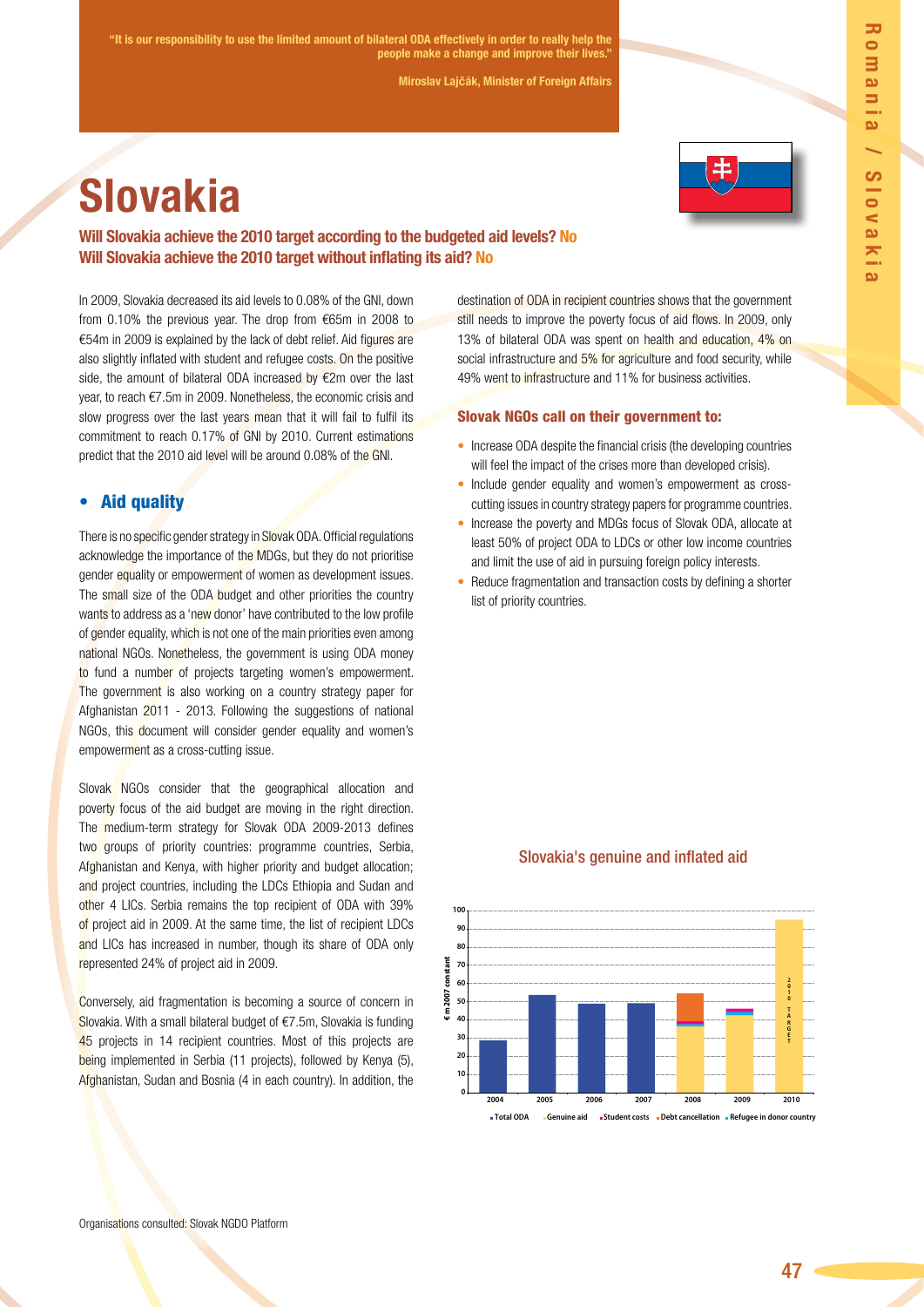"It is our responsibility to use the limited amount of bilateral ODA effectively in order to really help the people make a change and improve their lives."

Miroslav Lajčák, Minister of Foreign Affairs

# Slovakia

**Will Slovakia achieve the 2010 target according to the budgeted aid levels? No**
**Will Slovakia achieve the 2010 target without inflating its aid? No**

In 2009, Slovakia decreased its aid levels to 0.08% of the GNI, down from 0.10% the previous year. The drop from €65m in 2008 to €54m in 2009 is explained by the lack of debt relief. Aid figures are also slightly inflated with student and refugee costs. On the positive side, the amount of bilateral ODA increased by €2m over the last year, to reach €7.5m in 2009. Nonetheless, the economic crisis and slow progress over the last years mean that it will fail to fulfil its commitment to reach 0.17% of GNI by 2010. Current estimations predict that the 2010 aid level will be around 0.08% of the GNI.

## • Aid quality

There is no specific gender strategy in Slovak ODA. Official regulations acknowledge the importance of the MDGs, but they do not prioritise gender equality or empowerment of women as development issues. The small size of the ODA budget and other priorities the country wants to address as a 'new donor' have contributed to the low profile of gender equality, which is not one of the main priorities even among national NGOs. Nonetheless, the government is using ODA money to fund a number of projects targeting women's empowerment. The government is also working on a country strategy paper for Afghanistan 2011 - 2013. Following the suggestions of national NGOs, this document will consider gender equality and women's empowerment as a cross-cutting issue.

Slovak NGOs consider that the geographical allocation and poverty focus of the aid budget are moving in the right direction. The medium-term strategy for Slovak ODA 2009-2013 defines two groups of priority countries: programme countries, Serbia, Afghanistan and Kenya, with higher priority and budget allocation; and project countries, including the LDCs Ethiopia and Sudan and other 4 LICs. Serbia remains the top recipient of ODA with 39% of project aid in 2009. At the same time, the list of recipient LDCs and LICs has increased in number, though its share of ODA only represented 24% of project aid in 2009.

Conversely, aid fragmentation is becoming a source of concern in Slovakia. With a small bilateral budget of €7.5m, Slovakia is funding 45 projects in 14 recipient countries. Most of this projects are being implemented in Serbia (11 projects), followed by Kenya (5), Afghanistan, Sudan and Bosnia (4 in each country). In addition, the destination of ODA in recipient countries shows that the government still needs to improve the poverty focus of aid flows. In 2009, only 13% of bilateral ODA was spent on health and education, 4% on social infrastructure and 5% for agriculture and food security, while 49% went to infrastructure and 11% for business activities.

### Slovak NGOs call on their government to:

- Increase ODA despite the financial crisis (the developing countries will feel the impact of the crises more than developed crisis).
- Include gender equality and women's empowerment as cross-cutting issues in country strategy papers for programme countries.
- Increase the poverty and MDGs focus of Slovak ODA, allocate at least 50% of project ODA to LDCs or other low income countries and limit the use of aid in pursuing foreign policy interests.
- Reduce fragmentation and transaction costs by defining a shorter list of priority countries.

Slovakia's genuine and inflated aid

Organisations consulted: Slovak NGDO Platform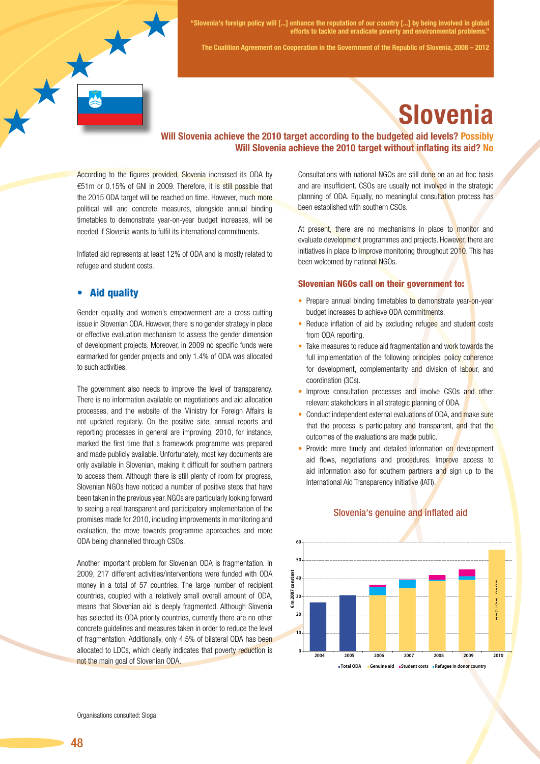> "Slovenia's foreign policy will [...] enhance the reputation of our country [...] by being involved in global efforts to tackle and eradicate poverty and environmental problems."
>
> The Coalition Agreement on Cooperation in the Government of the Republic of Slovenia, 2008 – 2012

# Slovenia

**Will Slovenia achieve the 2010 target according to the budgeted aid levels? Possibly**
**Will Slovenia achieve the 2010 target without inflating its aid? No**

According to the figures provided, Slovenia increased its ODA by €51m or 0.15% of GNI in 2009. Therefore, it is still possible that the 2015 ODA target will be reached on time. However, much more political will and concrete measures, alongside annual binding timetables to demonstrate year-on-year budget increases, will be needed if Slovenia wants to fulfil its international commitments.

Inflated aid represents at least 12% of ODA and is mostly related to refugee and student costs.

## • Aid quality

Gender equality and women's empowerment are a cross-cutting issue in Slovenian ODA. However, there is no gender strategy in place or effective evaluation mechanism to assess the gender dimension of development projects. Moreover, in 2009 no specific funds were earmarked for gender projects and only 1.4% of ODA was allocated to such activities.

The government also needs to improve the level of transparency. There is no information available on negotiations and aid allocation processes, and the website of the Ministry for Foreign Affairs is not updated regularly. On the positive side, annual reports and reporting processes in general are improving. 2010, for instance, marked the first time that a framework programme was prepared and made publicly available. Unfortunately, most key documents are only available in Slovenian, making it difficult for southern partners to access them. Although there is still plenty of room for progress, Slovenian NGOs have noticed a number of positive steps that have been taken in the previous year. NGOs are particularly looking forward to seeing a real transparent and participatory implementation of the promises made for 2010, including improvements in monitoring and evaluation, the move towards programme approaches and more ODA being channelled through CSOs.

Another important problem for Slovenian ODA is fragmentation. In 2009, 217 different activities/interventions were funded with ODA money in a total of 57 countries. The large number of recipient countries, coupled with a relatively small overall amount of ODA, means that Slovenian aid is deeply fragmented. Although Slovenia has selected its ODA priority countries, currently there are no other concrete guidelines and measures taken in order to reduce the level of fragmentation. Additionally, only 4.5% of bilateral ODA has been allocated to LDCs, which clearly indicates that poverty reduction is not the main goal of Slovenian ODA.

Consultations with national NGOs are still done on an ad hoc basis and are insufficient. CSOs are usually not involved in the strategic planning of ODA. Equally, no meaningful consultation process has been established with southern CSOs.

At present, there are no mechanisms in place to monitor and evaluate development programmes and projects. However, there are initiatives in place to improve monitoring throughout 2010. This has been welcomed by national NGOs.

### Slovenian NGOs call on their government to:

- Prepare annual binding timetables to demonstrate year-on-year budget increases to achieve ODA commitments.
- Reduce inflation of aid by excluding refugee and student costs from ODA reporting.
- Take measures to reduce aid fragmentation and work towards the full implementation of the following principles: policy coherence for development, complementarity and division of labour, and coordination (3Cs).
- Improve consultation processes and involve CSOs and other relevant stakeholders in all strategic planning of ODA.
- Conduct independent external evaluations of ODA, and make sure that the process is participatory and transparent, and that the outcomes of the evaluations are made public.
- Provide more timely and detailed information on development aid flows, negotiations and procedures. Improve access to aid information also for southern partners and sign up to the International Aid Transparency Initiative (IATI).

**Slovenia's genuine and inflated aid**

Organisations consulted: Sloga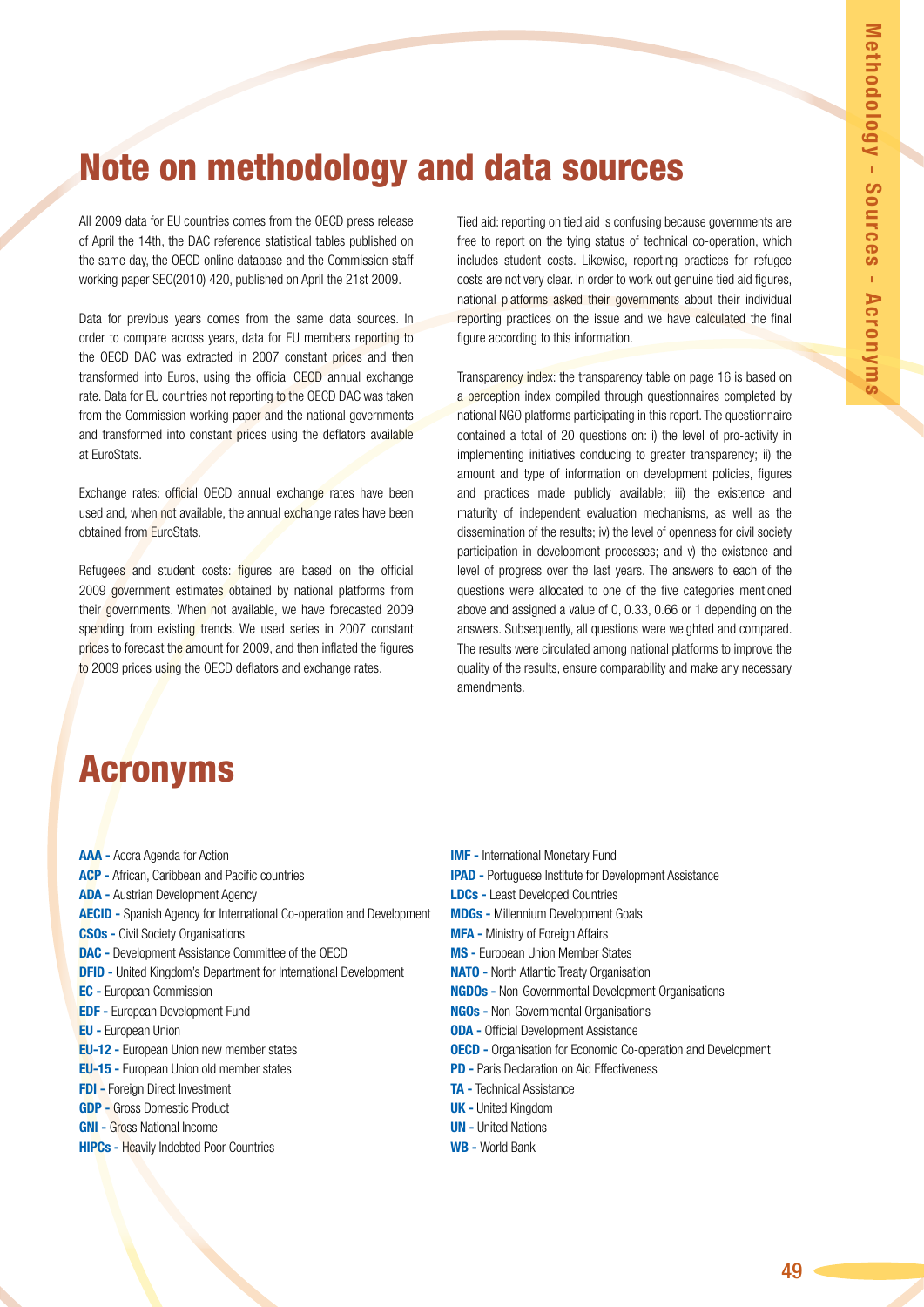# Note on methodology and data sources

All 2009 data for EU countries comes from the OECD press release of April the 14th, the DAC reference statistical tables published on the same day, the OECD online database and the Commission staff working paper SEC(2010) 420, published on April the 21st 2009.

Data for previous years comes from the same data sources. In order to compare across years, data for EU members reporting to the OECD DAC was extracted in 2007 constant prices and then transformed into Euros, using the official OECD annual exchange rate. Data for EU countries not reporting to the OECD DAC was taken from the Commission working paper and the national governments and transformed into constant prices using the deflators available at EuroStats.

Exchange rates: official OECD annual exchange rates have been used and, when not available, the annual exchange rates have been obtained from EuroStats.

Refugees and student costs: figures are based on the official 2009 government estimates obtained by national platforms from their governments. When not available, we have forecasted 2009 spending from existing trends. We used series in 2007 constant prices to forecast the amount for 2009, and then inflated the figures to 2009 prices using the OECD deflators and exchange rates.

Tied aid: reporting on tied aid is confusing because governments are free to report on the tying status of technical co-operation, which includes student costs. Likewise, reporting practices for refugee costs are not very clear. In order to work out genuine tied aid figures, national platforms asked their governments about their individual reporting practices on the issue and we have calculated the final figure according to this information.

Transparency index: the transparency table on page 16 is based on a perception index compiled through questionnaires completed by national NGO platforms participating in this report. The questionnaire contained a total of 20 questions on: i) the level of pro-activity in implementing initiatives conducing to greater transparency; ii) the amount and type of information on development policies, figures and practices made publicly available; iii) the existence and maturity of independent evaluation mechanisms, as well as the dissemination of the results; iv) the level of openness for civil society participation in development processes; and v) the existence and level of progress over the last years. The answers to each of the questions were allocated to one of the five categories mentioned above and assigned a value of 0, 0.33, 0.66 or 1 depending on the answers. Subsequently, all questions were weighted and compared. The results were circulated among national platforms to improve the quality of the results, ensure comparability and make any necessary amendments.

# Acronyms

**AAA -** Accra Agenda for Action
**ACP -** African, Caribbean and Pacific countries
**ADA -** Austrian Development Agency
**AECID -** Spanish Agency for International Co-operation and Development
**CSOs -** Civil Society Organisations
**DAC -** Development Assistance Committee of the OECD
**DFID -** United Kingdom's Department for International Development
**EC -** European Commission
**EDF -** European Development Fund
**EU -** European Union
**EU-12 -** European Union new member states
**EU-15 -** European Union old member states
**FDI -** Foreign Direct Investment
**GDP -** Gross Domestic Product
**GNI -** Gross National Income
**HIPCs -** Heavily Indebted Poor Countries
**IMF -** International Monetary Fund
**IPAD -** Portuguese Institute for Development Assistance
**LDCs -** Least Developed Countries
**MDGs -** Millennium Development Goals
**MFA -** Ministry of Foreign Affairs
**MS -** European Union Member States
**NATO -** North Atlantic Treaty Organisation
**NGDOs -** Non-Governmental Development Organisations
**NGOs -** Non-Governmental Organisations
**ODA -** Official Development Assistance
**OECD -** Organisation for Economic Co-operation and Development
**PD -** Paris Declaration on Aid Effectiveness
**TA -** Technical Assistance
**UK -** United Kingdom
**UN -** United Nations
**WB -** World Bank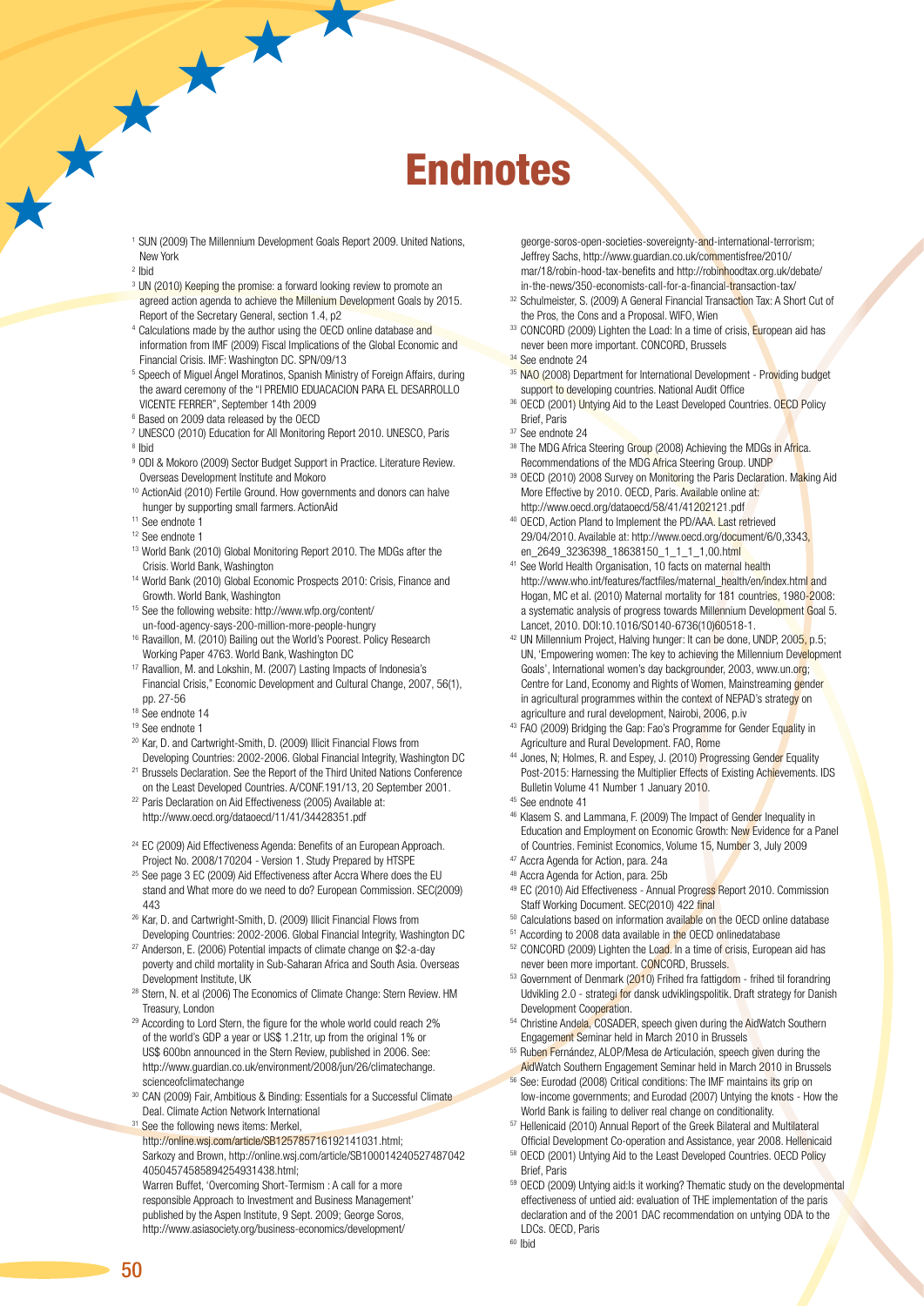# Endnotes

1. SUN (2009) The Millennium Development Goals Report 2009. United Nations, New York
2. Ibid
3. UN (2010) Keeping the promise: a forward looking review to promote an agreed action agenda to achieve the Millenium Development Goals by 2015. Report of the Secretary General, section 1.4, p2
4. Calculations made by the author using the OECD online database and information from IMF (2009) Fiscal Implications of the Global Economic and Financial Crisis. IMF: Washington DC. SPN/09/13
5. Speech of Miguel Ángel Moratinos, Spanish Ministry of Foreign Affairs, during the award ceremony of the "I PREMIO EDUACACION PARA EL DESARROLLO VICENTE FERRER", September 14th 2009
6. Based on 2009 data released by the OECD
7. UNESCO (2010) Education for All Monitoring Report 2010. UNESCO, Paris
8. Ibid
9. ODI & Mokoro (2009) Sector Budget Support in Practice. Literature Review. Overseas Development Institute and Mokoro
10. ActionAid (2010) Fertile Ground. How governments and donors can halve hunger by supporting small farmers. ActionAid
11. See endnote 1
12. See endnote 1
13. World Bank (2010) Global Monitoring Report 2010. The MDGs after the Crisis. World Bank, Washington
14. World Bank (2010) Global Economic Prospects 2010: Crisis, Finance and Growth. World Bank, Washington
15. See the following website: http://www.wfp.org/content/un-food-agency-says-200-million-more-people-hungry
16. Ravaillon, M. (2010) Bailing out the World's Poorest. Policy Research Working Paper 4763. World Bank, Washington DC
17. Ravallion, M. and Lokshin, M. (2007) Lasting Impacts of Indonesia's Financial Crisis," Economic Development and Cultural Change, 2007, 56(1), pp. 27-56
18. See endnote 14
19. See endnote 1
20. Kar, D. and Cartwright-Smith, D. (2009) Illicit Financial Flows from Developing Countries: 2002-2006. Global Financial Integrity, Washington DC
21. Brussels Declaration. See the Report of the Third United Nations Conference on the Least Developed Countries. A/CONF.191/13, 20 September 2001.
22. Paris Declaration on Aid Effectiveness (2005) Available at: http://www.oecd.org/dataoecd/11/41/34428351.pdf

24. EC (2009) Aid Effectiveness Agenda: Benefits of an European Approach. Project No. 2008/170204 - Version 1. Study Prepared by HTSPE
25. See page 3 EC (2009) Aid Effectiveness after Accra Where does the EU stand and What more do we need to do? European Commission. SEC(2009) 443
26. Kar, D. and Cartwright-Smith, D. (2009) Illicit Financial Flows from Developing Countries: 2002-2006. Global Financial Integrity, Washington DC
27. Anderson, E. (2006) Potential impacts of climate change on $2-a-day poverty and child mortality in Sub-Saharan Africa and South Asia. Overseas Development Institute, UK
28. Stern, N. et al (2006) The Economics of Climate Change: Stern Review. HM Treasury, London
29. According to Lord Stern, the figure for the whole world could reach 2% of the world's GDP a year or US$ 1.21tr, up from the original 1% or US$ 600bn announced in the Stern Review, published in 2006. See: http://www.guardian.co.uk/environment/2008/jun/26/climatechange.scienceofclimatechange
30. CAN (2009) Fair, Ambitious & Binding: Essentials for a Successful Climate Deal. Climate Action Network International
31. See the following news items: Merkel, http://online.wsj.com/article/SB125785716192141031.html; Sarkozy and Brown, http://online.wsj.com/article/SB100014240527487042405045745858942549314​38.html; Warren Buffet, 'Overcoming Short-Termism : A call for a more responsible Approach to Investment and Business Management' published by the Aspen Institute, 9 Sept. 2009; George Soros, http://www.asiasociety.org/business-economics/development/george-soros-open-societies-sovereignty-and-international-terrorism; Jeffrey Sachs, http://www.guardian.co.uk/commentisfree/2010/mar/18/robin-hood-tax-benefits and http://robinhoodtax.org.uk/debate/in-the-news/350-economists-call-for-a-financial-transaction-tax/
32. Schulmeister, S. (2009) A General Financial Transaction Tax: A Short Cut of the Pros, the Cons and a Proposal. WIFO, Wien
33. CONCORD (2009) Lighten the Load: In a time of crisis, European aid has never been more important. CONCORD, Brussels
34. See endnote 24
35. NAO (2008) Department for International Development - Providing budget support to developing countries. National Audit Office
36. OECD (2001) Untying Aid to the Least Developed Countries. OECD Policy Brief, Paris
37. See endnote 24
38. The MDG Africa Steering Group (2008) Achieving the MDGs in Africa. Recommendations of the MDG Africa Steering Group. UNDP
39. OECD (2010) 2008 Survey on Monitoring the Paris Declaration. Making Aid More Effective by 2010. OECD, Paris. Available online at: http://www.oecd.org/dataoecd/58/41/41202121.pdf
40. OECD, Action Pland to Implement the PD/AAA. Last retrieved 29/04/2010. Available at: http://www.oecd.org/document/6/0,3343,en_2649_3236398_18638150_1_1_1_1,00.html
41. See World Health Organisation, 10 facts on maternal health http://www.who.int/features/factfiles/maternal_health/en/index.html and Hogan, MC et al. (2010) Maternal mortality for 181 countries, 1980-2008: a systematic analysis of progress towards Millennium Development Goal 5. Lancet, 2010. DOI:10.1016/SO140-6736(10)60518-1.
42. UN Millennium Project, Halving hunger: It can be done, UNDP, 2005, p.5; UN, 'Empowering women: The key to achieving the Millennium Development Goals', International women's day backgrounder, 2003, www.un.org; Centre for Land, Economy and Rights of Women, Mainstreaming gender in agricultural programmes within the context of NEPAD's strategy on agriculture and rural development, Nairobi, 2006, p.iv
43. FAO (2009) Bridging the Gap: Fao's Programme for Gender Equality in Agriculture and Rural Development. FAO, Rome
44. Jones, N; Holmes, R. and Espey, J. (2010) Progressing Gender Equality Post-2015: Harnessing the Multiplier Effects of Existing Achievements. IDS Bulletin Volume 41 Number 1 January 2010.
45. See endnote 41
46. Klasem S. and Lammana, F. (2009) The Impact of Gender Inequality in Education and Employment on Economic Growth: New Evidence for a Panel of Countries. Feminist Economics, Volume 15, Number 3, July 2009
47. Accra Agenda for Action, para. 24a
48. Accra Agenda for Action, para. 25b
49. EC (2010) Aid Effectiveness - Annual Progress Report 2010. Commission Staff Working Document. SEC(2010) 422 final
50. Calculations based on information available on the OECD online database
51. According to 2008 data available in the OECD onlinedatabase
52. CONCORD (2009) Lighten the Load. In a time of crisis, European aid has never been more important. CONCORD, Brussels.
53. Government of Denmark (2010) Frihed fra fattigdom - frihed til forandring Udvikling 2.0 - strategi for dansk udviklingspolitik. Draft strategy for Danish Development Cooperation.
54. Christine Andela, COSADER, speech given during the AidWatch Southern Engagement Seminar held in March 2010 in Brussels
55. Ruben Fernández, ALOP/Mesa de Articulación, speech given during the AidWatch Southern Engagement Seminar held in March 2010 in Brussels
56. See: Eurodad (2008) Critical conditions: The IMF maintains its grip on low-income governments; and Eurodad (2007) Untying the knots - How the World Bank is failing to deliver real change on conditionality.
57. Hellenicaid (2010) Annual Report of the Greek Bilateral and Multilateral Official Development Co-operation and Assistance, year 2008. Hellenicaid
58. OECD (2001) Untying Aid to the Least Developed Countries. OECD Policy Brief, Paris
59. OECD (2009) Untying aid:Is it working? Thematic study on the developmental effectiveness of untied aid: evaluation of THE implementation of the paris declaration and of the 2001 DAC recommendation on untying ODA to the LDCs. OECD, Paris
60. Ibid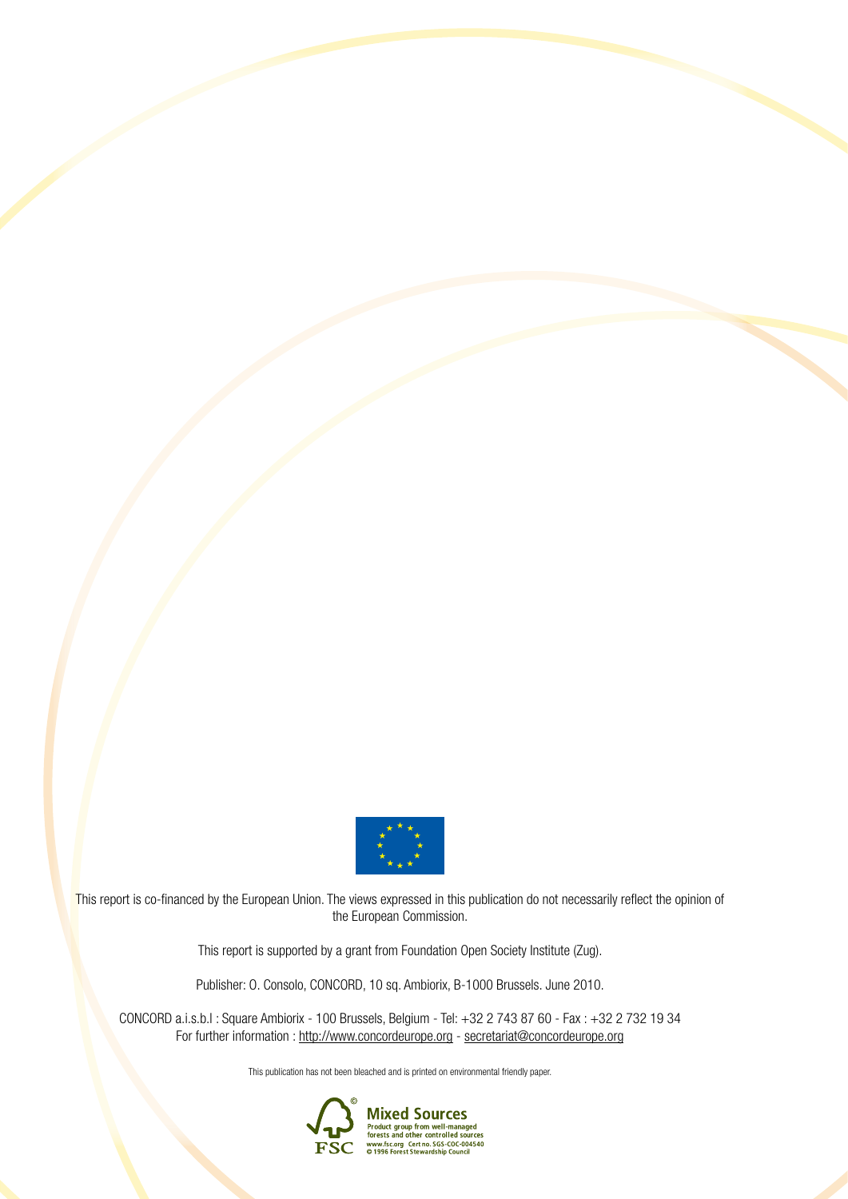This report is co-financed by the European Union. The views expressed in this publication do not necessarily reflect the opinion of the European Commission.

This report is supported by a grant from Foundation Open Society Institute (Zug).

Publisher: O. Consolo, CONCORD, 10 sq. Ambiorix, B-1000 Brussels. June 2010.

CONCORD a.i.s.b.l : Square Ambiorix - 100 Brussels, Belgium - Tel: +32 2 743 87 60 - Fax : +32 2 732 19 34
For further information : http://www.concordeurope.org - secretariat@concordeurope.org

This publication has not been bleached and is printed on environmental friendly paper.

FSC Mixed Sources
Product group from well-managed forests and other controlled sources
www.fsc.org Cert no. SGS-COC-004540
© 1996 Forest Stewardship Council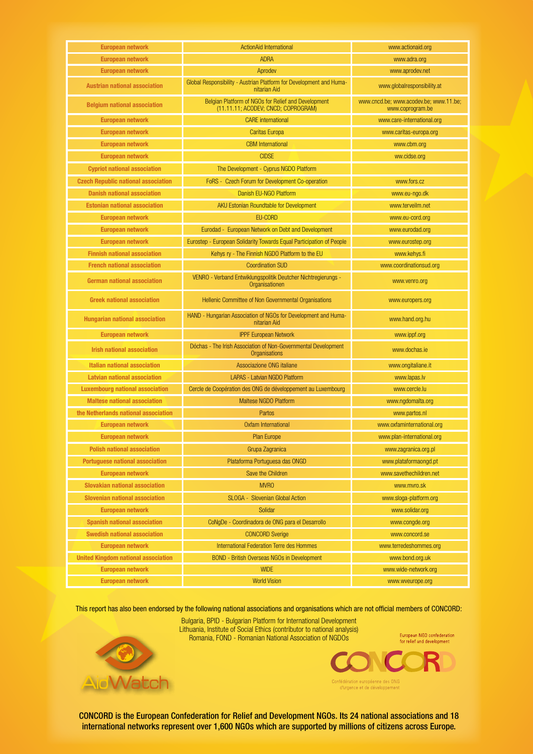| | | |
|---|---|---|
| European network | ActionAid International | www.actionaid.org |
| European network | ADRA | www.adra.org |
| European network | Aprodev | www.aprodev.net |
| Austrian national association | Global Responsibility - Austrian Platform for Development and Humanitarian Aid | www.globalresponsibility.at |
| Belgium national association | Belgian Platform of NGOs for Relief and Development (11.11.11; ACODEV; CNCD; COPROGRAM) | www.cncd.be; www.acodev.be; www.11.be; www.coprogram.be |
| European network | CARE international | www.care-international.org |
| European network | Caritas Europa | www.caritas-europa.org |
| European network | CBM International | www.cbm.org |
| European network | CIDSE | ww.cidse.org |
| Cypriot national association | The Development - Cyprus NGDO Platform | |
| Czech Republic national association | FoRS - Czech Forum for Development Co-operation | www.fors.cz |
| Danish national association | Danish EU-NGO Platform | www.eu-ngo.dk |
| Estonian national association | AKU Estonian Roundtable for Development | www.terveilm.net |
| European network | EU-CORD | www.eu-cord.org |
| European network | Eurodad - European Network on Debt and Development | www.eurodad.org |
| European network | Eurostep - European Solidarity Towards Equal Participation of People | www.eurostep.org |
| Finnish national association | Kehys ry - The Finnish NGDO Platform to the EU | www.kehys.fi |
| French national association | Coordination SUD | www.coordinationsud.org |
| German national association | VENRO - Verband Entwiklungspolitik Deutcher Nichtregierungs - Organisationen | www.venro.org |
| Greek national association | Hellenic Committee of Non Governmental Organisations | www.europers.org |
| Hungarian national association | HAND - Hungarian Association of NGOs for Development and Humanitarian Aid | www.hand.org.hu |
| European network | IPPF European Network | www.ippf.org |
| Irish national association | Dóchas - The Irish Association of Non-Governmental Development Organisations | www.dochas.ie |
| Italian national association | Associazione ONG italiane | www.ongitaliane.it |
| Latvian national association | LAPAS - Latvian NGDO Platform | www.lapas.lv |
| Luxembourg national association | Cercle de Coopération des ONG de développement au Luxembourg | www.cercle.lu |
| Maltese national association | Maltese NGDO Platform | www.ngdomalta.org |
| the Netherlands national association | Partos | www.partos.nl |
| European network | Oxfam International | www.oxfaminternational.org |
| European network | Plan Europe | www.plan-international.org |
| Polish national association | Grupa Zagranica | www.zagranica.org.pl |
| Portuguese national association | Plataforma Portuguesa das ONGD | www.plataformaongd.pt |
| European network | Save the Children | www.savethechildren.net |
| Slovakian national association | MVRO | www.mvro.sk |
| Slovenian national association | SLOGA - Slovenian Global Action | www.sloga-platform.org |
| European network | Solidar | www.solidar.org |
| Spanish national association | CoNgDe - Coordinadora de ONG para el Desarrollo | www.congde.org |
| Swedish national association | CONCORD Sverige | www.concord.se |
| European network | International Federation Terre des Hommes | www.terredeshommes.org |
| United Kingdom national association | BOND - British Overseas NGOs in Development | www.bond.org.uk |
| European network | WIDE | www.wide-network.org |
| European network | World Vision | www.wveurope.org |

This report has also been endorsed by the following national associations and organisations which are not official members of CONCORD:

Bulgaria, BPID - Bulgarian Platform for International Development
Lithuania, Institute of Social Ethics (contributor to national analysis)
Romania, FOND - Romanian National Association of NGDOs

AidWatch

European NGO confederation for relief and development

CONCORD

Confédération européenne des ONG d'urgence et de développement

**CONCORD is the European Confederation for Relief and Development NGOs. Its 24 national associations and 18 international networks represent over 1,600 NGOs which are supported by millions of citizens across Europe.**